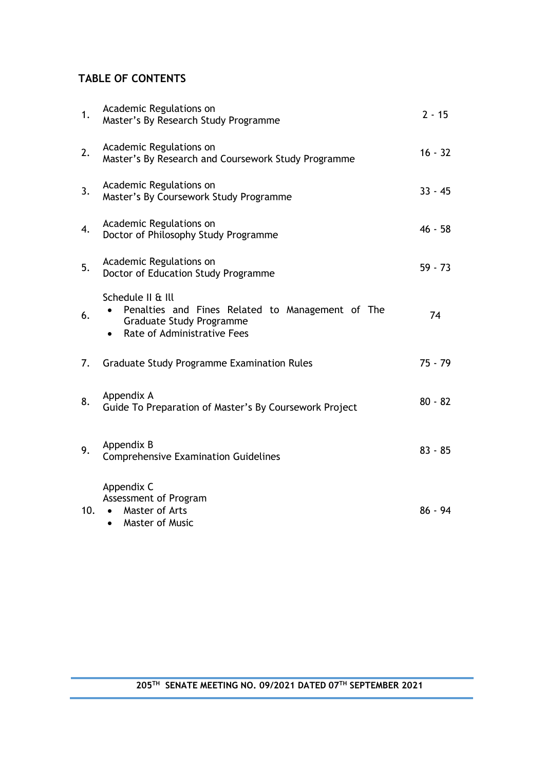## TABLE OF CONTENTS

| No. | Contents | Page |
|---|---|---|
| 1. | Academic Regulations on Master's By Research Study Programme | 2 - 15 |
| 2. | Academic Regulations on Master's By Research and Coursework Study Programme | 16 - 32 |
| 3. | Academic Regulations on Master's By Coursework Study Programme | 33 - 45 |
| 4. | Academic Regulations on Doctor of Philosophy Study Programme | 46 - 58 |
| 5. | Academic Regulations on Doctor of Education Study Programme | 59 - 73 |
| 6. | Schedule II & Ill <br> • Penalties and Fines Related to Management of The Graduate Study Programme <br> • Rate of Administrative Fees | 74 |
| 7. | Graduate Study Programme Examination Rules | 75 - 79 |
| 8. | Appendix A <br> Guide To Preparation of Master's By Coursework Project | 80 - 82 |
| 9. | Appendix B <br> Comprehensive Examination Guidelines | 83 - 85 |
| 10. | Appendix C <br> Assessment of Program <br> • Master of Arts <br> • Master of Music | 86 - 94 |

**205TH SENATE MEETING NO. 09/2021 DATED 07TH SEPTEMBER 2021**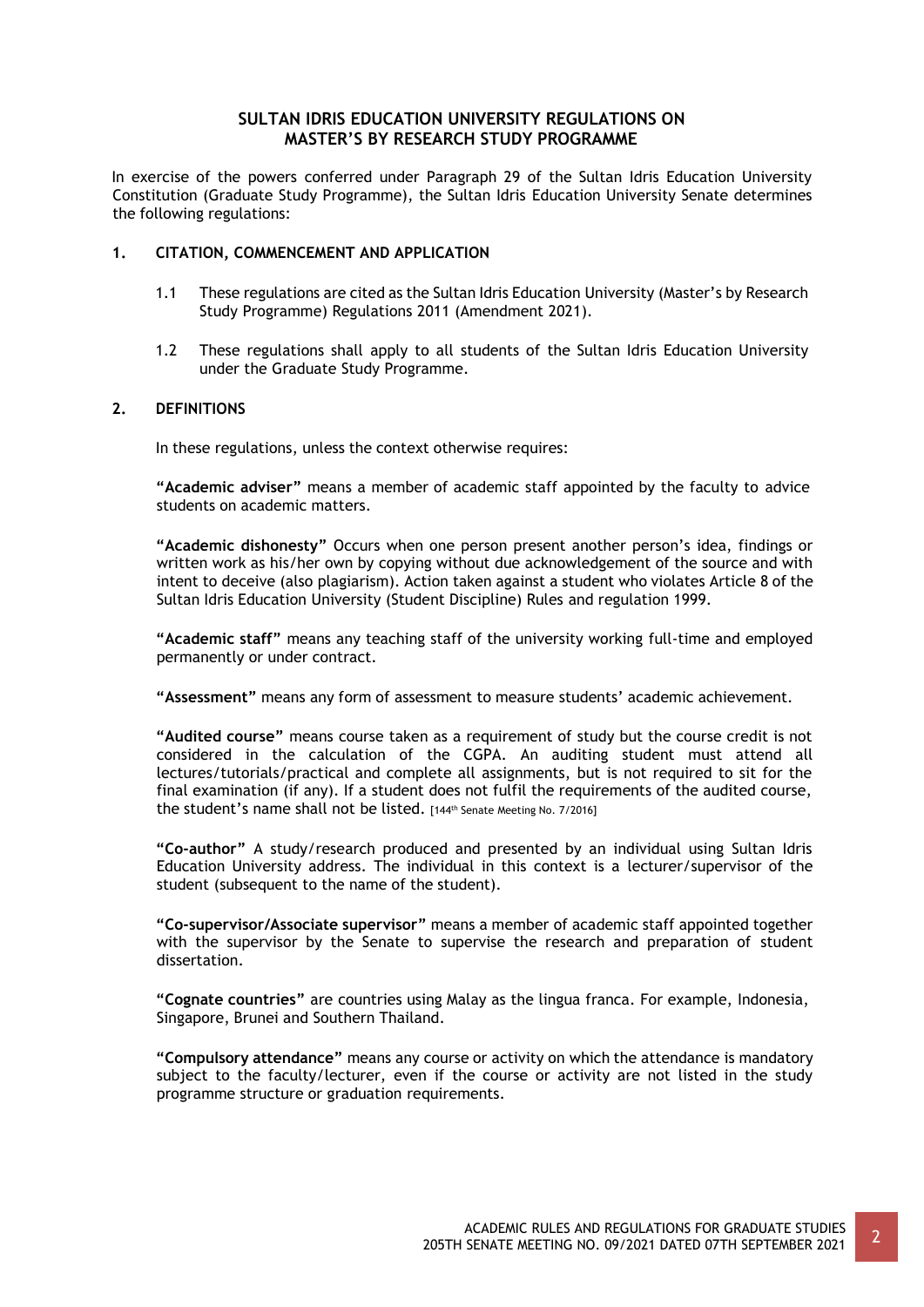## SULTAN IDRIS EDUCATION UNIVERSITY REGULATIONS ON MASTER'S BY RESEARCH STUDY PROGRAMME

In exercise of the powers conferred under Paragraph 29 of the Sultan Idris Education University Constitution (Graduate Study Programme), the Sultan Idris Education University Senate determines the following regulations:

### 1. CITATION, COMMENCEMENT AND APPLICATION

1.1 These regulations are cited as the Sultan Idris Education University (Master's by Research Study Programme) Regulations 2011 (Amendment 2021).

1.2 These regulations shall apply to all students of the Sultan Idris Education University under the Graduate Study Programme.

### 2. DEFINITIONS

In these regulations, unless the context otherwise requires:

**"Academic adviser"** means a member of academic staff appointed by the faculty to advice students on academic matters.

**"Academic dishonesty"** Occurs when one person present another person's idea, findings or written work as his/her own by copying without due acknowledgement of the source and with intent to deceive (also plagiarism). Action taken against a student who violates Article 8 of the Sultan Idris Education University (Student Discipline) Rules and regulation 1999.

**"Academic staff"** means any teaching staff of the university working full-time and employed permanently or under contract.

**"Assessment"** means any form of assessment to measure students' academic achievement.

**"Audited course"** means course taken as a requirement of study but the course credit is not considered in the calculation of the CGPA. An auditing student must attend all lectures/tutorials/practical and complete all assignments, but is not required to sit for the final examination (if any). If a student does not fulfil the requirements of the audited course, the student's name shall not be listed. [144th Senate Meeting No. 7/2016]

**"Co-author"** A study/research produced and presented by an individual using Sultan Idris Education University address. The individual in this context is a lecturer/supervisor of the student (subsequent to the name of the student).

**"Co-supervisor/Associate supervisor"** means a member of academic staff appointed together with the supervisor by the Senate to supervise the research and preparation of student dissertation.

**"Cognate countries"** are countries using Malay as the lingua franca. For example, Indonesia, Singapore, Brunei and Southern Thailand.

**"Compulsory attendance"** means any course or activity on which the attendance is mandatory subject to the faculty/lecturer, even if the course or activity are not listed in the study programme structure or graduation requirements.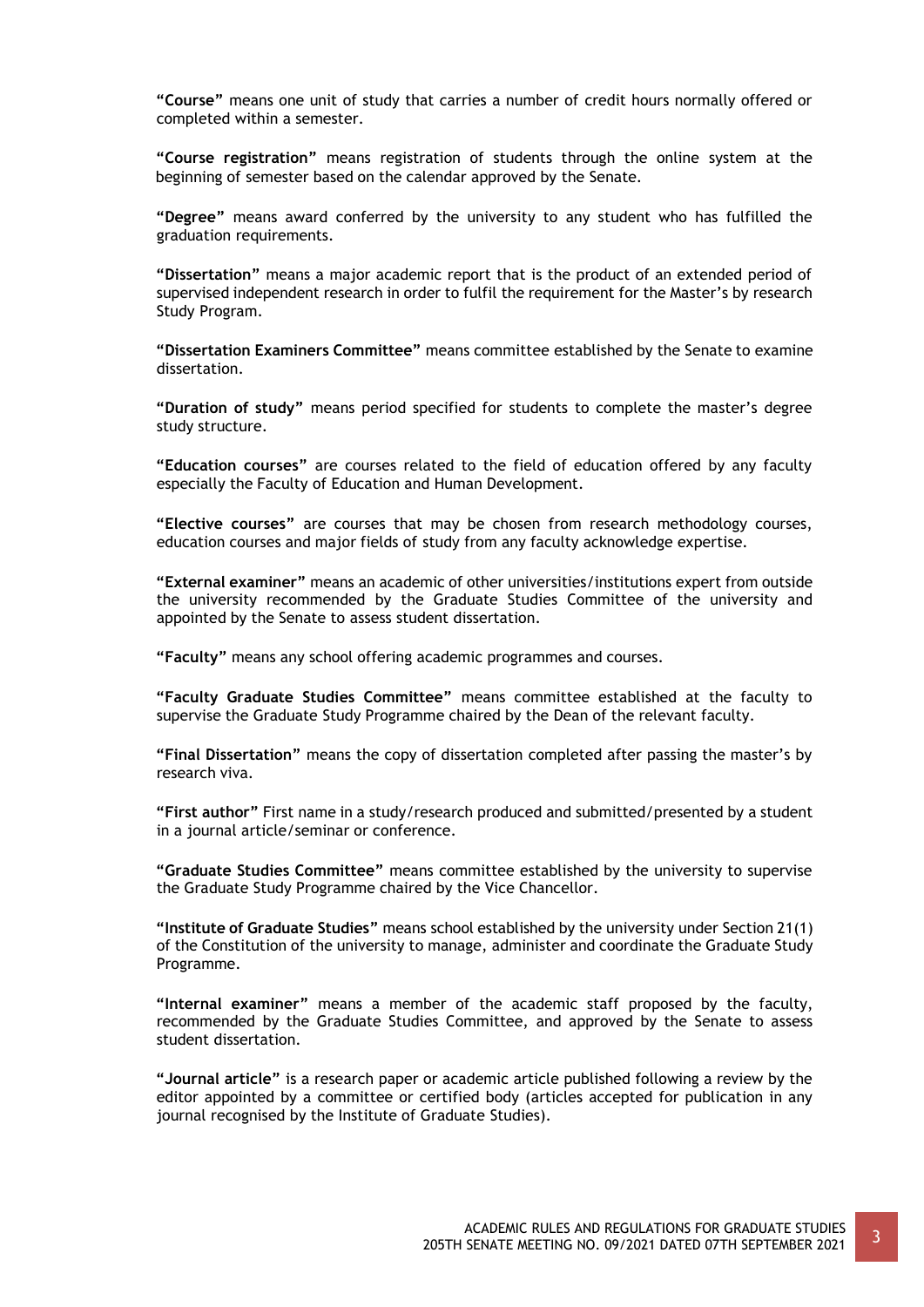**"Course"** means one unit of study that carries a number of credit hours normally offered or completed within a semester.

**"Course registration"** means registration of students through the online system at the beginning of semester based on the calendar approved by the Senate.

**"Degree"** means award conferred by the university to any student who has fulfilled the graduation requirements.

**"Dissertation"** means a major academic report that is the product of an extended period of supervised independent research in order to fulfil the requirement for the Master's by research Study Program.

**"Dissertation Examiners Committee"** means committee established by the Senate to examine dissertation.

**"Duration of study"** means period specified for students to complete the master's degree study structure.

**"Education courses"** are courses related to the field of education offered by any faculty especially the Faculty of Education and Human Development.

**"Elective courses"** are courses that may be chosen from research methodology courses, education courses and major fields of study from any faculty acknowledge expertise.

**"External examiner"** means an academic of other universities/institutions expert from outside the university recommended by the Graduate Studies Committee of the university and appointed by the Senate to assess student dissertation.

**"Faculty"** means any school offering academic programmes and courses.

**"Faculty Graduate Studies Committee"** means committee established at the faculty to supervise the Graduate Study Programme chaired by the Dean of the relevant faculty.

**"Final Dissertation"** means the copy of dissertation completed after passing the master's by research viva.

**"First author"** First name in a study/research produced and submitted/presented by a student in a journal article/seminar or conference.

**"Graduate Studies Committee"** means committee established by the university to supervise the Graduate Study Programme chaired by the Vice Chancellor.

**"Institute of Graduate Studies"** means school established by the university under Section 21(1) of the Constitution of the university to manage, administer and coordinate the Graduate Study Programme.

**"Internal examiner"** means a member of the academic staff proposed by the faculty, recommended by the Graduate Studies Committee, and approved by the Senate to assess student dissertation.

**"Journal article"** is a research paper or academic article published following a review by the editor appointed by a committee or certified body (articles accepted for publication in any journal recognised by the Institute of Graduate Studies).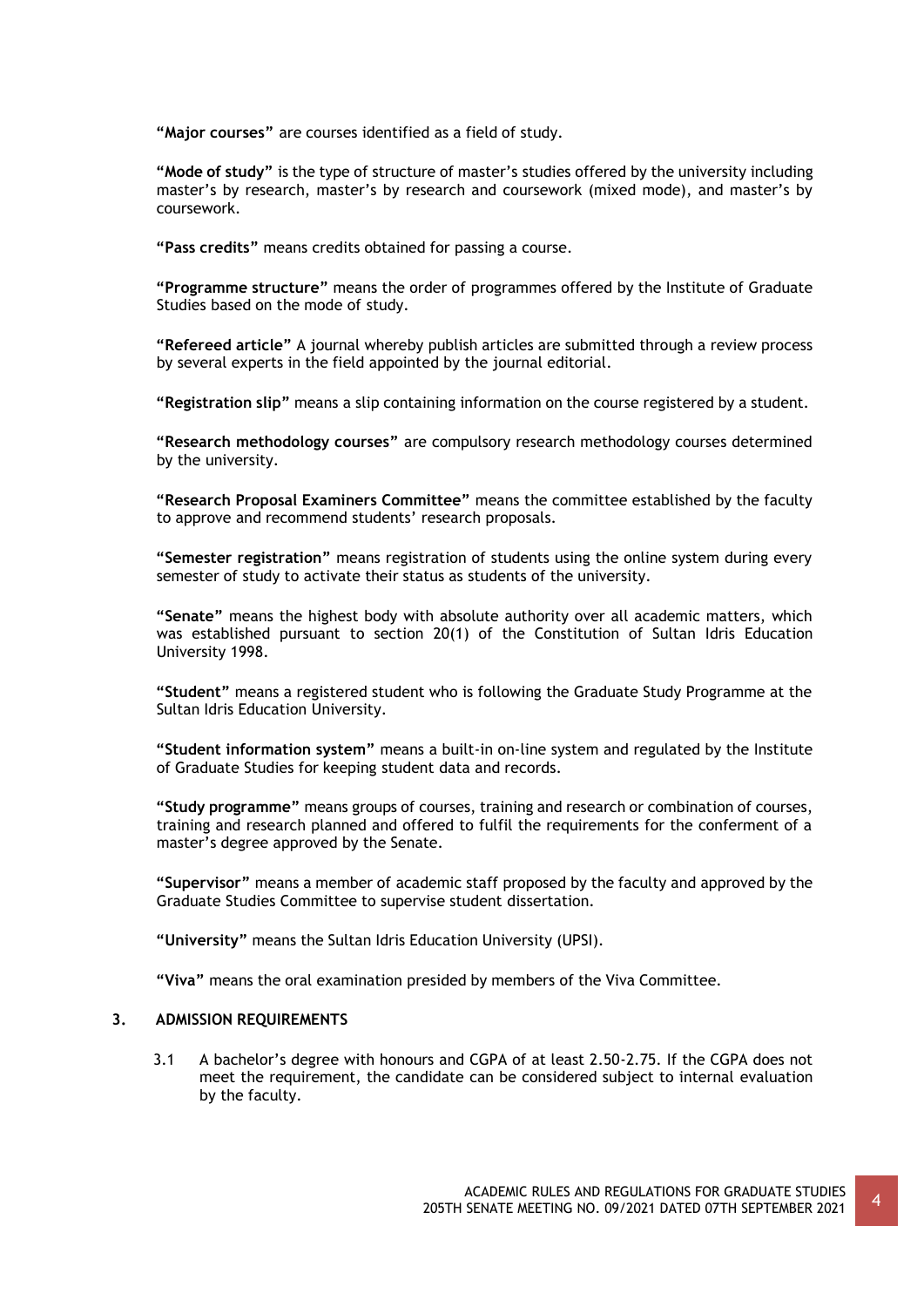**"Major courses"** are courses identified as a field of study.

**"Mode of study"** is the type of structure of master's studies offered by the university including master's by research, master's by research and coursework (mixed mode), and master's by coursework.

**"Pass credits"** means credits obtained for passing a course.

**"Programme structure"** means the order of programmes offered by the Institute of Graduate Studies based on the mode of study.

**"Refereed article"** A journal whereby publish articles are submitted through a review process by several experts in the field appointed by the journal editorial.

**"Registration slip"** means a slip containing information on the course registered by a student.

**"Research methodology courses"** are compulsory research methodology courses determined by the university.

**"Research Proposal Examiners Committee"** means the committee established by the faculty to approve and recommend students' research proposals.

**"Semester registration"** means registration of students using the online system during every semester of study to activate their status as students of the university.

**"Senate"** means the highest body with absolute authority over all academic matters, which was established pursuant to section 20(1) of the Constitution of Sultan Idris Education University 1998.

**"Student"** means a registered student who is following the Graduate Study Programme at the Sultan Idris Education University.

**"Student information system"** means a built-in on-line system and regulated by the Institute of Graduate Studies for keeping student data and records.

**"Study programme"** means groups of courses, training and research or combination of courses, training and research planned and offered to fulfil the requirements for the conferment of a master's degree approved by the Senate.

**"Supervisor"** means a member of academic staff proposed by the faculty and approved by the Graduate Studies Committee to supervise student dissertation.

**"University"** means the Sultan Idris Education University (UPSI).

**"Viva"** means the oral examination presided by members of the Viva Committee.

## 3. ADMISSION REQUIREMENTS

3.1 A bachelor's degree with honours and CGPA of at least 2.50-2.75. If the CGPA does not meet the requirement, the candidate can be considered subject to internal evaluation by the faculty.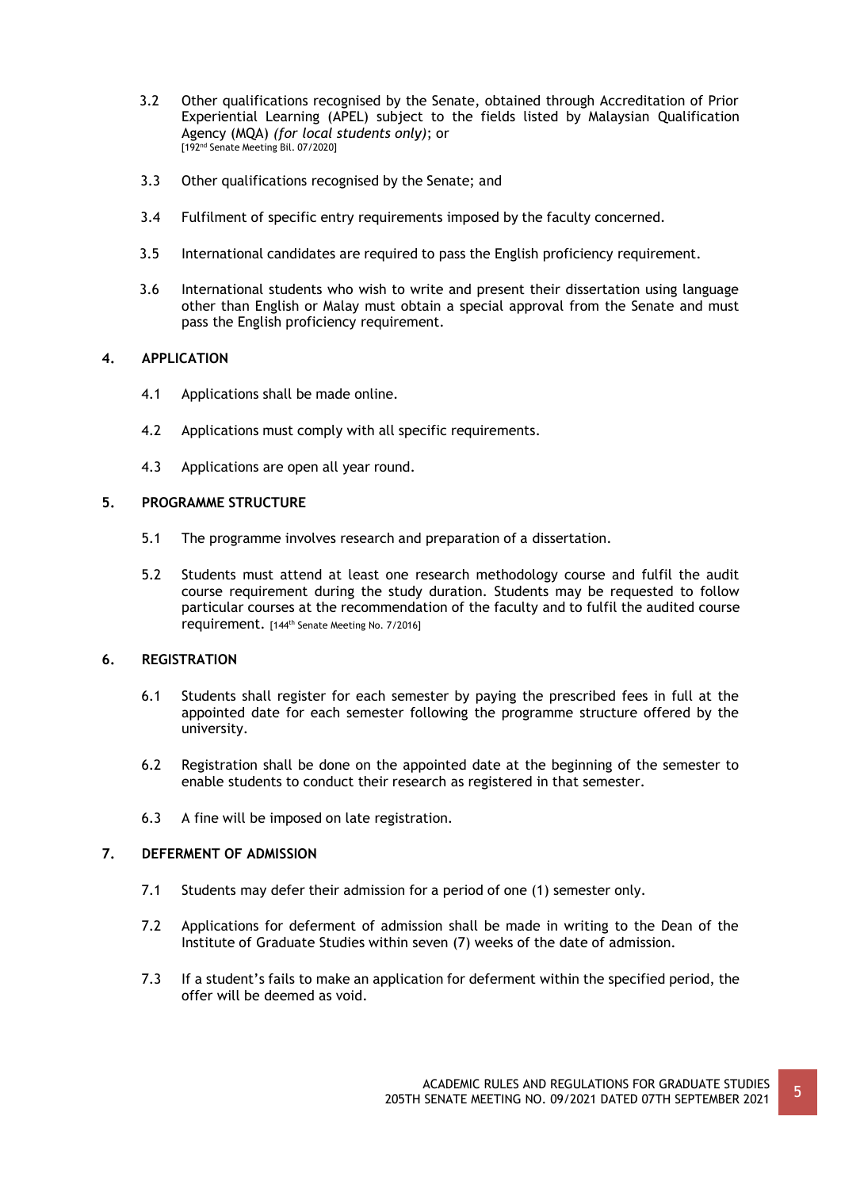3.2 Other qualifications recognised by the Senate, obtained through Accreditation of Prior Experiential Learning (APEL) subject to the fields listed by Malaysian Qualification Agency (MQA) *(for local students only)*; or
[192nd Senate Meeting Bil. 07/2020]

3.3 Other qualifications recognised by the Senate; and

3.4 Fulfilment of specific entry requirements imposed by the faculty concerned.

3.5 International candidates are required to pass the English proficiency requirement.

3.6 International students who wish to write and present their dissertation using language other than English or Malay must obtain a special approval from the Senate and must pass the English proficiency requirement.

## 4. APPLICATION

4.1 Applications shall be made online.

4.2 Applications must comply with all specific requirements.

4.3 Applications are open all year round.

## 5. PROGRAMME STRUCTURE

5.1 The programme involves research and preparation of a dissertation.

5.2 Students must attend at least one research methodology course and fulfil the audit course requirement during the study duration. Students may be requested to follow particular courses at the recommendation of the faculty and to fulfil the audited course requirement. [144th Senate Meeting No. 7/2016]

## 6. REGISTRATION

6.1 Students shall register for each semester by paying the prescribed fees in full at the appointed date for each semester following the programme structure offered by the university.

6.2 Registration shall be done on the appointed date at the beginning of the semester to enable students to conduct their research as registered in that semester.

6.3 A fine will be imposed on late registration.

## 7. DEFERMENT OF ADMISSION

7.1 Students may defer their admission for a period of one (1) semester only.

7.2 Applications for deferment of admission shall be made in writing to the Dean of the Institute of Graduate Studies within seven (7) weeks of the date of admission.

7.3 If a student's fails to make an application for deferment within the specified period, the offer will be deemed as void.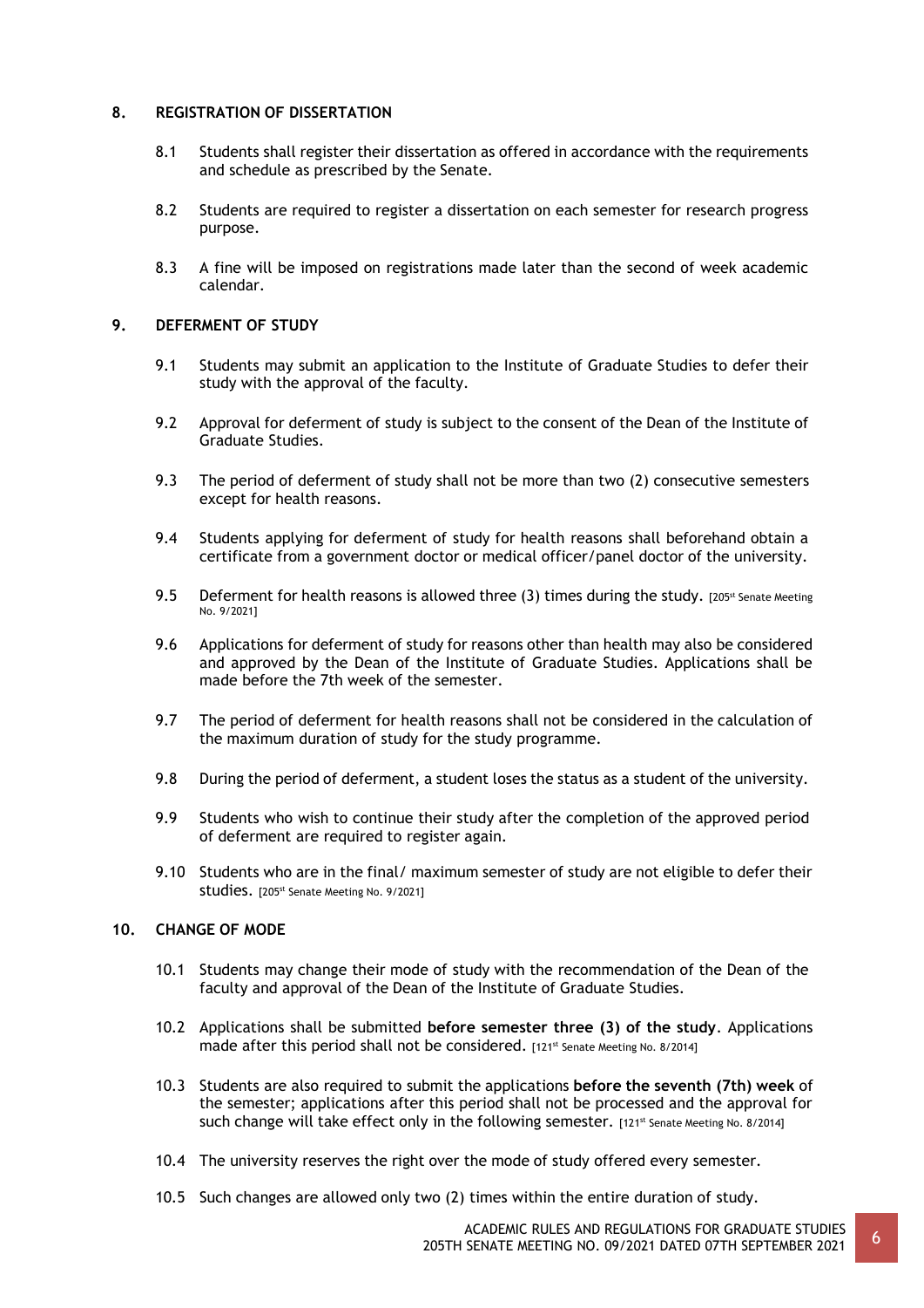## 8. REGISTRATION OF DISSERTATION

8.1 Students shall register their dissertation as offered in accordance with the requirements and schedule as prescribed by the Senate.

8.2 Students are required to register a dissertation on each semester for research progress purpose.

8.3 A fine will be imposed on registrations made later than the second of week academic calendar.

## 9. DEFERMENT OF STUDY

9.1 Students may submit an application to the Institute of Graduate Studies to defer their study with the approval of the faculty.

9.2 Approval for deferment of study is subject to the consent of the Dean of the Institute of Graduate Studies.

9.3 The period of deferment of study shall not be more than two (2) consecutive semesters except for health reasons.

9.4 Students applying for deferment of study for health reasons shall beforehand obtain a certificate from a government doctor or medical officer/panel doctor of the university.

9.5 Deferment for health reasons is allowed three (3) times during the study. [205st Senate Meeting No. 9/2021]

9.6 Applications for deferment of study for reasons other than health may also be considered and approved by the Dean of the Institute of Graduate Studies. Applications shall be made before the 7th week of the semester.

9.7 The period of deferment for health reasons shall not be considered in the calculation of the maximum duration of study for the study programme.

9.8 During the period of deferment, a student loses the status as a student of the university.

9.9 Students who wish to continue their study after the completion of the approved period of deferment are required to register again.

9.10 Students who are in the final/ maximum semester of study are not eligible to defer their studies. [205st Senate Meeting No. 9/2021]

## 10. CHANGE OF MODE

10.1 Students may change their mode of study with the recommendation of the Dean of the faculty and approval of the Dean of the Institute of Graduate Studies.

10.2 Applications shall be submitted **before semester three (3) of the study**. Applications made after this period shall not be considered. [121st Senate Meeting No. 8/2014]

10.3 Students are also required to submit the applications **before the seventh (7th) week** of the semester; applications after this period shall not be processed and the approval for such change will take effect only in the following semester. [121st Senate Meeting No. 8/2014]

10.4 The university reserves the right over the mode of study offered every semester.

10.5 Such changes are allowed only two (2) times within the entire duration of study.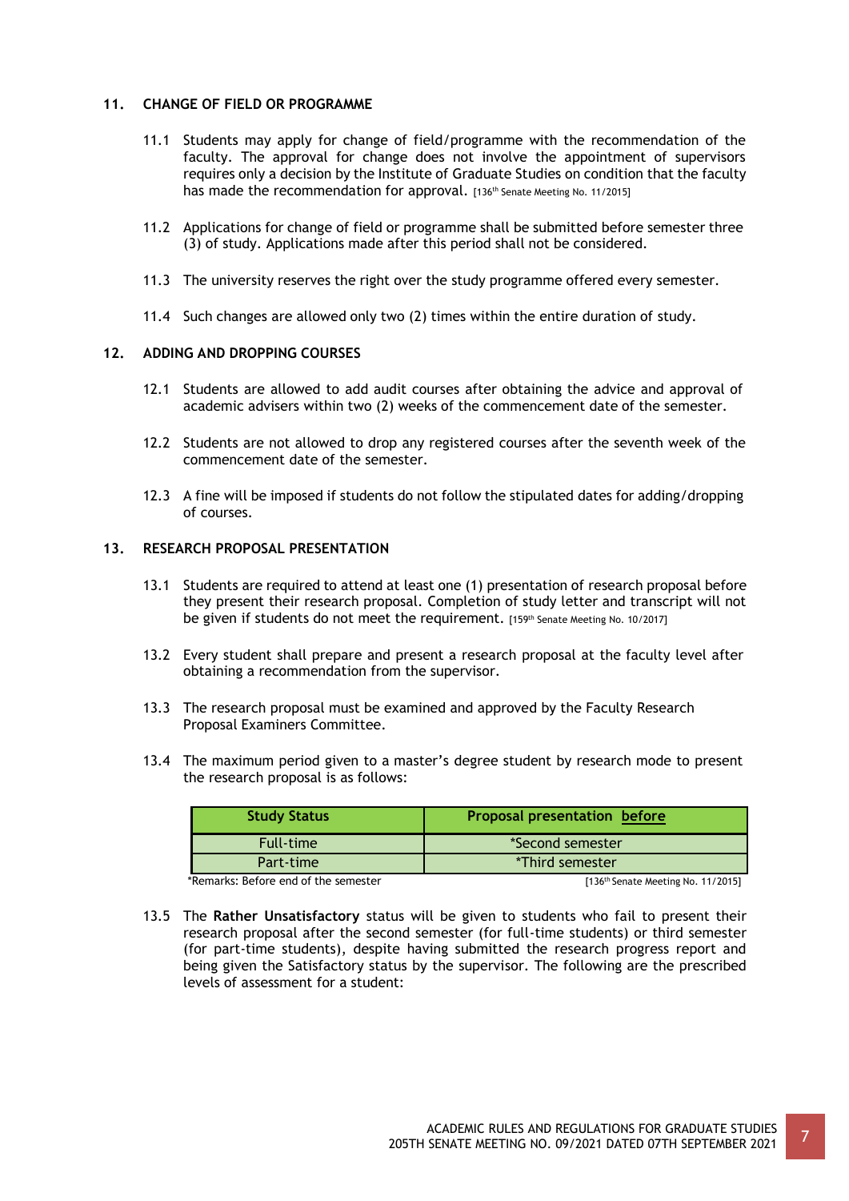## 11. CHANGE OF FIELD OR PROGRAMME

11.1 Students may apply for change of field/programme with the recommendation of the faculty. The approval for change does not involve the appointment of supervisors requires only a decision by the Institute of Graduate Studies on condition that the faculty has made the recommendation for approval. [136th Senate Meeting No. 11/2015]

11.2 Applications for change of field or programme shall be submitted before semester three (3) of study. Applications made after this period shall not be considered.

11.3 The university reserves the right over the study programme offered every semester.

11.4 Such changes are allowed only two (2) times within the entire duration of study.

## 12. ADDING AND DROPPING COURSES

12.1 Students are allowed to add audit courses after obtaining the advice and approval of academic advisers within two (2) weeks of the commencement date of the semester.

12.2 Students are not allowed to drop any registered courses after the seventh week of the commencement date of the semester.

12.3 A fine will be imposed if students do not follow the stipulated dates for adding/dropping of courses.

## 13. RESEARCH PROPOSAL PRESENTATION

13.1 Students are required to attend at least one (1) presentation of research proposal before they present their research proposal. Completion of study letter and transcript will not be given if students do not meet the requirement. [159th Senate Meeting No. 10/2017]

13.2 Every student shall prepare and present a research proposal at the faculty level after obtaining a recommendation from the supervisor.

13.3 The research proposal must be examined and approved by the Faculty Research Proposal Examiners Committee.

13.4 The maximum period given to a master's degree student by research mode to present the research proposal is as follows:

| **Study Status** | **Proposal presentation before** |
|---|---|
| Full-time | *Second semester |
| Part-time | *Third semester |

*Remarks: Before end of the semester

[136th Senate Meeting No. 11/2015]

13.5 The **Rather Unsatisfactory** status will be given to students who fail to present their research proposal after the second semester (for full-time students) or third semester (for part-time students), despite having submitted the research progress report and being given the Satisfactory status by the supervisor. The following are the prescribed levels of assessment for a student: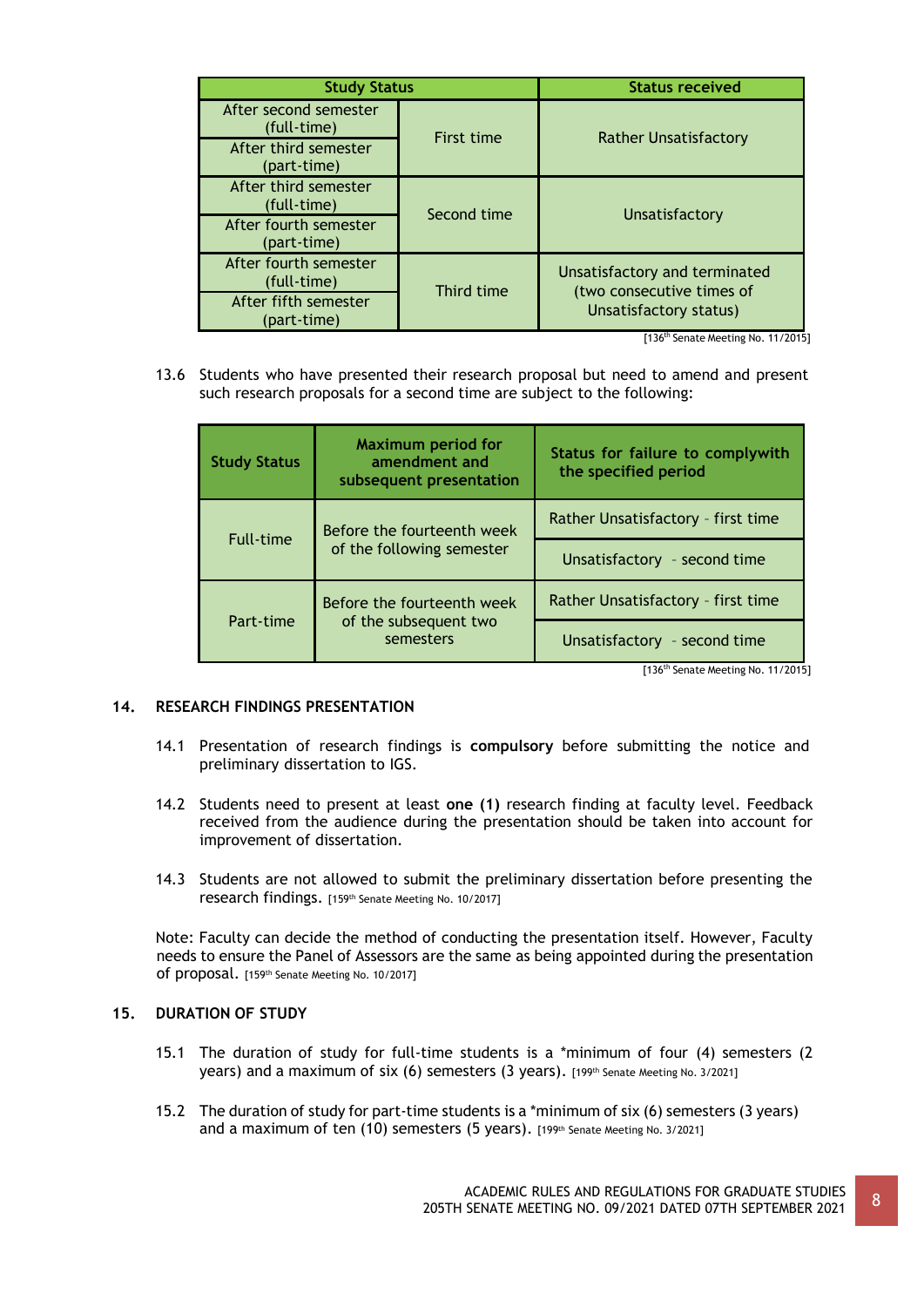| Study Status | | Status received |
|---|---|---|
| After second semester (full-time) | First time | Rather Unsatisfactory |
| After third semester (part-time) | | |
| After third semester (full-time) | Second time | Unsatisfactory |
| After fourth semester (part-time) | | |
| After fourth semester (full-time) | Third time | Unsatisfactory and terminated (two consecutive times of Unsatisfactory status) |
| After fifth semester (part-time) | | |

[136th Senate Meeting No. 11/2015]

13.6 Students who have presented their research proposal but need to amend and present such research proposals for a second time are subject to the following:

| Study Status | Maximum period for amendment and subsequent presentation | Status for failure to complywith the specified period |
|---|---|---|
| Full-time | Before the fourteenth week of the following semester | Rather Unsatisfactory - first time |
| | | Unsatisfactory - second time |
| Part-time | Before the fourteenth week of the subsequent two semesters | Rather Unsatisfactory - first time |
| | | Unsatisfactory - second time |

[136th Senate Meeting No. 11/2015]

## 14. RESEARCH FINDINGS PRESENTATION

14.1 Presentation of research findings is **compulsory** before submitting the notice and preliminary dissertation to IGS.

14.2 Students need to present at least **one (1)** research finding at faculty level. Feedback received from the audience during the presentation should be taken into account for improvement of dissertation.

14.3 Students are not allowed to submit the preliminary dissertation before presenting the research findings. [159th Senate Meeting No. 10/2017]

Note: Faculty can decide the method of conducting the presentation itself. However, Faculty needs to ensure the Panel of Assessors are the same as being appointed during the presentation of proposal. [159th Senate Meeting No. 10/2017]

## 15. DURATION OF STUDY

15.1 The duration of study for full-time students is a *minimum of four (4) semesters (2 years) and a maximum of six (6) semesters (3 years). [199th Senate Meeting No. 3/2021]

15.2 The duration of study for part-time students is a *minimum of six (6) semesters (3 years) and a maximum of ten (10) semesters (5 years). [199th Senate Meeting No. 3/2021]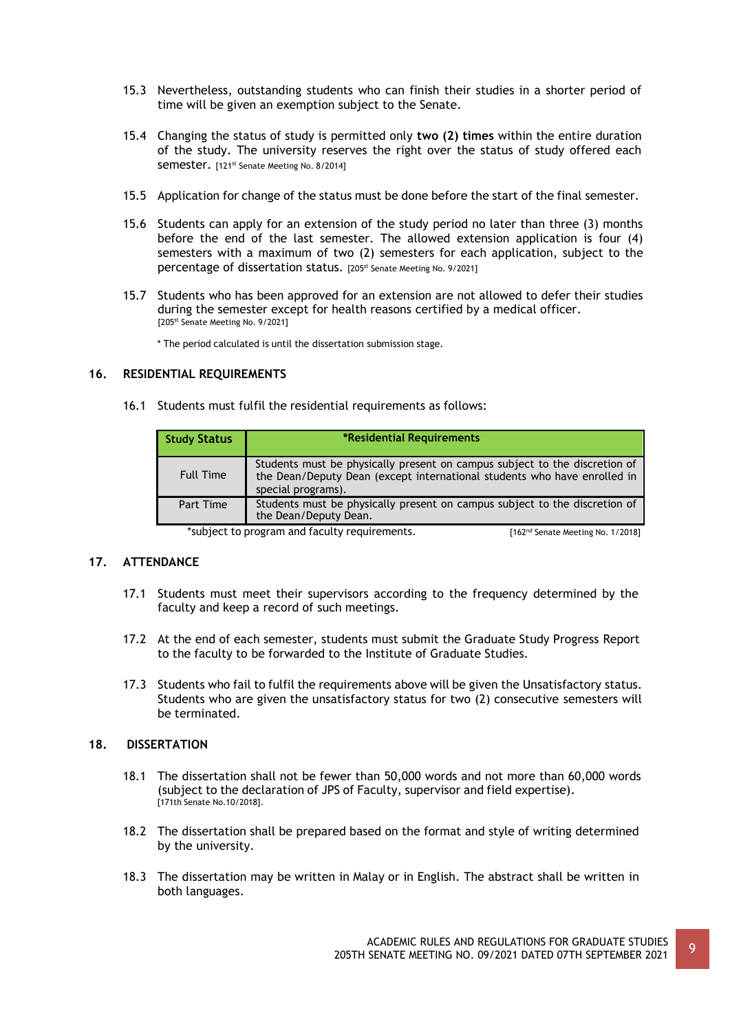15.3 Nevertheless, outstanding students who can finish their studies in a shorter period of time will be given an exemption subject to the Senate.

15.4 Changing the status of study is permitted only **two (2) times** within the entire duration of the study. The university reserves the right over the status of study offered each semester. [121st Senate Meeting No. 8/2014]

15.5 Application for change of the status must be done before the start of the final semester.

15.6 Students can apply for an extension of the study period no later than three (3) months before the end of the last semester. The allowed extension application is four (4) semesters with a maximum of two (2) semesters for each application, subject to the percentage of dissertation status. [205st Senate Meeting No. 9/2021]

15.7 Students who has been approved for an extension are not allowed to defer their studies during the semester except for health reasons certified by a medical officer. [205st Senate Meeting No. 9/2021]

* The period calculated is until the dissertation submission stage.

## 16. RESIDENTIAL REQUIREMENTS

16.1 Students must fulfil the residential requirements as follows:

| Study Status | *Residential Requirements |
|---|---|
| Full Time | Students must be physically present on campus subject to the discretion of the Dean/Deputy Dean (except international students who have enrolled in special programs). |
| Part Time | Students must be physically present on campus subject to the discretion of the Dean/Deputy Dean. |

*subject to program and faculty requirements. [162nd Senate Meeting No. 1/2018]

## 17. ATTENDANCE

17.1 Students must meet their supervisors according to the frequency determined by the faculty and keep a record of such meetings.

17.2 At the end of each semester, students must submit the Graduate Study Progress Report to the faculty to be forwarded to the Institute of Graduate Studies.

17.3 Students who fail to fulfil the requirements above will be given the Unsatisfactory status. Students who are given the unsatisfactory status for two (2) consecutive semesters will be terminated.

## 18. DISSERTATION

18.1 The dissertation shall not be fewer than 50,000 words and not more than 60,000 words (subject to the declaration of JPS of Faculty, supervisor and field expertise). [171th Senate No.10/2018].

18.2 The dissertation shall be prepared based on the format and style of writing determined by the university.

18.3 The dissertation may be written in Malay or in English. The abstract shall be written in both languages.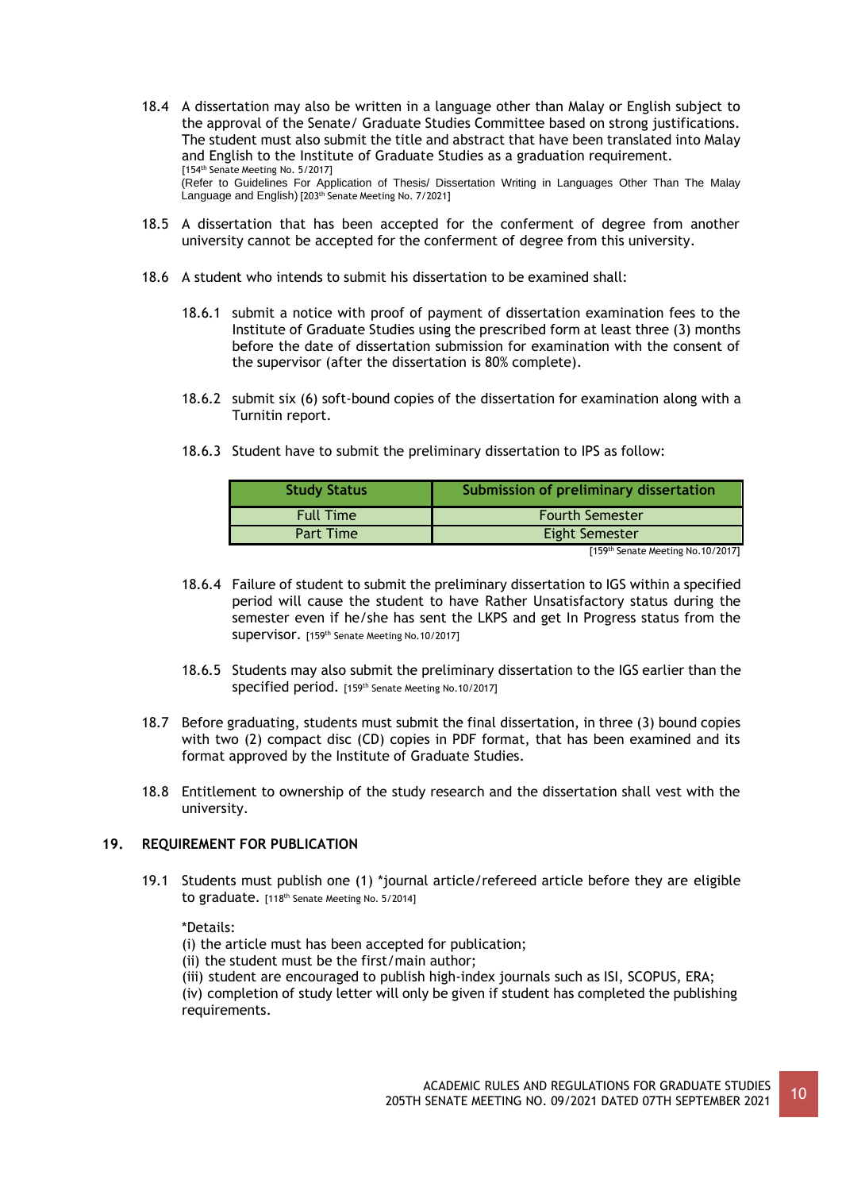18.4 A dissertation may also be written in a language other than Malay or English subject to the approval of the Senate/ Graduate Studies Committee based on strong justifications. The student must also submit the title and abstract that have been translated into Malay and English to the Institute of Graduate Studies as a graduation requirement.
[154th Senate Meeting No. 5/2017]
(Refer to Guidelines For Application of Thesis/ Dissertation Writing in Languages Other Than The Malay Language and English) [203th Senate Meeting No. 7/2021]

18.5 A dissertation that has been accepted for the conferment of degree from another university cannot be accepted for the conferment of degree from this university.

18.6 A student who intends to submit his dissertation to be examined shall:

18.6.1 submit a notice with proof of payment of dissertation examination fees to the Institute of Graduate Studies using the prescribed form at least three (3) months before the date of dissertation submission for examination with the consent of the supervisor (after the dissertation is 80% complete).

18.6.2 submit six (6) soft-bound copies of the dissertation for examination along with a Turnitin report.

18.6.3 Student have to submit the preliminary dissertation to IPS as follow:

| Study Status | Submission of preliminary dissertation |
| --- | --- |
| Full Time | Fourth Semester |
| Part Time | Eight Semester |

[159th Senate Meeting No.10/2017]

18.6.4 Failure of student to submit the preliminary dissertation to IGS within a specified period will cause the student to have Rather Unsatisfactory status during the semester even if he/she has sent the LKPS and get In Progress status from the supervisor. [159th Senate Meeting No.10/2017]

18.6.5 Students may also submit the preliminary dissertation to the IGS earlier than the specified period. [159th Senate Meeting No.10/2017]

18.7 Before graduating, students must submit the final dissertation, in three (3) bound copies with two (2) compact disc (CD) copies in PDF format, that has been examined and its format approved by the Institute of Graduate Studies.

18.8 Entitlement to ownership of the study research and the dissertation shall vest with the university.

## 19. REQUIREMENT FOR PUBLICATION

19.1 Students must publish one (1) *journal article/refereed article before they are eligible to graduate. [118th Senate Meeting No. 5/2014]

*Details:
(i) the article must has been accepted for publication;
(ii) the student must be the first/main author;
(iii) student are encouraged to publish high-index journals such as ISI, SCOPUS, ERA;
(iv) completion of study letter will only be given if student has completed the publishing requirements.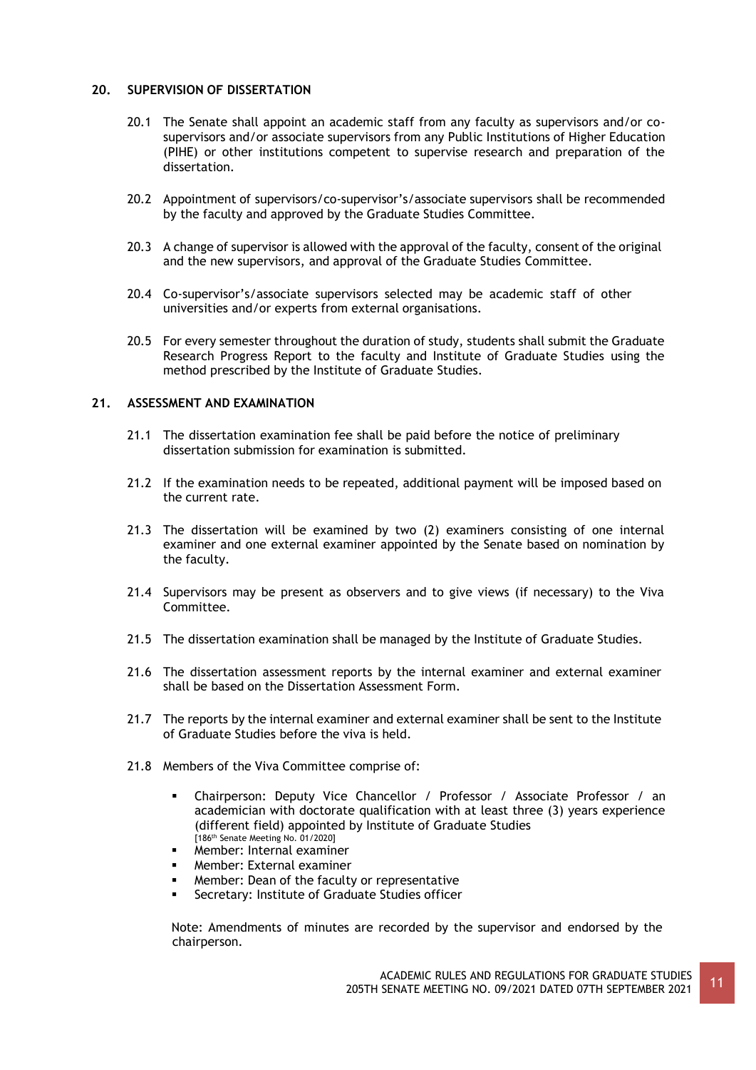## 20. SUPERVISION OF DISSERTATION

20.1 The Senate shall appoint an academic staff from any faculty as supervisors and/or co-supervisors and/or associate supervisors from any Public Institutions of Higher Education (PIHE) or other institutions competent to supervise research and preparation of the dissertation.

20.2 Appointment of supervisors/co-supervisor's/associate supervisors shall be recommended by the faculty and approved by the Graduate Studies Committee.

20.3 A change of supervisor is allowed with the approval of the faculty, consent of the original and the new supervisors, and approval of the Graduate Studies Committee.

20.4 Co-supervisor's/associate supervisors selected may be academic staff of other universities and/or experts from external organisations.

20.5 For every semester throughout the duration of study, students shall submit the Graduate Research Progress Report to the faculty and Institute of Graduate Studies using the method prescribed by the Institute of Graduate Studies.

## 21. ASSESSMENT AND EXAMINATION

21.1 The dissertation examination fee shall be paid before the notice of preliminary dissertation submission for examination is submitted.

21.2 If the examination needs to be repeated, additional payment will be imposed based on the current rate.

21.3 The dissertation will be examined by two (2) examiners consisting of one internal examiner and one external examiner appointed by the Senate based on nomination by the faculty.

21.4 Supervisors may be present as observers and to give views (if necessary) to the Viva Committee.

21.5 The dissertation examination shall be managed by the Institute of Graduate Studies.

21.6 The dissertation assessment reports by the internal examiner and external examiner shall be based on the Dissertation Assessment Form.

21.7 The reports by the internal examiner and external examiner shall be sent to the Institute of Graduate Studies before the viva is held.

21.8 Members of the Viva Committee comprise of:

- Chairperson: Deputy Vice Chancellor / Professor / Associate Professor / an academician with doctorate qualification with at least three (3) years experience (different field) appointed by Institute of Graduate Studies
  [186th Senate Meeting No. 01/2020]
- Member: Internal examiner
- Member: External examiner
- Member: Dean of the faculty or representative
- Secretary: Institute of Graduate Studies officer

Note: Amendments of minutes are recorded by the supervisor and endorsed by the chairperson.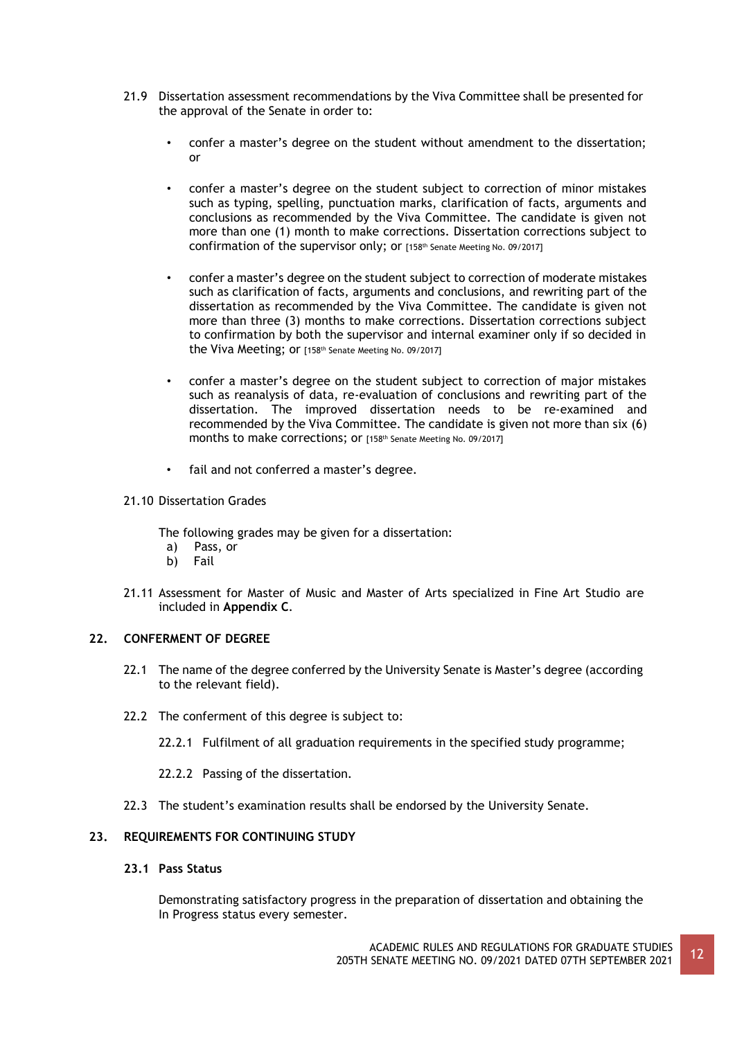21.9 Dissertation assessment recommendations by the Viva Committee shall be presented for the approval of the Senate in order to:

- confer a master's degree on the student without amendment to the dissertation; or

- confer a master's degree on the student subject to correction of minor mistakes such as typing, spelling, punctuation marks, clarification of facts, arguments and conclusions as recommended by the Viva Committee. The candidate is given not more than one (1) month to make corrections. Dissertation corrections subject to confirmation of the supervisor only; or [158th Senate Meeting No. 09/2017]

- confer a master's degree on the student subject to correction of moderate mistakes such as clarification of facts, arguments and conclusions, and rewriting part of the dissertation as recommended by the Viva Committee. The candidate is given not more than three (3) months to make corrections. Dissertation corrections subject to confirmation by both the supervisor and internal examiner only if so decided in the Viva Meeting; or [158th Senate Meeting No. 09/2017]

- confer a master's degree on the student subject to correction of major mistakes such as reanalysis of data, re-evaluation of conclusions and rewriting part of the dissertation. The improved dissertation needs to be re-examined and recommended by the Viva Committee. The candidate is given not more than six (6) months to make corrections; or [158th Senate Meeting No. 09/2017]

- fail and not conferred a master's degree.

21.10 Dissertation Grades

The following grades may be given for a dissertation:
a) Pass, or
b) Fail

21.11 Assessment for Master of Music and Master of Arts specialized in Fine Art Studio are included in **Appendix C**.

## 22. CONFERMENT OF DEGREE

22.1 The name of the degree conferred by the University Senate is Master's degree (according to the relevant field).

22.2 The conferment of this degree is subject to:

22.2.1 Fulfilment of all graduation requirements in the specified study programme;

22.2.2 Passing of the dissertation.

22.3 The student's examination results shall be endorsed by the University Senate.

## 23. REQUIREMENTS FOR CONTINUING STUDY

### 23.1 Pass Status

Demonstrating satisfactory progress in the preparation of dissertation and obtaining the In Progress status every semester.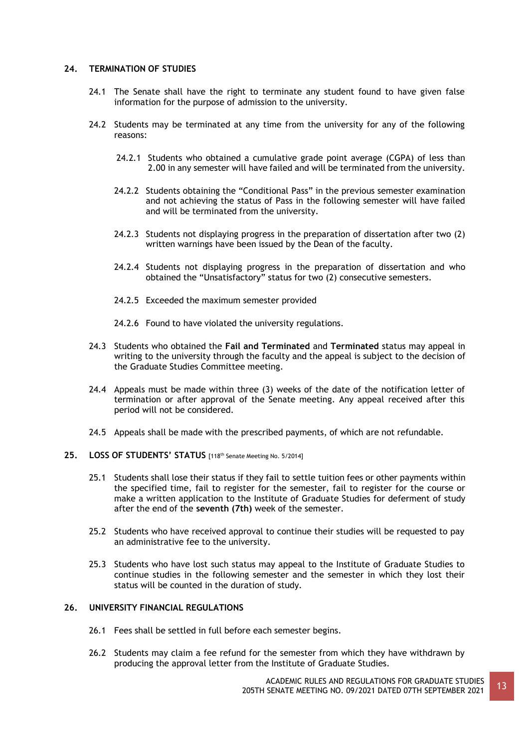## 24. TERMINATION OF STUDIES

24.1 The Senate shall have the right to terminate any student found to have given false information for the purpose of admission to the university.

24.2 Students may be terminated at any time from the university for any of the following reasons:

24.2.1 Students who obtained a cumulative grade point average (CGPA) of less than 2.00 in any semester will have failed and will be terminated from the university.

24.2.2 Students obtaining the "Conditional Pass" in the previous semester examination and not achieving the status of Pass in the following semester will have failed and will be terminated from the university.

24.2.3 Students not displaying progress in the preparation of dissertation after two (2) written warnings have been issued by the Dean of the faculty.

24.2.4 Students not displaying progress in the preparation of dissertation and who obtained the "Unsatisfactory" status for two (2) consecutive semesters.

24.2.5 Exceeded the maximum semester provided

24.2.6 Found to have violated the university regulations.

24.3 Students who obtained the **Fail and Terminated** and **Terminated** status may appeal in writing to the university through the faculty and the appeal is subject to the decision of the Graduate Studies Committee meeting.

24.4 Appeals must be made within three (3) weeks of the date of the notification letter of termination or after approval of the Senate meeting. Any appeal received after this period will not be considered.

24.5 Appeals shall be made with the prescribed payments, of which are not refundable.

## 25. LOSS OF STUDENTS' STATUS [118th Senate Meeting No. 5/2014]

25.1 Students shall lose their status if they fail to settle tuition fees or other payments within the specified time, fail to register for the semester, fail to register for the course or make a written application to the Institute of Graduate Studies for deferment of study after the end of the **seventh (7th)** week of the semester.

25.2 Students who have received approval to continue their studies will be requested to pay an administrative fee to the university.

25.3 Students who have lost such status may appeal to the Institute of Graduate Studies to continue studies in the following semester and the semester in which they lost their status will be counted in the duration of study.

## 26. UNIVERSITY FINANCIAL REGULATIONS

26.1 Fees shall be settled in full before each semester begins.

26.2 Students may claim a fee refund for the semester from which they have withdrawn by producing the approval letter from the Institute of Graduate Studies.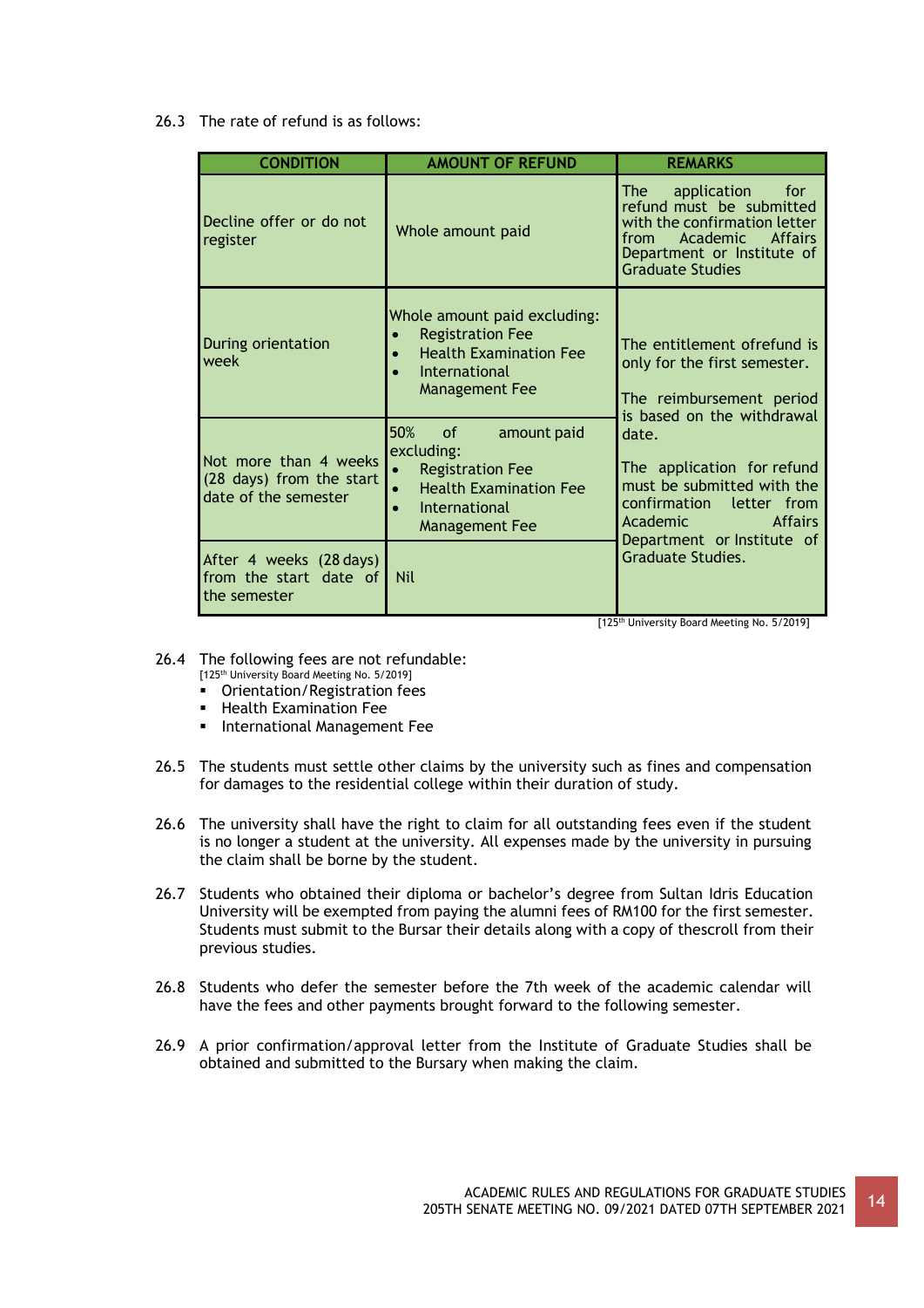26.3 The rate of refund is as follows:

| CONDITION | AMOUNT OF REFUND | REMARKS |
|---|---|---|
| Decline offer or do not register | Whole amount paid | The application for refund must be submitted with the confirmation letter from Academic Affairs Department or Institute of Graduate Studies |
| During orientation week | Whole amount paid excluding:<br>• Registration Fee<br>• Health Examination Fee<br>• International Management Fee | The entitlement ofrefund is only for the first semester.<br><br>The reimbursement period is based on the withdrawal date.<br><br>The application for refund must be submitted with the confirmation letter from Academic Affairs Department or Institute of Graduate Studies. |
| Not more than 4 weeks (28 days) from the start date of the semester | 50% of amount paid excluding:<br>• Registration Fee<br>• Health Examination Fee<br>• International Management Fee | |
| After 4 weeks (28 days) from the start date of the semester | Nil | |

[125th University Board Meeting No. 5/2019]

26.4 The following fees are not refundable:
[125th University Board Meeting No. 5/2019]

- Orientation/Registration fees
- Health Examination Fee
- International Management Fee

26.5 The students must settle other claims by the university such as fines and compensation for damages to the residential college within their duration of study.

26.6 The university shall have the right to claim for all outstanding fees even if the student is no longer a student at the university. All expenses made by the university in pursuing the claim shall be borne by the student.

26.7 Students who obtained their diploma or bachelor's degree from Sultan Idris Education University will be exempted from paying the alumni fees of RM100 for the first semester. Students must submit to the Bursar their details along with a copy of thescroll from their previous studies.

26.8 Students who defer the semester before the 7th week of the academic calendar will have the fees and other payments brought forward to the following semester.

26.9 A prior confirmation/approval letter from the Institute of Graduate Studies shall be obtained and submitted to the Bursary when making the claim.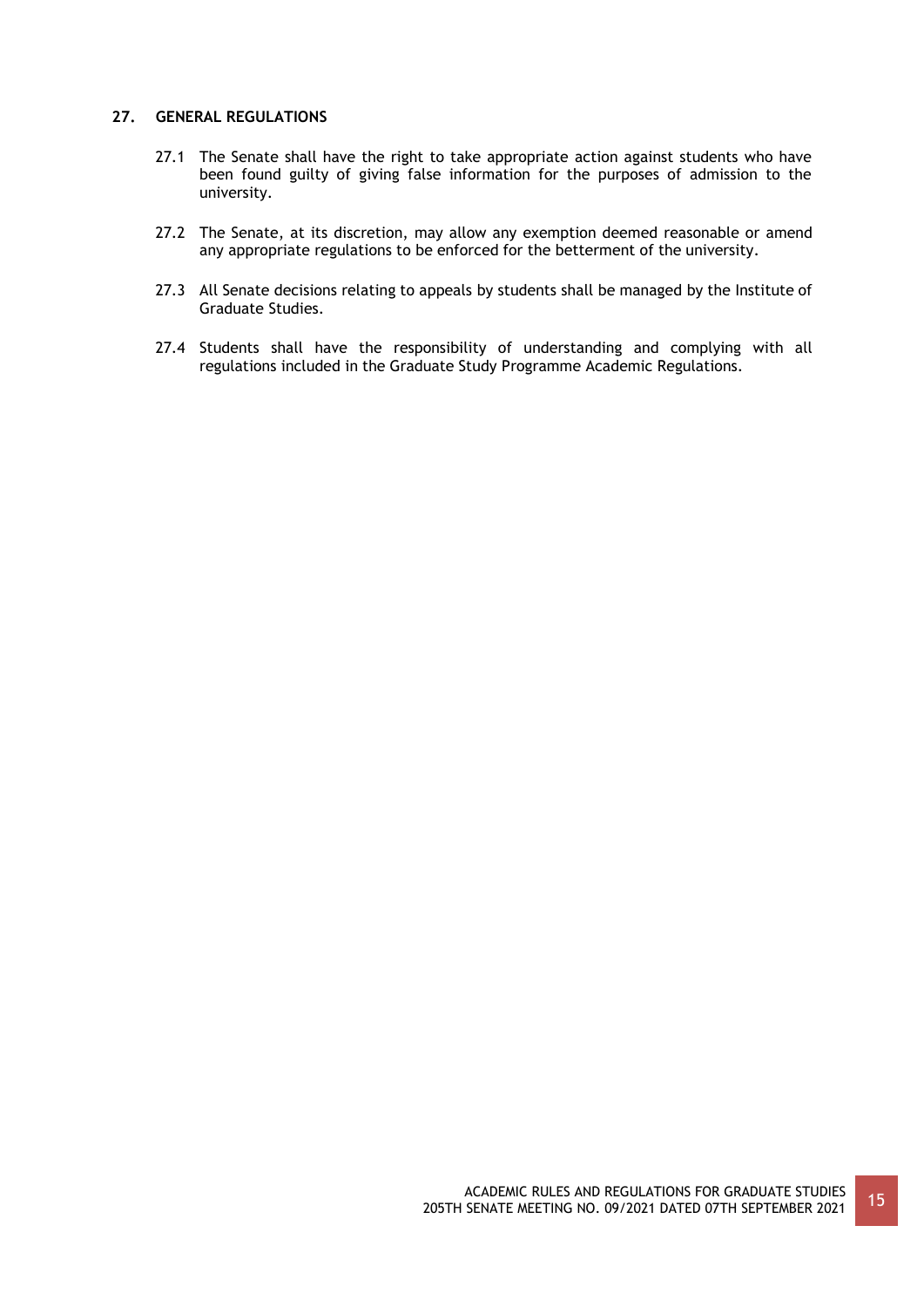## 27. GENERAL REGULATIONS

27.1 The Senate shall have the right to take appropriate action against students who have been found guilty of giving false information for the purposes of admission to the university.

27.2 The Senate, at its discretion, may allow any exemption deemed reasonable or amend any appropriate regulations to be enforced for the betterment of the university.

27.3 All Senate decisions relating to appeals by students shall be managed by the Institute of Graduate Studies.

27.4 Students shall have the responsibility of understanding and complying with all regulations included in the Graduate Study Programme Academic Regulations.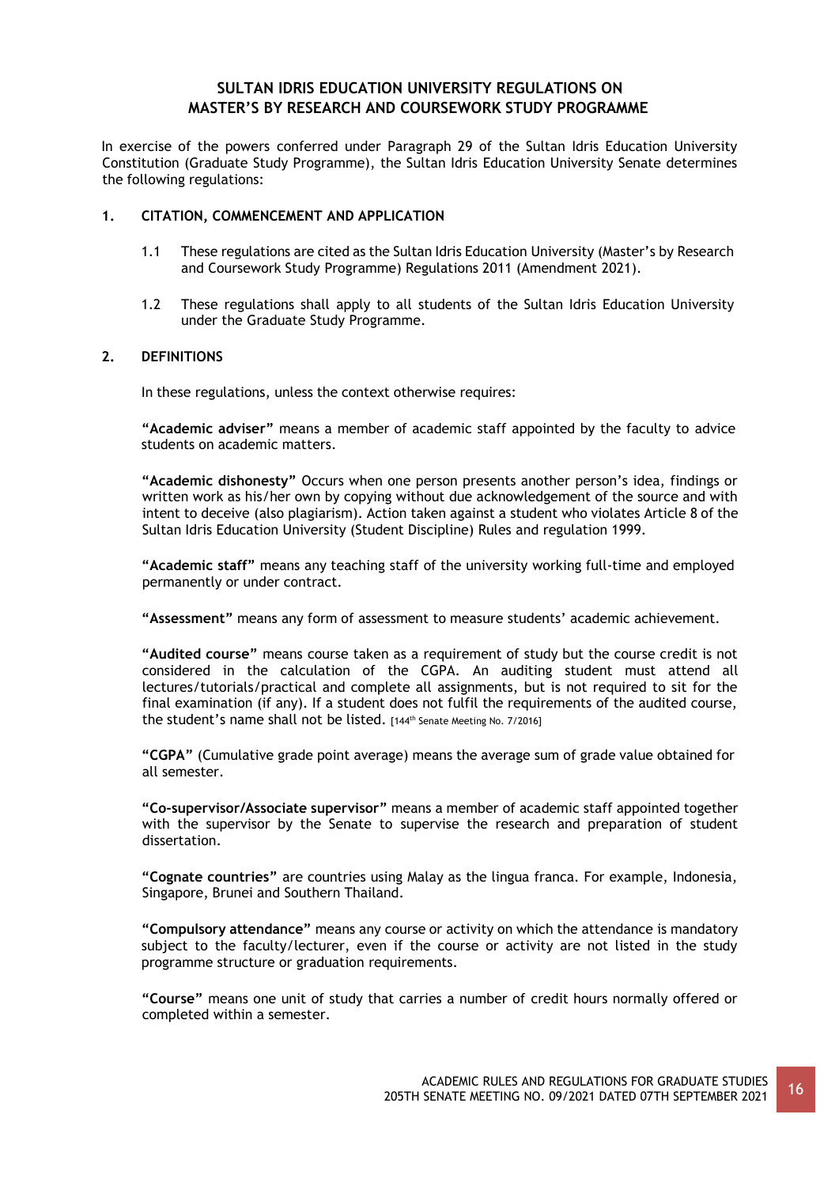# SULTAN IDRIS EDUCATION UNIVERSITY REGULATIONS ON MASTER'S BY RESEARCH AND COURSEWORK STUDY PROGRAMME

In exercise of the powers conferred under Paragraph 29 of the Sultan Idris Education University Constitution (Graduate Study Programme), the Sultan Idris Education University Senate determines the following regulations:

## 1. CITATION, COMMENCEMENT AND APPLICATION

1.1 These regulations are cited as the Sultan Idris Education University (Master's by Research and Coursework Study Programme) Regulations 2011 (Amendment 2021).

1.2 These regulations shall apply to all students of the Sultan Idris Education University under the Graduate Study Programme.

## 2. DEFINITIONS

In these regulations, unless the context otherwise requires:

**"Academic adviser"** means a member of academic staff appointed by the faculty to advice students on academic matters.

**"Academic dishonesty"** Occurs when one person presents another person's idea, findings or written work as his/her own by copying without due acknowledgement of the source and with intent to deceive (also plagiarism). Action taken against a student who violates Article 8 of the Sultan Idris Education University (Student Discipline) Rules and regulation 1999.

**"Academic staff"** means any teaching staff of the university working full-time and employed permanently or under contract.

**"Assessment"** means any form of assessment to measure students' academic achievement.

**"Audited course"** means course taken as a requirement of study but the course credit is not considered in the calculation of the CGPA. An auditing student must attend all lectures/tutorials/practical and complete all assignments, but is not required to sit for the final examination (if any). If a student does not fulfil the requirements of the audited course, the student's name shall not be listed. [144th Senate Meeting No. 7/2016]

**"CGPA"** (Cumulative grade point average) means the average sum of grade value obtained for all semester.

**"Co-supervisor/Associate supervisor"** means a member of academic staff appointed together with the supervisor by the Senate to supervise the research and preparation of student dissertation.

**"Cognate countries"** are countries using Malay as the lingua franca. For example, Indonesia, Singapore, Brunei and Southern Thailand.

**"Compulsory attendance"** means any course or activity on which the attendance is mandatory subject to the faculty/lecturer, even if the course or activity are not listed in the study programme structure or graduation requirements.

**"Course"** means one unit of study that carries a number of credit hours normally offered or completed within a semester.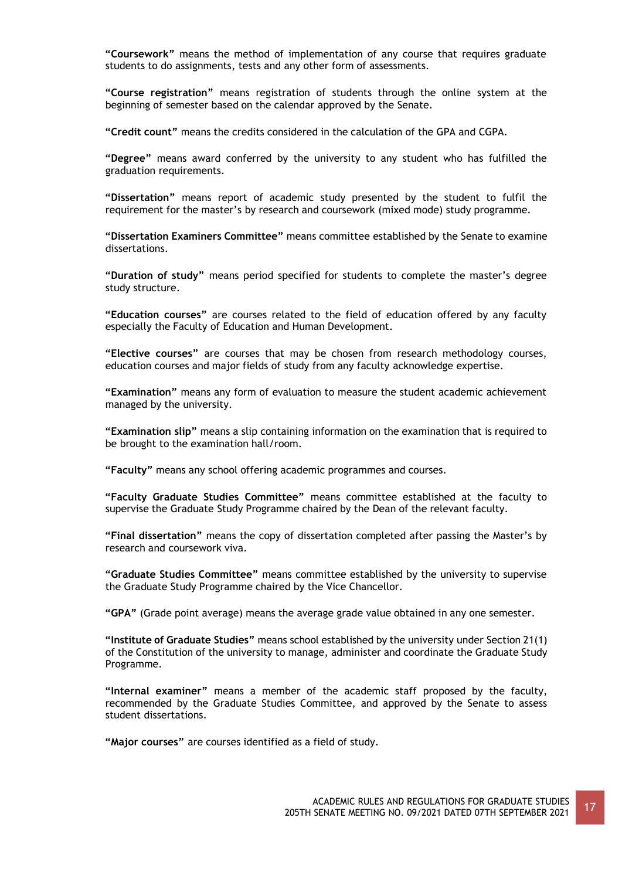**“Coursework”** means the method of implementation of any course that requires graduate students to do assignments, tests and any other form of assessments.

**“Course registration”** means registration of students through the online system at the beginning of semester based on the calendar approved by the Senate.

**“Credit count”** means the credits considered in the calculation of the GPA and CGPA.

**“Degree”** means award conferred by the university to any student who has fulfilled the graduation requirements.

**“Dissertation”** means report of academic study presented by the student to fulfil the requirement for the master’s by research and coursework (mixed mode) study programme.

**“Dissertation Examiners Committee”** means committee established by the Senate to examine dissertations.

**“Duration of study”** means period specified for students to complete the master’s degree study structure.

**“Education courses”** are courses related to the field of education offered by any faculty especially the Faculty of Education and Human Development.

**“Elective courses”** are courses that may be chosen from research methodology courses, education courses and major fields of study from any faculty acknowledge expertise.

**“Examination”** means any form of evaluation to measure the student academic achievement managed by the university.

**“Examination slip”** means a slip containing information on the examination that is required to be brought to the examination hall/room.

**“Faculty”** means any school offering academic programmes and courses.

**“Faculty Graduate Studies Committee”** means committee established at the faculty to supervise the Graduate Study Programme chaired by the Dean of the relevant faculty.

**“Final dissertation”** means the copy of dissertation completed after passing the Master’s by research and coursework viva.

**“Graduate Studies Committee”** means committee established by the university to supervise the Graduate Study Programme chaired by the Vice Chancellor.

**“GPA”** (Grade point average) means the average grade value obtained in any one semester.

**“Institute of Graduate Studies”** means school established by the university under Section 21(1) of the Constitution of the university to manage, administer and coordinate the Graduate Study Programme.

**“Internal examiner”** means a member of the academic staff proposed by the faculty, recommended by the Graduate Studies Committee, and approved by the Senate to assess student dissertations.

**“Major courses”** are courses identified as a field of study.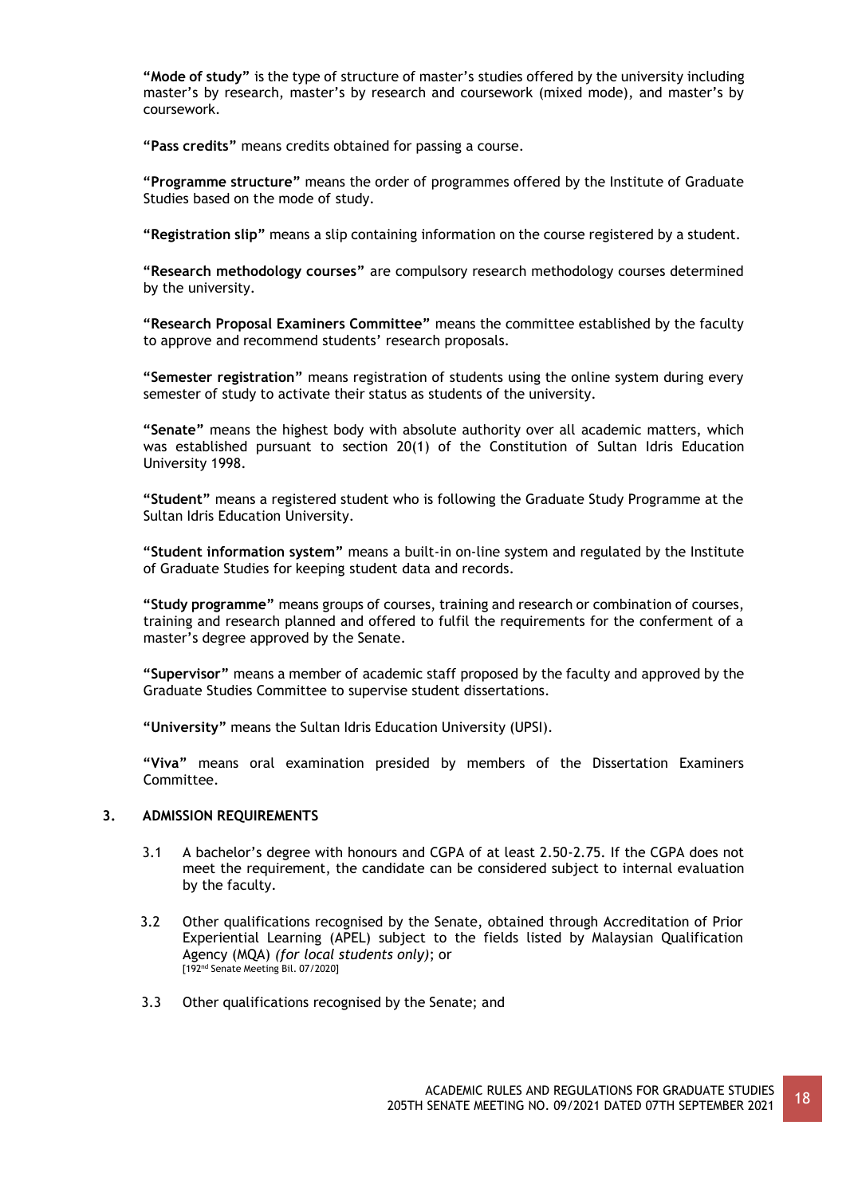**"Mode of study"** is the type of structure of master's studies offered by the university including master's by research, master's by research and coursework (mixed mode), and master's by coursework.

**"Pass credits"** means credits obtained for passing a course.

**"Programme structure"** means the order of programmes offered by the Institute of Graduate Studies based on the mode of study.

**"Registration slip"** means a slip containing information on the course registered by a student.

**"Research methodology courses"** are compulsory research methodology courses determined by the university.

**"Research Proposal Examiners Committee"** means the committee established by the faculty to approve and recommend students' research proposals.

**"Semester registration"** means registration of students using the online system during every semester of study to activate their status as students of the university.

**"Senate"** means the highest body with absolute authority over all academic matters, which was established pursuant to section 20(1) of the Constitution of Sultan Idris Education University 1998.

**"Student"** means a registered student who is following the Graduate Study Programme at the Sultan Idris Education University.

**"Student information system"** means a built-in on-line system and regulated by the Institute of Graduate Studies for keeping student data and records.

**"Study programme"** means groups of courses, training and research or combination of courses, training and research planned and offered to fulfil the requirements for the conferment of a master's degree approved by the Senate.

**"Supervisor"** means a member of academic staff proposed by the faculty and approved by the Graduate Studies Committee to supervise student dissertations.

**"University"** means the Sultan Idris Education University (UPSI).

**"Viva"** means oral examination presided by members of the Dissertation Examiners Committee.

## 3. ADMISSION REQUIREMENTS

3.1 A bachelor's degree with honours and CGPA of at least 2.50-2.75. If the CGPA does not meet the requirement, the candidate can be considered subject to internal evaluation by the faculty.

3.2 Other qualifications recognised by the Senate, obtained through Accreditation of Prior Experiential Learning (APEL) subject to the fields listed by Malaysian Qualification Agency (MQA) *(for local students only)*; or
[192nd Senate Meeting Bil. 07/2020]

3.3 Other qualifications recognised by the Senate; and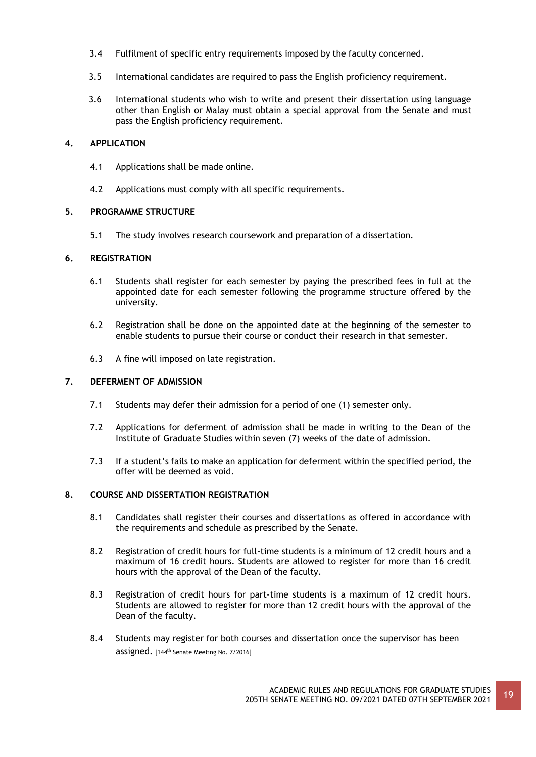3.4 Fulfilment of specific entry requirements imposed by the faculty concerned.

3.5 International candidates are required to pass the English proficiency requirement.

3.6 International students who wish to write and present their dissertation using language other than English or Malay must obtain a special approval from the Senate and must pass the English proficiency requirement.

## 4. APPLICATION

4.1 Applications shall be made online.

4.2 Applications must comply with all specific requirements.

## 5. PROGRAMME STRUCTURE

5.1 The study involves research coursework and preparation of a dissertation.

## 6. REGISTRATION

6.1 Students shall register for each semester by paying the prescribed fees in full at the appointed date for each semester following the programme structure offered by the university.

6.2 Registration shall be done on the appointed date at the beginning of the semester to enable students to pursue their course or conduct their research in that semester.

6.3 A fine will imposed on late registration.

## 7. DEFERMENT OF ADMISSION

7.1 Students may defer their admission for a period of one (1) semester only.

7.2 Applications for deferment of admission shall be made in writing to the Dean of the Institute of Graduate Studies within seven (7) weeks of the date of admission.

7.3 If a student's fails to make an application for deferment within the specified period, the offer will be deemed as void.

## 8. COURSE AND DISSERTATION REGISTRATION

8.1 Candidates shall register their courses and dissertations as offered in accordance with the requirements and schedule as prescribed by the Senate.

8.2 Registration of credit hours for full-time students is a minimum of 12 credit hours and a maximum of 16 credit hours. Students are allowed to register for more than 16 credit hours with the approval of the Dean of the faculty.

8.3 Registration of credit hours for part-time students is a maximum of 12 credit hours. Students are allowed to register for more than 12 credit hours with the approval of the Dean of the faculty.

8.4 Students may register for both courses and dissertation once the supervisor has been assigned. [144th Senate Meeting No. 7/2016]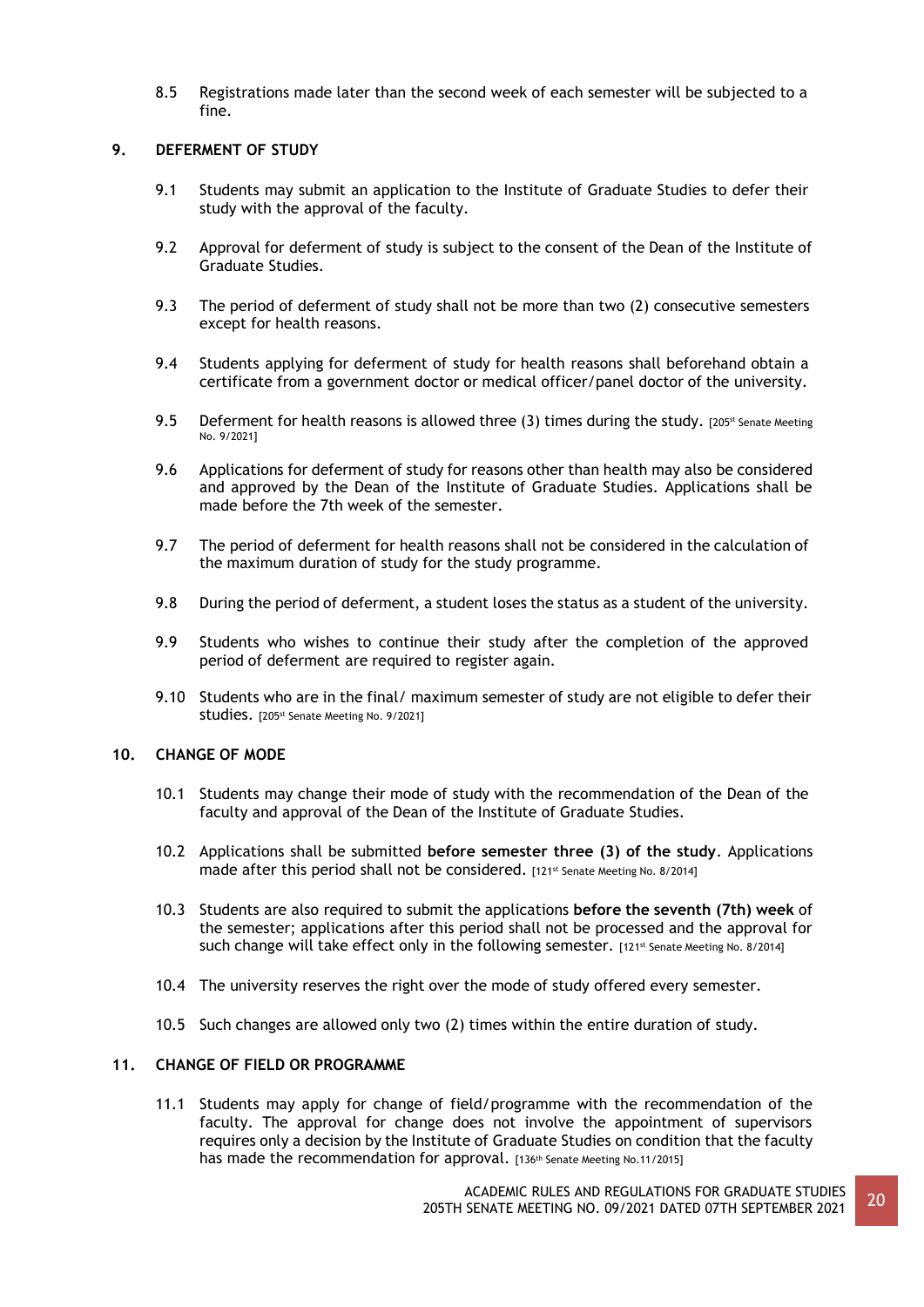8.5 Registrations made later than the second week of each semester will be subjected to a fine.

## 9. DEFERMENT OF STUDY

9.1 Students may submit an application to the Institute of Graduate Studies to defer their study with the approval of the faculty.

9.2 Approval for deferment of study is subject to the consent of the Dean of the Institute of Graduate Studies.

9.3 The period of deferment of study shall not be more than two (2) consecutive semesters except for health reasons.

9.4 Students applying for deferment of study for health reasons shall beforehand obtain a certificate from a government doctor or medical officer/panel doctor of the university.

9.5 Deferment for health reasons is allowed three (3) times during the study. [205st Senate Meeting No. 9/2021]

9.6 Applications for deferment of study for reasons other than health may also be considered and approved by the Dean of the Institute of Graduate Studies. Applications shall be made before the 7th week of the semester.

9.7 The period of deferment for health reasons shall not be considered in the calculation of the maximum duration of study for the study programme.

9.8 During the period of deferment, a student loses the status as a student of the university.

9.9 Students who wishes to continue their study after the completion of the approved period of deferment are required to register again.

9.10 Students who are in the final/ maximum semester of study are not eligible to defer their studies. [205st Senate Meeting No. 9/2021]

## 10. CHANGE OF MODE

10.1 Students may change their mode of study with the recommendation of the Dean of the faculty and approval of the Dean of the Institute of Graduate Studies.

10.2 Applications shall be submitted **before semester three (3) of the study**. Applications made after this period shall not be considered. [121st Senate Meeting No. 8/2014]

10.3 Students are also required to submit the applications **before the seventh (7th) week** of the semester; applications after this period shall not be processed and the approval for such change will take effect only in the following semester. [121st Senate Meeting No. 8/2014]

10.4 The university reserves the right over the mode of study offered every semester.

10.5 Such changes are allowed only two (2) times within the entire duration of study.

## 11. CHANGE OF FIELD OR PROGRAMME

11.1 Students may apply for change of field/programme with the recommendation of the faculty. The approval for change does not involve the appointment of supervisors requires only a decision by the Institute of Graduate Studies on condition that the faculty has made the recommendation for approval. [136th Senate Meeting No.11/2015]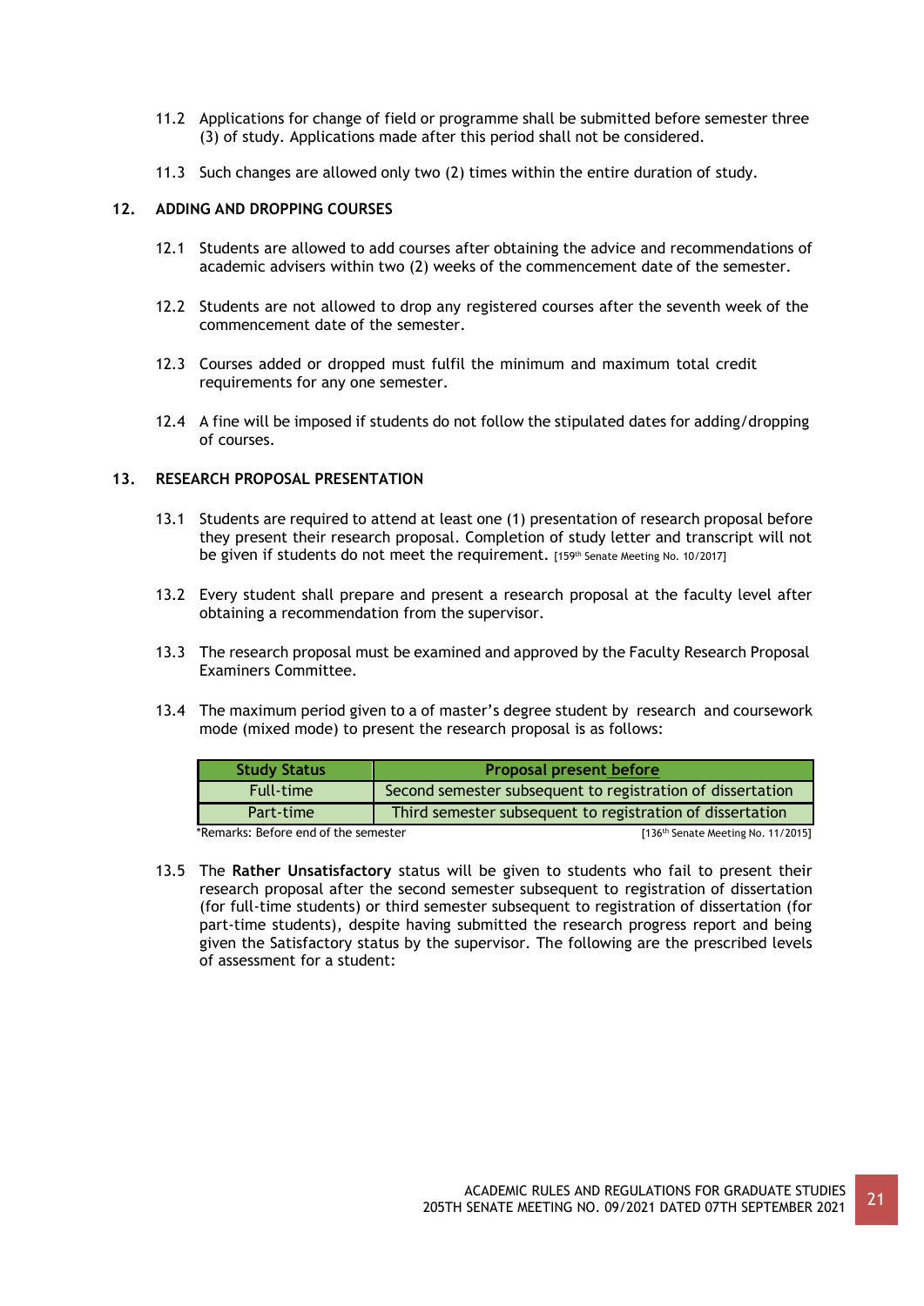11.2 Applications for change of field or programme shall be submitted before semester three (3) of study. Applications made after this period shall not be considered.

11.3 Such changes are allowed only two (2) times within the entire duration of study.

## 12. ADDING AND DROPPING COURSES

12.1 Students are allowed to add courses after obtaining the advice and recommendations of academic advisers within two (2) weeks of the commencement date of the semester.

12.2 Students are not allowed to drop any registered courses after the seventh week of the commencement date of the semester.

12.3 Courses added or dropped must fulfil the minimum and maximum total credit requirements for any one semester.

12.4 A fine will be imposed if students do not follow the stipulated dates for adding/dropping of courses.

## 13. RESEARCH PROPOSAL PRESENTATION

13.1 Students are required to attend at least one (1) presentation of research proposal before they present their research proposal. Completion of study letter and transcript will not be given if students do not meet the requirement. [159th Senate Meeting No. 10/2017]

13.2 Every student shall prepare and present a research proposal at the faculty level after obtaining a recommendation from the supervisor.

13.3 The research proposal must be examined and approved by the Faculty Research Proposal Examiners Committee.

13.4 The maximum period given to a of master's degree student by research and coursework mode (mixed mode) to present the research proposal is as follows:

| Study Status | Proposal present before |
|---|---|
| Full-time | Second semester subsequent to registration of dissertation |
| Part-time | Third semester subsequent to registration of dissertation |

*Remarks: Before end of the semester [136th Senate Meeting No. 11/2015]

13.5 The **Rather Unsatisfactory** status will be given to students who fail to present their research proposal after the second semester subsequent to registration of dissertation (for full-time students) or third semester subsequent to registration of dissertation (for part-time students), despite having submitted the research progress report and being given the Satisfactory status by the supervisor. The following are the prescribed levels of assessment for a student: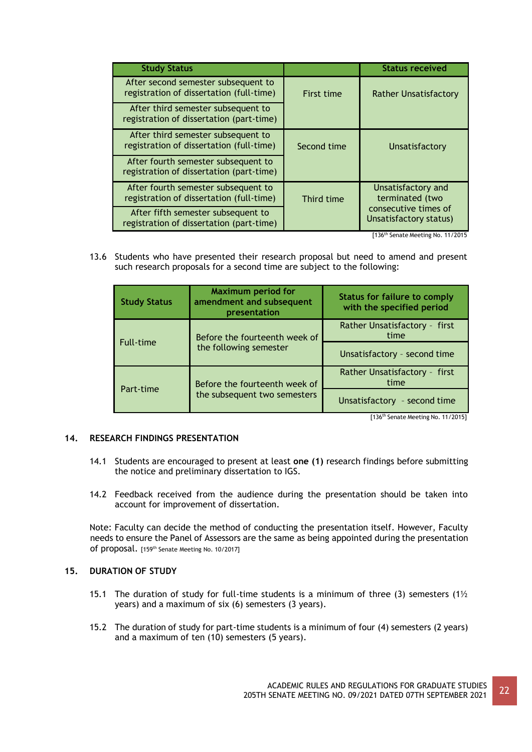| Study Status | | Status received |
|---|---|---|
| After second semester subsequent to registration of dissertation (full-time) | First time | Rather Unsatisfactory |
| After third semester subsequent to registration of dissertation (part-time) | | |
| After third semester subsequent to registration of dissertation (full-time) | Second time | Unsatisfactory |
| After fourth semester subsequent to registration of dissertation (part-time) | | |
| After fourth semester subsequent to registration of dissertation (full-time) | Third time | Unsatisfactory and terminated (two consecutive times of Unsatisfactory status) |
| After fifth semester subsequent to registration of dissertation (part-time) | | |

[136th Senate Meeting No. 11/2015

13.6 Students who have presented their research proposal but need to amend and present such research proposals for a second time are subject to the following:

| Study Status | Maximum period for amendment and subsequent presentation | Status for failure to comply with the specified period |
|---|---|---|
| Full-time | Before the fourteenth week of the following semester | Rather Unsatisfactory - first time |
| | | Unsatisfactory - second time |
| Part-time | Before the fourteenth week of the subsequent two semesters | Rather Unsatisfactory - first time |
| | | Unsatisfactory - second time |

[136th Senate Meeting No. 11/2015]

## 14. RESEARCH FINDINGS PRESENTATION

14.1 Students are encouraged to present at least **one (1)** research findings before submitting the notice and preliminary dissertation to IGS.

14.2 Feedback received from the audience during the presentation should be taken into account for improvement of dissertation.

Note: Faculty can decide the method of conducting the presentation itself. However, Faculty needs to ensure the Panel of Assessors are the same as being appointed during the presentation of proposal. [159th Senate Meeting No. 10/2017]

## 15. DURATION OF STUDY

15.1 The duration of study for full-time students is a minimum of three (3) semesters (1½ years) and a maximum of six (6) semesters (3 years).

15.2 The duration of study for part-time students is a minimum of four (4) semesters (2 years) and a maximum of ten (10) semesters (5 years).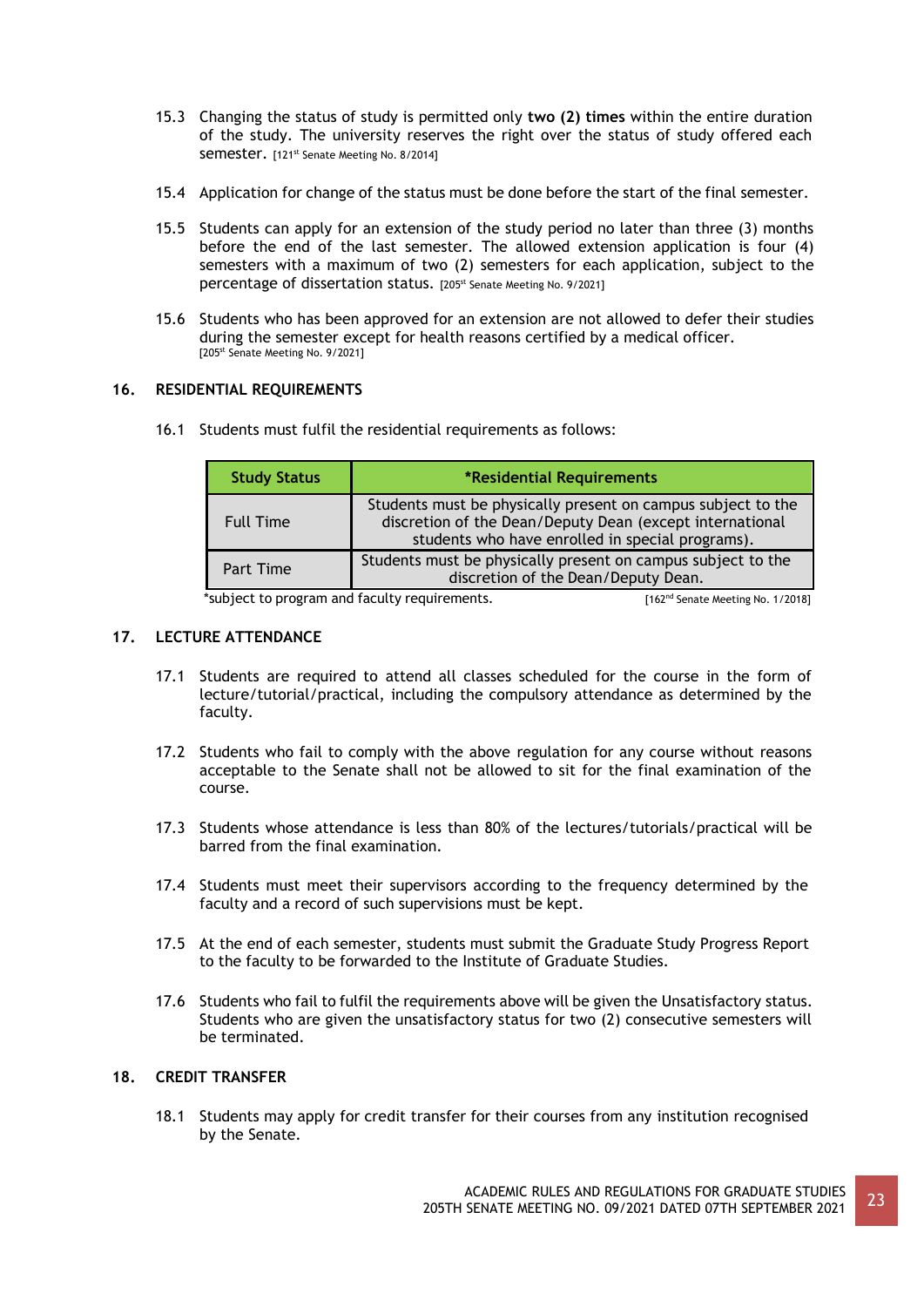15.3 Changing the status of study is permitted only **two (2) times** within the entire duration of the study. The university reserves the right over the status of study offered each semester. [121st Senate Meeting No. 8/2014]

15.4 Application for change of the status must be done before the start of the final semester.

15.5 Students can apply for an extension of the study period no later than three (3) months before the end of the last semester. The allowed extension application is four (4) semesters with a maximum of two (2) semesters for each application, subject to the percentage of dissertation status. [205st Senate Meeting No. 9/2021]

15.6 Students who has been approved for an extension are not allowed to defer their studies during the semester except for health reasons certified by a medical officer. [205st Senate Meeting No. 9/2021]

## 16. RESIDENTIAL REQUIREMENTS

16.1 Students must fulfil the residential requirements as follows:

| Study Status | *Residential Requirements |
|---|---|
| Full Time | Students must be physically present on campus subject to the discretion of the Dean/Deputy Dean (except international students who have enrolled in special programs). |
| Part Time | Students must be physically present on campus subject to the discretion of the Dean/Deputy Dean. |

*subject to program and faculty requirements. [162nd Senate Meeting No. 1/2018]

## 17. LECTURE ATTENDANCE

17.1 Students are required to attend all classes scheduled for the course in the form of lecture/tutorial/practical, including the compulsory attendance as determined by the faculty.

17.2 Students who fail to comply with the above regulation for any course without reasons acceptable to the Senate shall not be allowed to sit for the final examination of the course.

17.3 Students whose attendance is less than 80% of the lectures/tutorials/practical will be barred from the final examination.

17.4 Students must meet their supervisors according to the frequency determined by the faculty and a record of such supervisions must be kept.

17.5 At the end of each semester, students must submit the Graduate Study Progress Report to the faculty to be forwarded to the Institute of Graduate Studies.

17.6 Students who fail to fulfil the requirements above will be given the Unsatisfactory status. Students who are given the unsatisfactory status for two (2) consecutive semesters will be terminated.

## 18. CREDIT TRANSFER

18.1 Students may apply for credit transfer for their courses from any institution recognised by the Senate.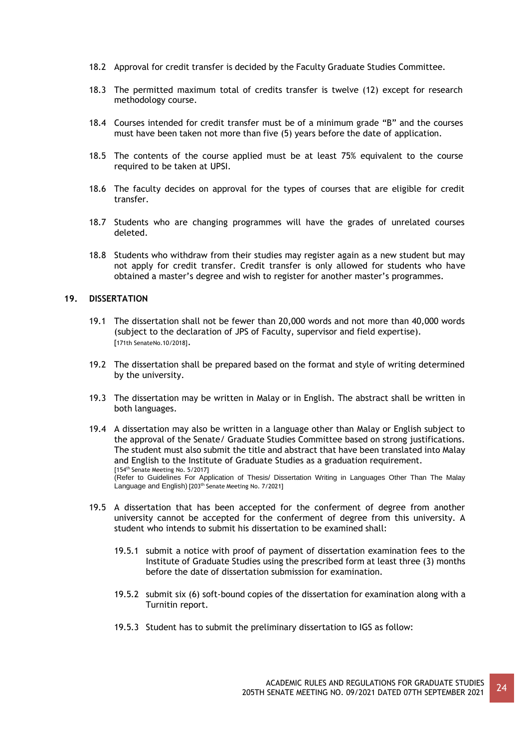18.2 Approval for credit transfer is decided by the Faculty Graduate Studies Committee.

18.3 The permitted maximum total of credits transfer is twelve (12) except for research methodology course.

18.4 Courses intended for credit transfer must be of a minimum grade "B" and the courses must have been taken not more than five (5) years before the date of application.

18.5 The contents of the course applied must be at least 75% equivalent to the course required to be taken at UPSI.

18.6 The faculty decides on approval for the types of courses that are eligible for credit transfer.

18.7 Students who are changing programmes will have the grades of unrelated courses deleted.

18.8 Students who withdraw from their studies may register again as a new student but may not apply for credit transfer. Credit transfer is only allowed for students who have obtained a master's degree and wish to register for another master's programmes.

## 19. DISSERTATION

19.1 The dissertation shall not be fewer than 20,000 words and not more than 40,000 words (subject to the declaration of JPS of Faculty, supervisor and field expertise). [171th SenateNo.10/2018].

19.2 The dissertation shall be prepared based on the format and style of writing determined by the university.

19.3 The dissertation may be written in Malay or in English. The abstract shall be written in both languages.

19.4 A dissertation may also be written in a language other than Malay or English subject to the approval of the Senate/ Graduate Studies Committee based on strong justifications. The student must also submit the title and abstract that have been translated into Malay and English to the Institute of Graduate Studies as a graduation requirement.
[154th Senate Meeting No. 5/2017]
(Refer to Guidelines For Application of Thesis/ Dissertation Writing in Languages Other Than The Malay Language and English) [203th Senate Meeting No. 7/2021]

19.5 A dissertation that has been accepted for the conferment of degree from another university cannot be accepted for the conferment of degree from this university. A student who intends to submit his dissertation to be examined shall:

19.5.1 submit a notice with proof of payment of dissertation examination fees to the Institute of Graduate Studies using the prescribed form at least three (3) months before the date of dissertation submission for examination.

19.5.2 submit six (6) soft-bound copies of the dissertation for examination along with a Turnitin report.

19.5.3 Student has to submit the preliminary dissertation to IGS as follow: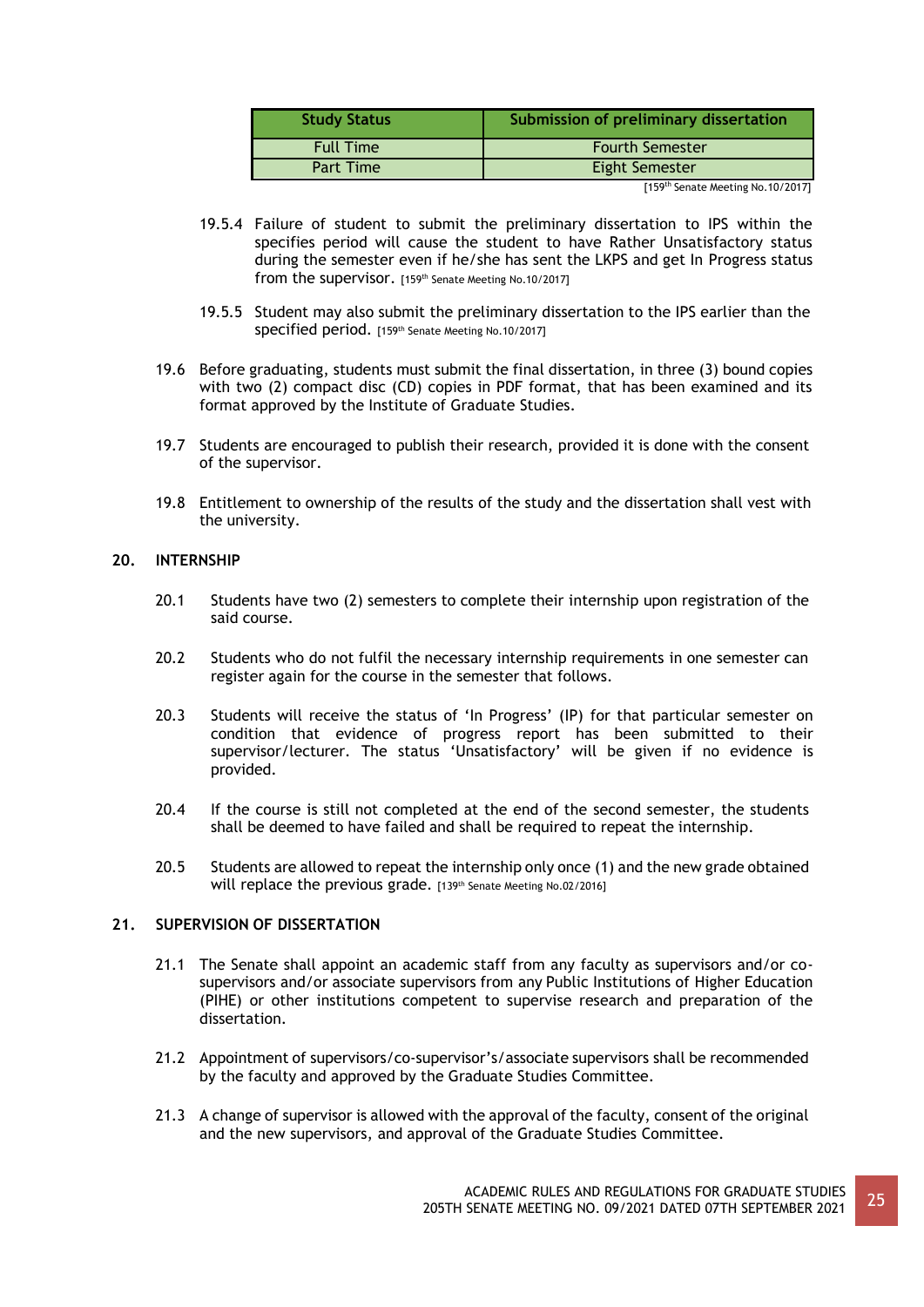| Study Status | Submission of preliminary dissertation |
|---|---|
| Full Time | Fourth Semester |
| Part Time | Eight Semester |

[159th Senate Meeting No.10/2017]

19.5.4 Failure of student to submit the preliminary dissertation to IPS within the specifies period will cause the student to have Rather Unsatisfactory status during the semester even if he/she has sent the LKPS and get In Progress status from the supervisor. [159th Senate Meeting No.10/2017]

19.5.5 Student may also submit the preliminary dissertation to the IPS earlier than the specified period. [159th Senate Meeting No.10/2017]

19.6 Before graduating, students must submit the final dissertation, in three (3) bound copies with two (2) compact disc (CD) copies in PDF format, that has been examined and its format approved by the Institute of Graduate Studies.

19.7 Students are encouraged to publish their research, provided it is done with the consent of the supervisor.

19.8 Entitlement to ownership of the results of the study and the dissertation shall vest with the university.

## 20. INTERNSHIP

20.1 Students have two (2) semesters to complete their internship upon registration of the said course.

20.2 Students who do not fulfil the necessary internship requirements in one semester can register again for the course in the semester that follows.

20.3 Students will receive the status of 'In Progress' (IP) for that particular semester on condition that evidence of progress report has been submitted to their supervisor/lecturer. The status 'Unsatisfactory' will be given if no evidence is provided.

20.4 If the course is still not completed at the end of the second semester, the students shall be deemed to have failed and shall be required to repeat the internship.

20.5 Students are allowed to repeat the internship only once (1) and the new grade obtained will replace the previous grade. [139th Senate Meeting No.02/2016]

## 21. SUPERVISION OF DISSERTATION

21.1 The Senate shall appoint an academic staff from any faculty as supervisors and/or co-supervisors and/or associate supervisors from any Public Institutions of Higher Education (PIHE) or other institutions competent to supervise research and preparation of the dissertation.

21.2 Appointment of supervisors/co-supervisor's/associate supervisors shall be recommended by the faculty and approved by the Graduate Studies Committee.

21.3 A change of supervisor is allowed with the approval of the faculty, consent of the original and the new supervisors, and approval of the Graduate Studies Committee.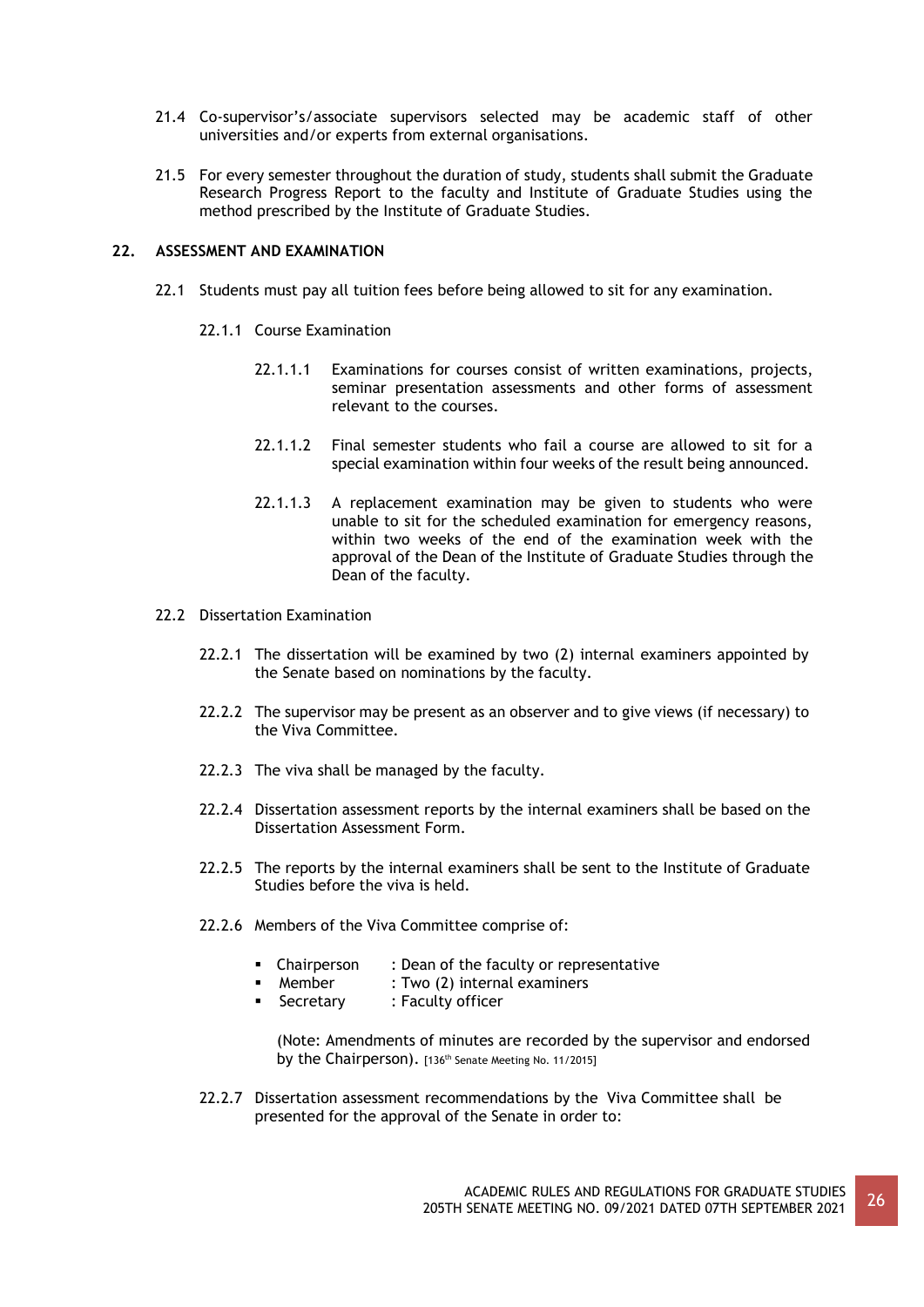21.4 Co-supervisor's/associate supervisors selected may be academic staff of other universities and/or experts from external organisations.

21.5 For every semester throughout the duration of study, students shall submit the Graduate Research Progress Report to the faculty and Institute of Graduate Studies using the method prescribed by the Institute of Graduate Studies.

## 22. ASSESSMENT AND EXAMINATION

22.1 Students must pay all tuition fees before being allowed to sit for any examination.

22.1.1 Course Examination

22.1.1.1 Examinations for courses consist of written examinations, projects, seminar presentation assessments and other forms of assessment relevant to the courses.

22.1.1.2 Final semester students who fail a course are allowed to sit for a special examination within four weeks of the result being announced.

22.1.1.3 A replacement examination may be given to students who were unable to sit for the scheduled examination for emergency reasons, within two weeks of the end of the examination week with the approval of the Dean of the Institute of Graduate Studies through the Dean of the faculty.

22.2 Dissertation Examination

22.2.1 The dissertation will be examined by two (2) internal examiners appointed by the Senate based on nominations by the faculty.

22.2.2 The supervisor may be present as an observer and to give views (if necessary) to the Viva Committee.

22.2.3 The viva shall be managed by the faculty.

22.2.4 Dissertation assessment reports by the internal examiners shall be based on the Dissertation Assessment Form.

22.2.5 The reports by the internal examiners shall be sent to the Institute of Graduate Studies before the viva is held.

22.2.6 Members of the Viva Committee comprise of:

- Chairperson : Dean of the faculty or representative
- Member : Two (2) internal examiners
- Secretary : Faculty officer

(Note: Amendments of minutes are recorded by the supervisor and endorsed by the Chairperson). [136th Senate Meeting No. 11/2015]

22.2.7 Dissertation assessment recommendations by the Viva Committee shall be presented for the approval of the Senate in order to: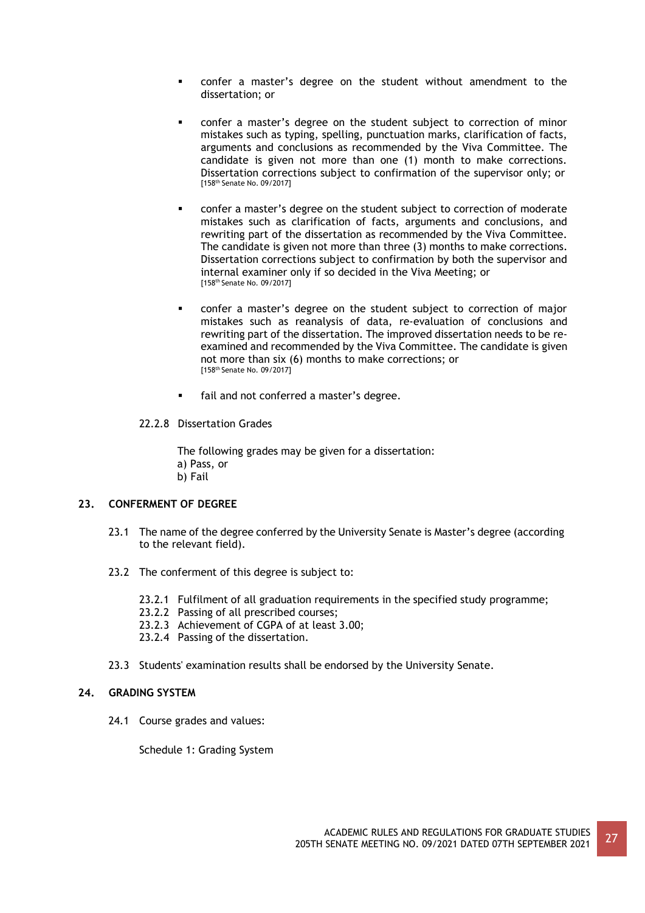- confer a master's degree on the student without amendment to the dissertation; or

- confer a master's degree on the student subject to correction of minor mistakes such as typing, spelling, punctuation marks, clarification of facts, arguments and conclusions as recommended by the Viva Committee. The candidate is given not more than one (1) month to make corrections. Dissertation corrections subject to confirmation of the supervisor only; or
[158th Senate No. 09/2017]

- confer a master's degree on the student subject to correction of moderate mistakes such as clarification of facts, arguments and conclusions, and rewriting part of the dissertation as recommended by the Viva Committee. The candidate is given not more than three (3) months to make corrections. Dissertation corrections subject to confirmation by both the supervisor and internal examiner only if so decided in the Viva Meeting; or
[158th Senate No. 09/2017]

- confer a master's degree on the student subject to correction of major mistakes such as reanalysis of data, re-evaluation of conclusions and rewriting part of the dissertation. The improved dissertation needs to be re-examined and recommended by the Viva Committee. The candidate is given not more than six (6) months to make corrections; or
[158th Senate No. 09/2017]

- fail and not conferred a master's degree.

22.2.8 Dissertation Grades

The following grades may be given for a dissertation:
a) Pass, or
b) Fail

## 23. CONFERMENT OF DEGREE

23.1 The name of the degree conferred by the University Senate is Master's degree (according to the relevant field).

23.2 The conferment of this degree is subject to:

23.2.1 Fulfilment of all graduation requirements in the specified study programme;
23.2.2 Passing of all prescribed courses;
23.2.3 Achievement of CGPA of at least 3.00;
23.2.4 Passing of the dissertation.

23.3 Students' examination results shall be endorsed by the University Senate.

## 24. GRADING SYSTEM

24.1 Course grades and values:

Schedule 1: Grading System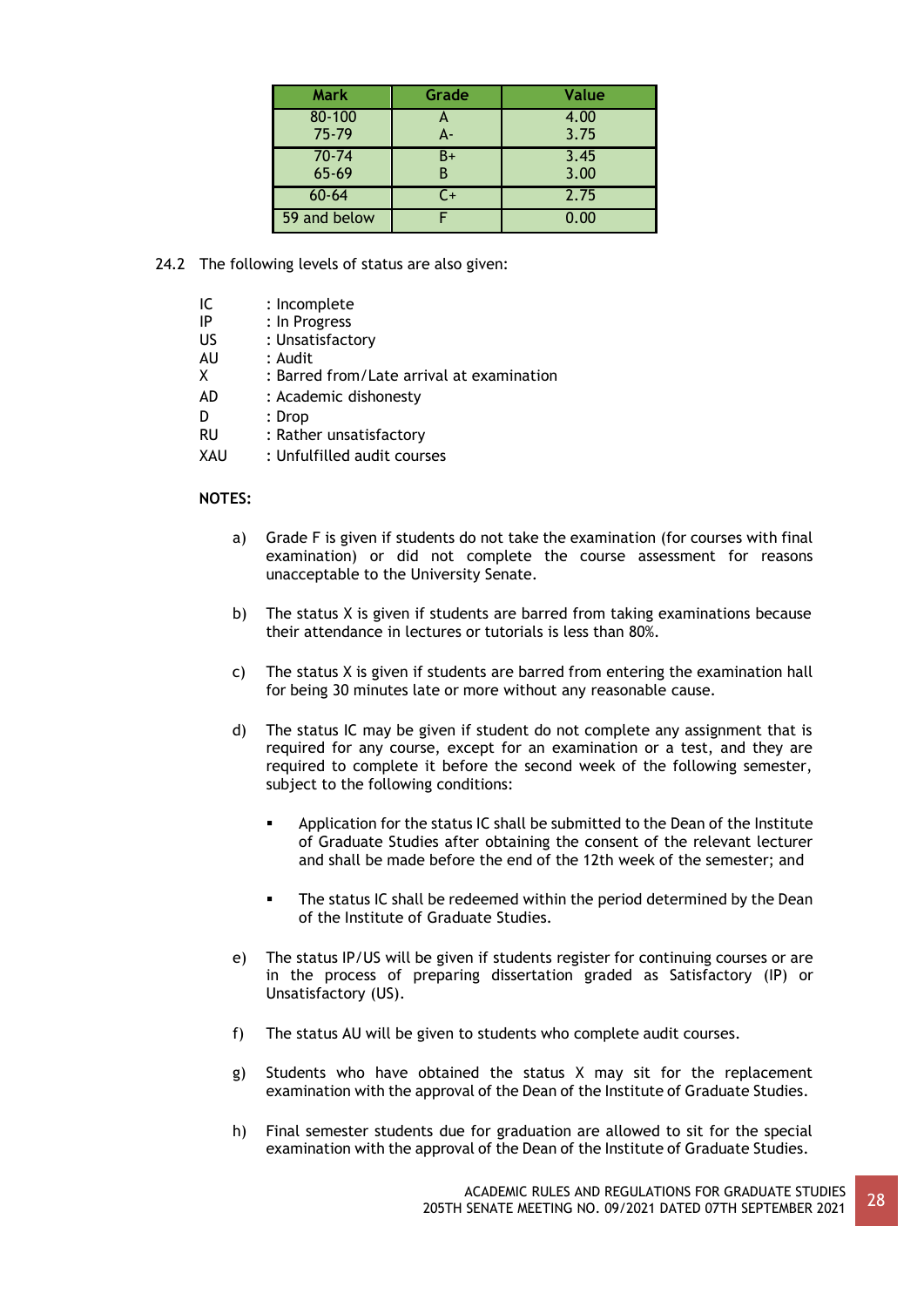| Mark | Grade | Value |
|---|---|---|
| 80-100 | A | 4.00 |
| 75-79 | A- | 3.75 |
| 70-74 | B+ | 3.45 |
| 65-69 | B | 3.00 |
| 60-64 | C+ | 2.75 |
| 59 and below | F | 0.00 |

24.2 The following levels of status are also given:

| | |
|---|---|
| IC | : Incomplete |
| IP | : In Progress |
| US | : Unsatisfactory |
| AU | : Audit |
| X | : Barred from/Late arrival at examination |
| AD | : Academic dishonesty |
| D | : Drop |
| RU | : Rather unsatisfactory |
| XAU | : Unfulfilled audit courses |

**NOTES:**

a) Grade F is given if students do not take the examination (for courses with final examination) or did not complete the course assessment for reasons unacceptable to the University Senate.

b) The status X is given if students are barred from taking examinations because their attendance in lectures or tutorials is less than 80%.

c) The status X is given if students are barred from entering the examination hall for being 30 minutes late or more without any reasonable cause.

d) The status IC may be given if student do not complete any assignment that is required for any course, except for an examination or a test, and they are required to complete it before the second week of the following semester, subject to the following conditions:

- Application for the status IC shall be submitted to the Dean of the Institute of Graduate Studies after obtaining the consent of the relevant lecturer and shall be made before the end of the 12th week of the semester; and

- The status IC shall be redeemed within the period determined by the Dean of the Institute of Graduate Studies.

e) The status IP/US will be given if students register for continuing courses or are in the process of preparing dissertation graded as Satisfactory (IP) or Unsatisfactory (US).

f) The status AU will be given to students who complete audit courses.

g) Students who have obtained the status X may sit for the replacement examination with the approval of the Dean of the Institute of Graduate Studies.

h) Final semester students due for graduation are allowed to sit for the special examination with the approval of the Dean of the Institute of Graduate Studies.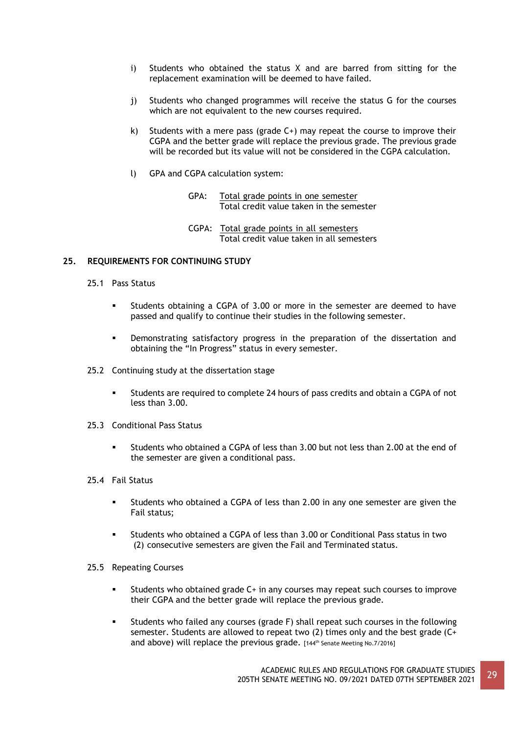i) Students who obtained the status X and are barred from sitting for the replacement examination will be deemed to have failed.

j) Students who changed programmes will receive the status G for the courses which are not equivalent to the new courses required.

k) Students with a mere pass (grade C+) may repeat the course to improve their CGPA and the better grade will replace the previous grade. The previous grade will be recorded but its value will not be considered in the CGPA calculation.

l) GPA and CGPA calculation system:

$$\text{GPA: } \frac{\text{Total grade points in one semester}}{\text{Total credit value taken in the semester}}$$

$$\text{CGPA: } \frac{\text{Total grade points in all semesters}}{\text{Total credit value taken in all semesters}}$$

## 25. REQUIREMENTS FOR CONTINUING STUDY

### 25.1 Pass Status

- Students obtaining a CGPA of 3.00 or more in the semester are deemed to have passed and qualify to continue their studies in the following semester.
- Demonstrating satisfactory progress in the preparation of the dissertation and obtaining the "In Progress" status in every semester.

### 25.2 Continuing study at the dissertation stage

- Students are required to complete 24 hours of pass credits and obtain a CGPA of not less than 3.00.

### 25.3 Conditional Pass Status

- Students who obtained a CGPA of less than 3.00 but not less than 2.00 at the end of the semester are given a conditional pass.

### 25.4 Fail Status

- Students who obtained a CGPA of less than 2.00 in any one semester are given the Fail status;
- Students who obtained a CGPA of less than 3.00 or Conditional Pass status in two (2) consecutive semesters are given the Fail and Terminated status.

### 25.5 Repeating Courses

- Students who obtained grade C+ in any courses may repeat such courses to improve their CGPA and the better grade will replace the previous grade.
- Students who failed any courses (grade F) shall repeat such courses in the following semester. Students are allowed to repeat two (2) times only and the best grade (C+ and above) will replace the previous grade. [144th Senate Meeting No.7/2016]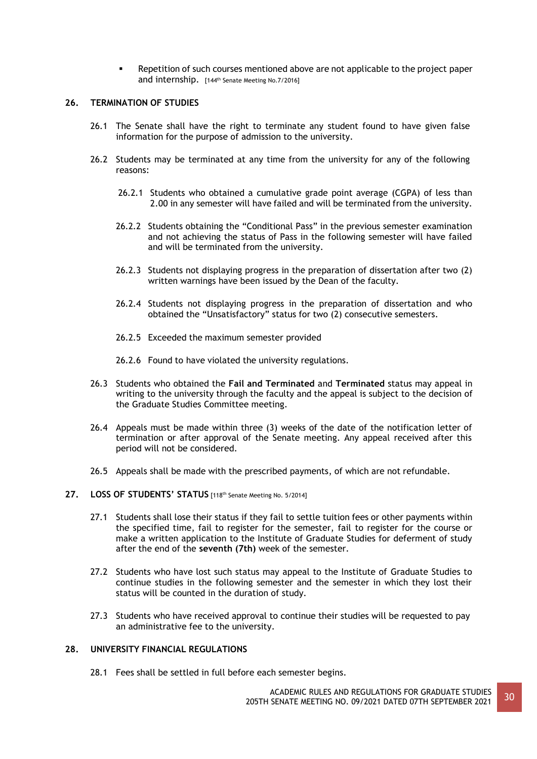- Repetition of such courses mentioned above are not applicable to the project paper and internship. [144th Senate Meeting No.7/2016]

## 26. TERMINATION OF STUDIES

26.1 The Senate shall have the right to terminate any student found to have given false information for the purpose of admission to the university.

26.2 Students may be terminated at any time from the university for any of the following reasons:

26.2.1 Students who obtained a cumulative grade point average (CGPA) of less than 2.00 in any semester will have failed and will be terminated from the university.

26.2.2 Students obtaining the "Conditional Pass" in the previous semester examination and not achieving the status of Pass in the following semester will have failed and will be terminated from the university.

26.2.3 Students not displaying progress in the preparation of dissertation after two (2) written warnings have been issued by the Dean of the faculty.

26.2.4 Students not displaying progress in the preparation of dissertation and who obtained the "Unsatisfactory" status for two (2) consecutive semesters.

26.2.5 Exceeded the maximum semester provided

26.2.6 Found to have violated the university regulations.

26.3 Students who obtained the **Fail and Terminated** and **Terminated** status may appeal in writing to the university through the faculty and the appeal is subject to the decision of the Graduate Studies Committee meeting.

26.4 Appeals must be made within three (3) weeks of the date of the notification letter of termination or after approval of the Senate meeting. Any appeal received after this period will not be considered.

26.5 Appeals shall be made with the prescribed payments, of which are not refundable.

## 27. LOSS OF STUDENTS' STATUS [118th Senate Meeting No. 5/2014]

27.1 Students shall lose their status if they fail to settle tuition fees or other payments within the specified time, fail to register for the semester, fail to register for the course or make a written application to the Institute of Graduate Studies for deferment of study after the end of the **seventh (7th)** week of the semester.

27.2 Students who have lost such status may appeal to the Institute of Graduate Studies to continue studies in the following semester and the semester in which they lost their status will be counted in the duration of study.

27.3 Students who have received approval to continue their studies will be requested to pay an administrative fee to the university.

## 28. UNIVERSITY FINANCIAL REGULATIONS

28.1 Fees shall be settled in full before each semester begins.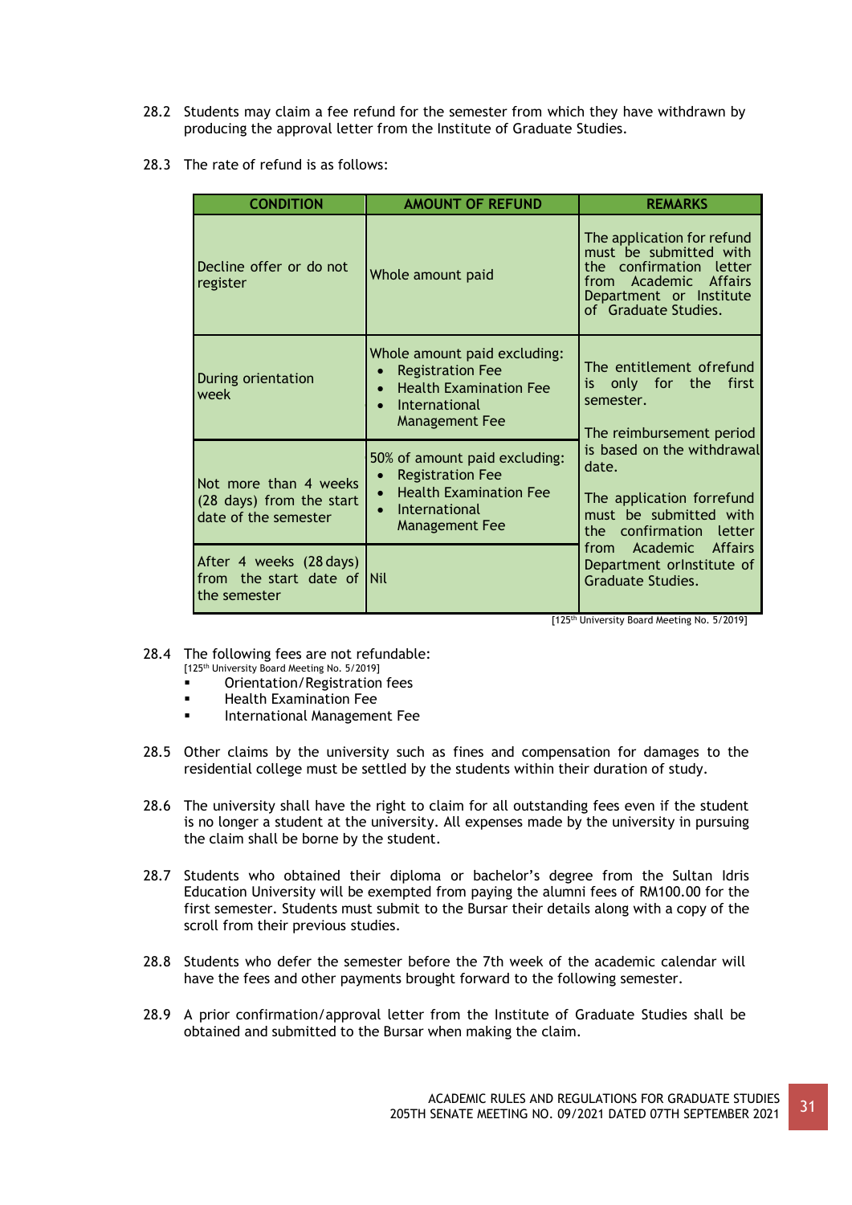28.2 Students may claim a fee refund for the semester from which they have withdrawn by producing the approval letter from the Institute of Graduate Studies.

28.3 The rate of refund is as follows:

| CONDITION | AMOUNT OF REFUND | REMARKS |
|---|---|---|
| Decline offer or do not register | Whole amount paid | The application for refund must be submitted with the confirmation letter from Academic Affairs Department or Institute of Graduate Studies. |
| During orientation week | Whole amount paid excluding:<br>• Registration Fee<br>• Health Examination Fee<br>• International Management Fee | The entitlement of refund is only for the first semester.<br><br>The reimbursement period is based on the withdrawal date.<br><br>The application for refund must be submitted with the confirmation letter from Academic Affairs Department or Institute of Graduate Studies. |
| Not more than 4 weeks (28 days) from the start date of the semester | 50% of amount paid excluding:<br>• Registration Fee<br>• Health Examination Fee<br>• International Management Fee | |
| After 4 weeks (28 days) from the start date of the semester | Nil | |

[125th University Board Meeting No. 5/2019]

28.4 The following fees are not refundable:
[125th University Board Meeting No. 5/2019]

- Orientation/Registration fees
- Health Examination Fee
- International Management Fee

28.5 Other claims by the university such as fines and compensation for damages to the residential college must be settled by the students within their duration of study.

28.6 The university shall have the right to claim for all outstanding fees even if the student is no longer a student at the university. All expenses made by the university in pursuing the claim shall be borne by the student.

28.7 Students who obtained their diploma or bachelor's degree from the Sultan Idris Education University will be exempted from paying the alumni fees of RM100.00 for the first semester. Students must submit to the Bursar their details along with a copy of the scroll from their previous studies.

28.8 Students who defer the semester before the 7th week of the academic calendar will have the fees and other payments brought forward to the following semester.

28.9 A prior confirmation/approval letter from the Institute of Graduate Studies shall be obtained and submitted to the Bursar when making the claim.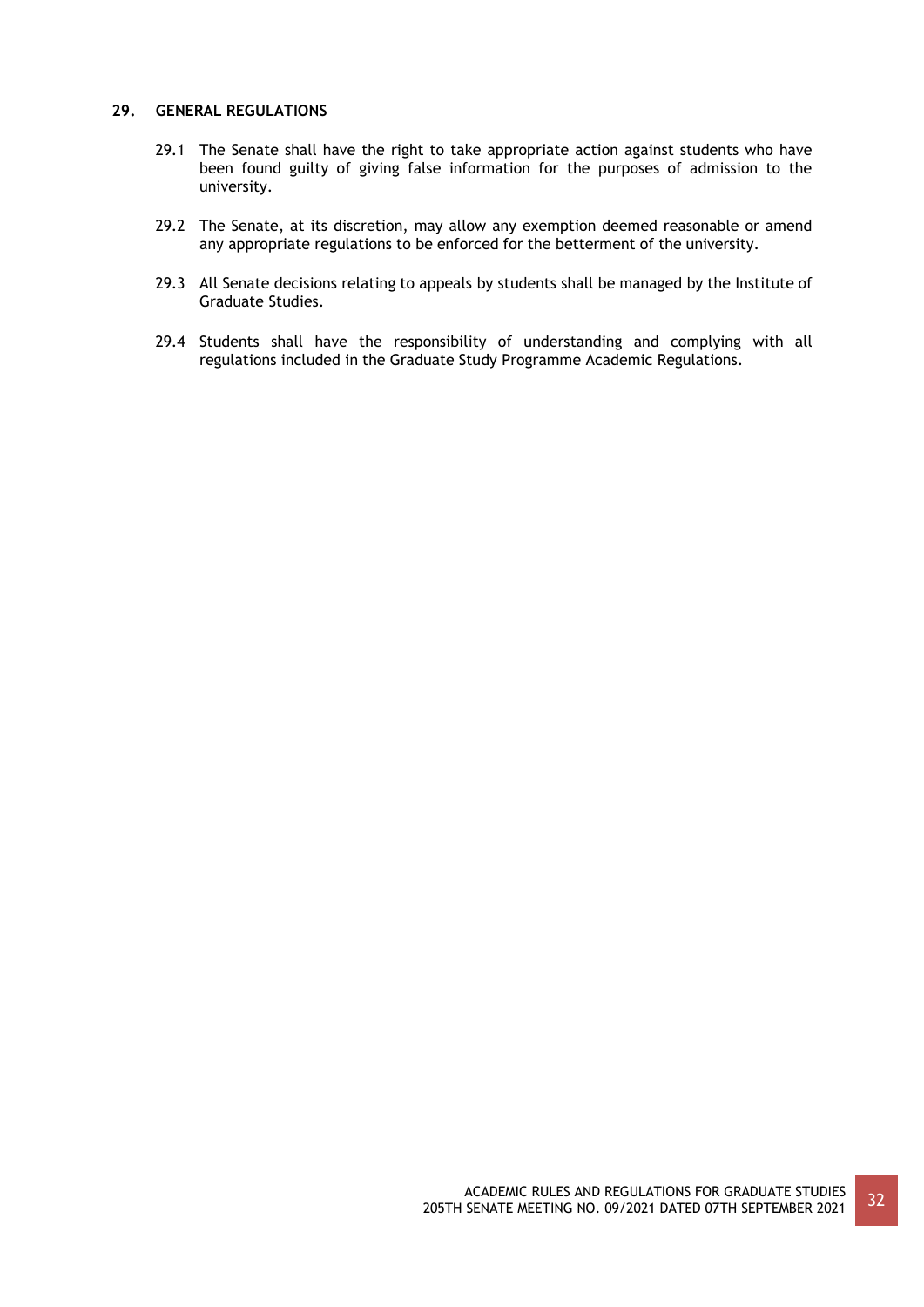## 29. GENERAL REGULATIONS

29.1 The Senate shall have the right to take appropriate action against students who have been found guilty of giving false information for the purposes of admission to the university.

29.2 The Senate, at its discretion, may allow any exemption deemed reasonable or amend any appropriate regulations to be enforced for the betterment of the university.

29.3 All Senate decisions relating to appeals by students shall be managed by the Institute of Graduate Studies.

29.4 Students shall have the responsibility of understanding and complying with all regulations included in the Graduate Study Programme Academic Regulations.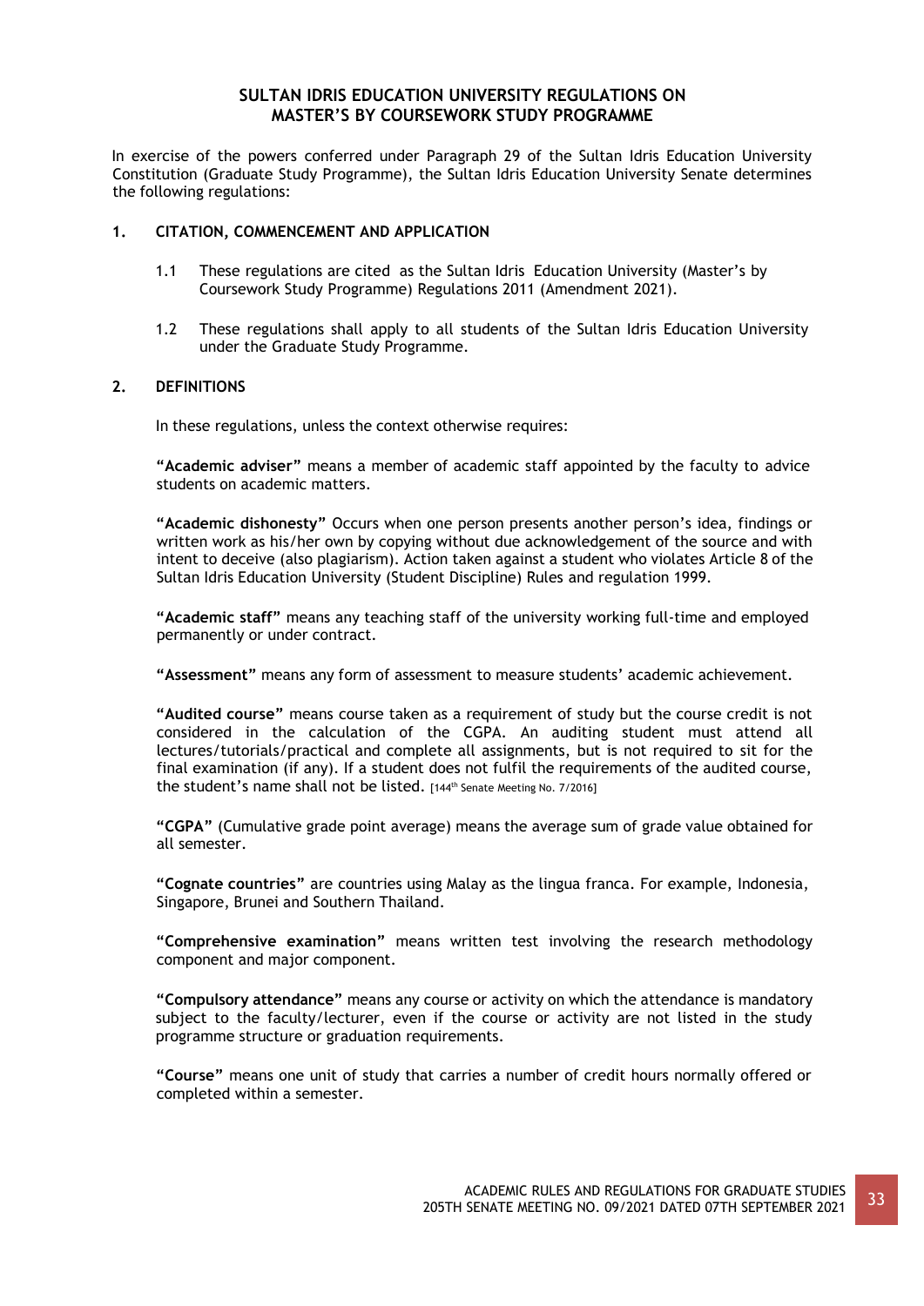# SULTAN IDRIS EDUCATION UNIVERSITY REGULATIONS ON MASTER'S BY COURSEWORK STUDY PROGRAMME

In exercise of the powers conferred under Paragraph 29 of the Sultan Idris Education University Constitution (Graduate Study Programme), the Sultan Idris Education University Senate determines the following regulations:

## 1. CITATION, COMMENCEMENT AND APPLICATION

1.1 These regulations are cited as the Sultan Idris Education University (Master's by Coursework Study Programme) Regulations 2011 (Amendment 2021).

1.2 These regulations shall apply to all students of the Sultan Idris Education University under the Graduate Study Programme.

## 2. DEFINITIONS

In these regulations, unless the context otherwise requires:

**"Academic adviser"** means a member of academic staff appointed by the faculty to advice students on academic matters.

**"Academic dishonesty"** Occurs when one person presents another person's idea, findings or written work as his/her own by copying without due acknowledgement of the source and with intent to deceive (also plagiarism). Action taken against a student who violates Article 8 of the Sultan Idris Education University (Student Discipline) Rules and regulation 1999.

**"Academic staff"** means any teaching staff of the university working full-time and employed permanently or under contract.

**"Assessment"** means any form of assessment to measure students' academic achievement.

**"Audited course"** means course taken as a requirement of study but the course credit is not considered in the calculation of the CGPA. An auditing student must attend all lectures/tutorials/practical and complete all assignments, but is not required to sit for the final examination (if any). If a student does not fulfil the requirements of the audited course, the student's name shall not be listed. [144th Senate Meeting No. 7/2016]

**"CGPA"** (Cumulative grade point average) means the average sum of grade value obtained for all semester.

**"Cognate countries"** are countries using Malay as the lingua franca. For example, Indonesia, Singapore, Brunei and Southern Thailand.

**"Comprehensive examination"** means written test involving the research methodology component and major component.

**"Compulsory attendance"** means any course or activity on which the attendance is mandatory subject to the faculty/lecturer, even if the course or activity are not listed in the study programme structure or graduation requirements.

**"Course"** means one unit of study that carries a number of credit hours normally offered or completed within a semester.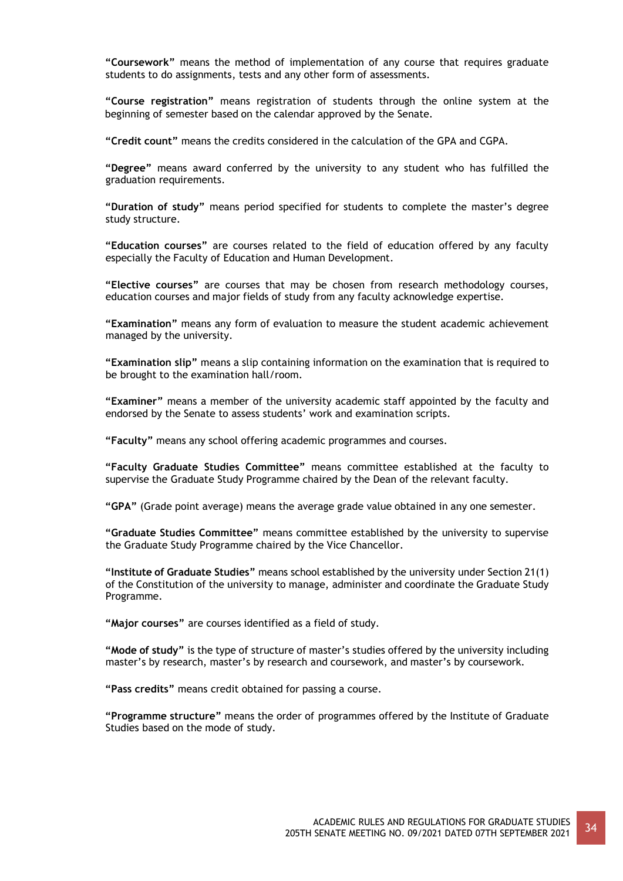**"Coursework"** means the method of implementation of any course that requires graduate students to do assignments, tests and any other form of assessments.

**"Course registration"** means registration of students through the online system at the beginning of semester based on the calendar approved by the Senate.

**"Credit count"** means the credits considered in the calculation of the GPA and CGPA.

**"Degree"** means award conferred by the university to any student who has fulfilled the graduation requirements.

**"Duration of study"** means period specified for students to complete the master's degree study structure.

**"Education courses"** are courses related to the field of education offered by any faculty especially the Faculty of Education and Human Development.

**"Elective courses"** are courses that may be chosen from research methodology courses, education courses and major fields of study from any faculty acknowledge expertise.

**"Examination"** means any form of evaluation to measure the student academic achievement managed by the university.

**"Examination slip"** means a slip containing information on the examination that is required to be brought to the examination hall/room.

**"Examiner"** means a member of the university academic staff appointed by the faculty and endorsed by the Senate to assess students' work and examination scripts.

**"Faculty"** means any school offering academic programmes and courses.

**"Faculty Graduate Studies Committee"** means committee established at the faculty to supervise the Graduate Study Programme chaired by the Dean of the relevant faculty.

**"GPA"** (Grade point average) means the average grade value obtained in any one semester.

**"Graduate Studies Committee"** means committee established by the university to supervise the Graduate Study Programme chaired by the Vice Chancellor.

**"Institute of Graduate Studies"** means school established by the university under Section 21(1) of the Constitution of the university to manage, administer and coordinate the Graduate Study Programme.

**"Major courses"** are courses identified as a field of study.

**"Mode of study"** is the type of structure of master's studies offered by the university including master's by research, master's by research and coursework, and master's by coursework.

**"Pass credits"** means credit obtained for passing a course.

**"Programme structure"** means the order of programmes offered by the Institute of Graduate Studies based on the mode of study.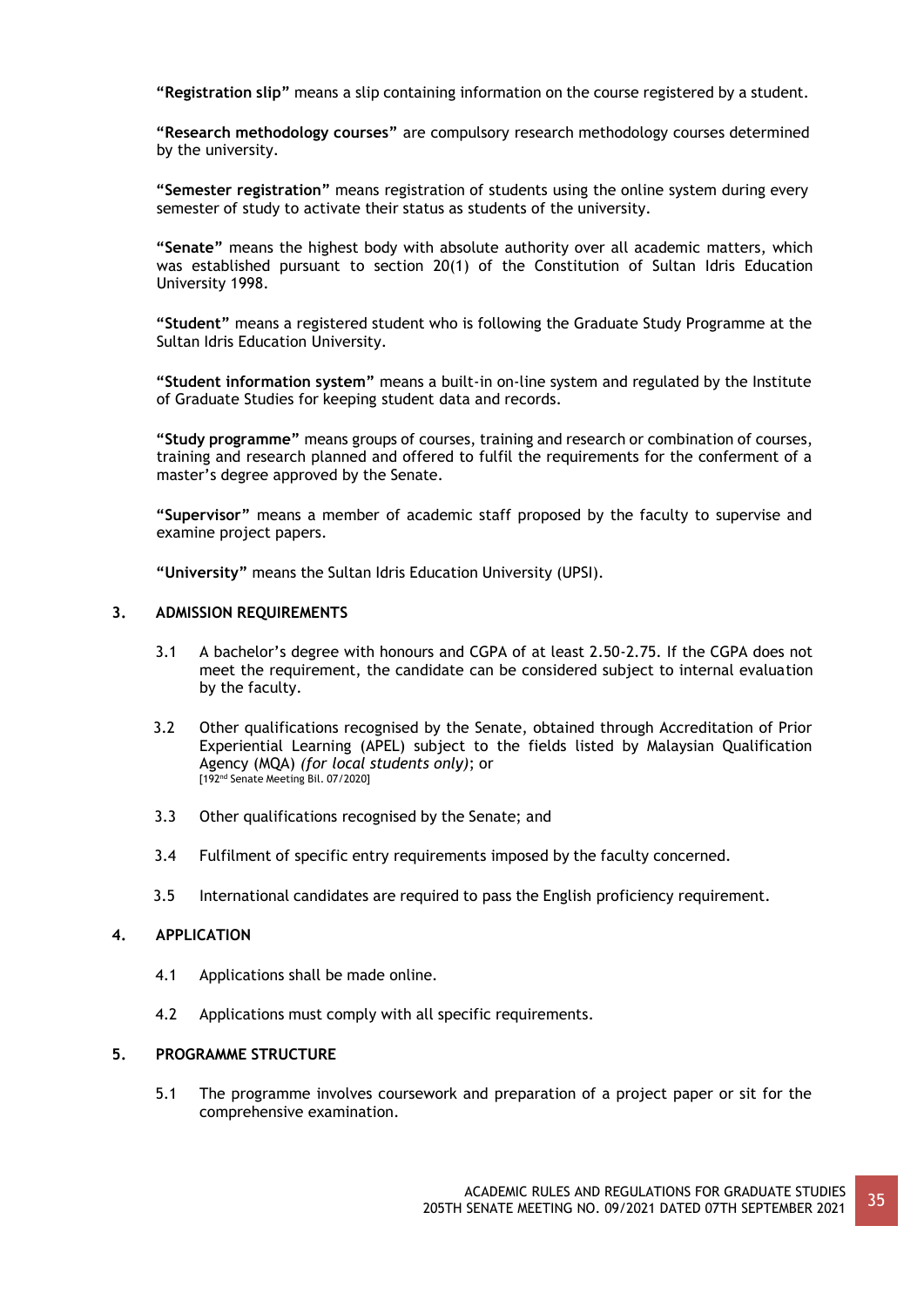**"Registration slip"** means a slip containing information on the course registered by a student.

**"Research methodology courses"** are compulsory research methodology courses determined by the university.

**"Semester registration"** means registration of students using the online system during every semester of study to activate their status as students of the university.

**"Senate"** means the highest body with absolute authority over all academic matters, which was established pursuant to section 20(1) of the Constitution of Sultan Idris Education University 1998.

**"Student"** means a registered student who is following the Graduate Study Programme at the Sultan Idris Education University.

**"Student information system"** means a built-in on-line system and regulated by the Institute of Graduate Studies for keeping student data and records.

**"Study programme"** means groups of courses, training and research or combination of courses, training and research planned and offered to fulfil the requirements for the conferment of a master's degree approved by the Senate.

**"Supervisor"** means a member of academic staff proposed by the faculty to supervise and examine project papers.

**"University"** means the Sultan Idris Education University (UPSI).

## 3. ADMISSION REQUIREMENTS

3.1 A bachelor's degree with honours and CGPA of at least 2.50-2.75. If the CGPA does not meet the requirement, the candidate can be considered subject to internal evaluation by the faculty.

3.2 Other qualifications recognised by the Senate, obtained through Accreditation of Prior Experiential Learning (APEL) subject to the fields listed by Malaysian Qualification Agency (MQA) *(for local students only)*; or
[192nd Senate Meeting Bil. 07/2020]

3.3 Other qualifications recognised by the Senate; and

3.4 Fulfilment of specific entry requirements imposed by the faculty concerned.

3.5 International candidates are required to pass the English proficiency requirement.

## 4. APPLICATION

4.1 Applications shall be made online.

4.2 Applications must comply with all specific requirements.

## 5. PROGRAMME STRUCTURE

5.1 The programme involves coursework and preparation of a project paper or sit for the comprehensive examination.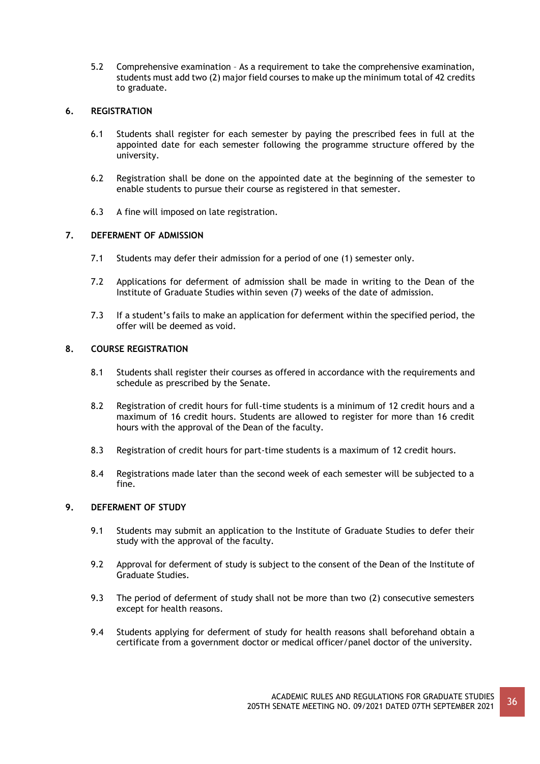5.2 Comprehensive examination – As a requirement to take the comprehensive examination, students must add two (2) major field courses to make up the minimum total of 42 credits to graduate.

## 6. REGISTRATION

6.1 Students shall register for each semester by paying the prescribed fees in full at the appointed date for each semester following the programme structure offered by the university.

6.2 Registration shall be done on the appointed date at the beginning of the semester to enable students to pursue their course as registered in that semester.

6.3 A fine will imposed on late registration.

## 7. DEFERMENT OF ADMISSION

7.1 Students may defer their admission for a period of one (1) semester only.

7.2 Applications for deferment of admission shall be made in writing to the Dean of the Institute of Graduate Studies within seven (7) weeks of the date of admission.

7.3 If a student's fails to make an application for deferment within the specified period, the offer will be deemed as void.

## 8. COURSE REGISTRATION

8.1 Students shall register their courses as offered in accordance with the requirements and schedule as prescribed by the Senate.

8.2 Registration of credit hours for full-time students is a minimum of 12 credit hours and a maximum of 16 credit hours. Students are allowed to register for more than 16 credit hours with the approval of the Dean of the faculty.

8.3 Registration of credit hours for part-time students is a maximum of 12 credit hours.

8.4 Registrations made later than the second week of each semester will be subjected to a fine.

## 9. DEFERMENT OF STUDY

9.1 Students may submit an application to the Institute of Graduate Studies to defer their study with the approval of the faculty.

9.2 Approval for deferment of study is subject to the consent of the Dean of the Institute of Graduate Studies.

9.3 The period of deferment of study shall not be more than two (2) consecutive semesters except for health reasons.

9.4 Students applying for deferment of study for health reasons shall beforehand obtain a certificate from a government doctor or medical officer/panel doctor of the university.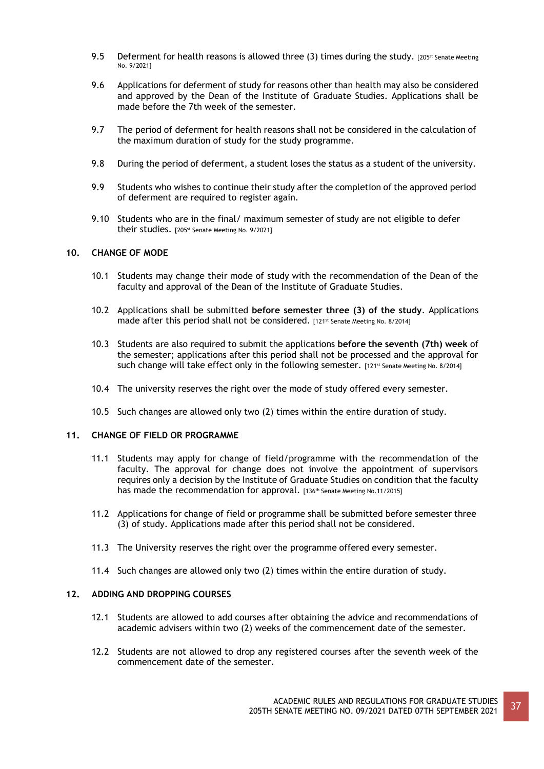9.5 Deferment for health reasons is allowed three (3) times during the study. [205st Senate Meeting No. 9/2021]

9.6 Applications for deferment of study for reasons other than health may also be considered and approved by the Dean of the Institute of Graduate Studies. Applications shall be made before the 7th week of the semester.

9.7 The period of deferment for health reasons shall not be considered in the calculation of the maximum duration of study for the study programme.

9.8 During the period of deferment, a student loses the status as a student of the university.

9.9 Students who wishes to continue their study after the completion of the approved period of deferment are required to register again.

9.10 Students who are in the final/ maximum semester of study are not eligible to defer their studies. [205st Senate Meeting No. 9/2021]

## 10. CHANGE OF MODE

10.1 Students may change their mode of study with the recommendation of the Dean of the faculty and approval of the Dean of the Institute of Graduate Studies.

10.2 Applications shall be submitted **before semester three (3) of the study**. Applications made after this period shall not be considered. [121st Senate Meeting No. 8/2014]

10.3 Students are also required to submit the applications **before the seventh (7th) week** of the semester; applications after this period shall not be processed and the approval for such change will take effect only in the following semester. [121st Senate Meeting No. 8/2014]

10.4 The university reserves the right over the mode of study offered every semester.

10.5 Such changes are allowed only two (2) times within the entire duration of study.

## 11. CHANGE OF FIELD OR PROGRAMME

11.1 Students may apply for change of field/programme with the recommendation of the faculty. The approval for change does not involve the appointment of supervisors requires only a decision by the Institute of Graduate Studies on condition that the faculty has made the recommendation for approval. [136th Senate Meeting No.11/2015]

11.2 Applications for change of field or programme shall be submitted before semester three (3) of study. Applications made after this period shall not be considered.

11.3 The University reserves the right over the programme offered every semester.

11.4 Such changes are allowed only two (2) times within the entire duration of study.

## 12. ADDING AND DROPPING COURSES

12.1 Students are allowed to add courses after obtaining the advice and recommendations of academic advisers within two (2) weeks of the commencement date of the semester.

12.2 Students are not allowed to drop any registered courses after the seventh week of the commencement date of the semester.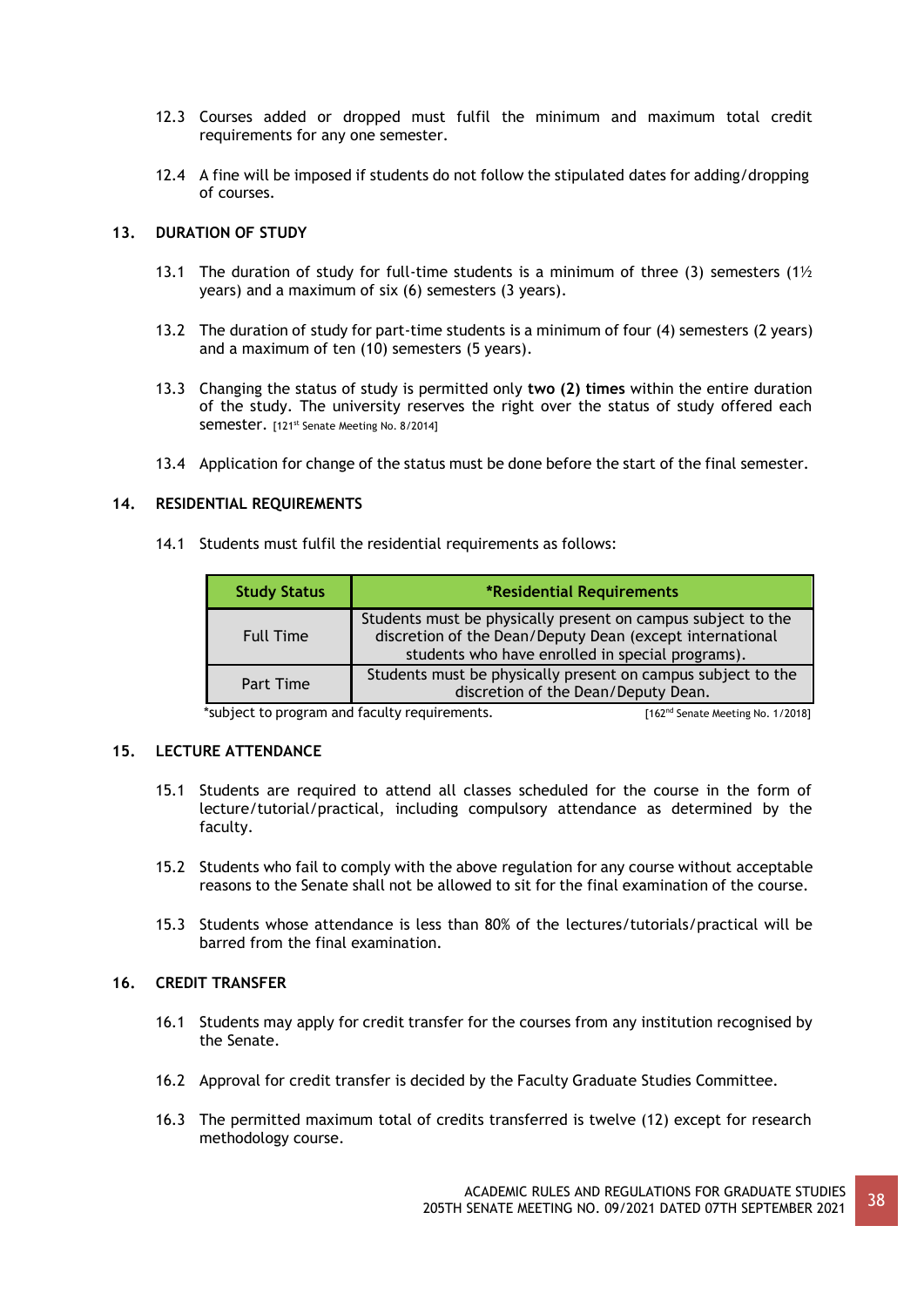12.3 Courses added or dropped must fulfil the minimum and maximum total credit requirements for any one semester.

12.4 A fine will be imposed if students do not follow the stipulated dates for adding/dropping of courses.

## 13. DURATION OF STUDY

13.1 The duration of study for full-time students is a minimum of three (3) semesters (1½ years) and a maximum of six (6) semesters (3 years).

13.2 The duration of study for part-time students is a minimum of four (4) semesters (2 years) and a maximum of ten (10) semesters (5 years).

13.3 Changing the status of study is permitted only **two (2) times** within the entire duration of the study. The university reserves the right over the status of study offered each semester. [121st Senate Meeting No. 8/2014]

13.4 Application for change of the status must be done before the start of the final semester.

## 14. RESIDENTIAL REQUIREMENTS

14.1 Students must fulfil the residential requirements as follows:

| Study Status | *Residential Requirements |
|---|---|
| Full Time | Students must be physically present on campus subject to the discretion of the Dean/Deputy Dean (except international students who have enrolled in special programs). |
| Part Time | Students must be physically present on campus subject to the discretion of the Dean/Deputy Dean. |

*subject to program and faculty requirements. [162nd Senate Meeting No. 1/2018]

## 15. LECTURE ATTENDANCE

15.1 Students are required to attend all classes scheduled for the course in the form of lecture/tutorial/practical, including compulsory attendance as determined by the faculty.

15.2 Students who fail to comply with the above regulation for any course without acceptable reasons to the Senate shall not be allowed to sit for the final examination of the course.

15.3 Students whose attendance is less than 80% of the lectures/tutorials/practical will be barred from the final examination.

## 16. CREDIT TRANSFER

16.1 Students may apply for credit transfer for the courses from any institution recognised by the Senate.

16.2 Approval for credit transfer is decided by the Faculty Graduate Studies Committee.

16.3 The permitted maximum total of credits transferred is twelve (12) except for research methodology course.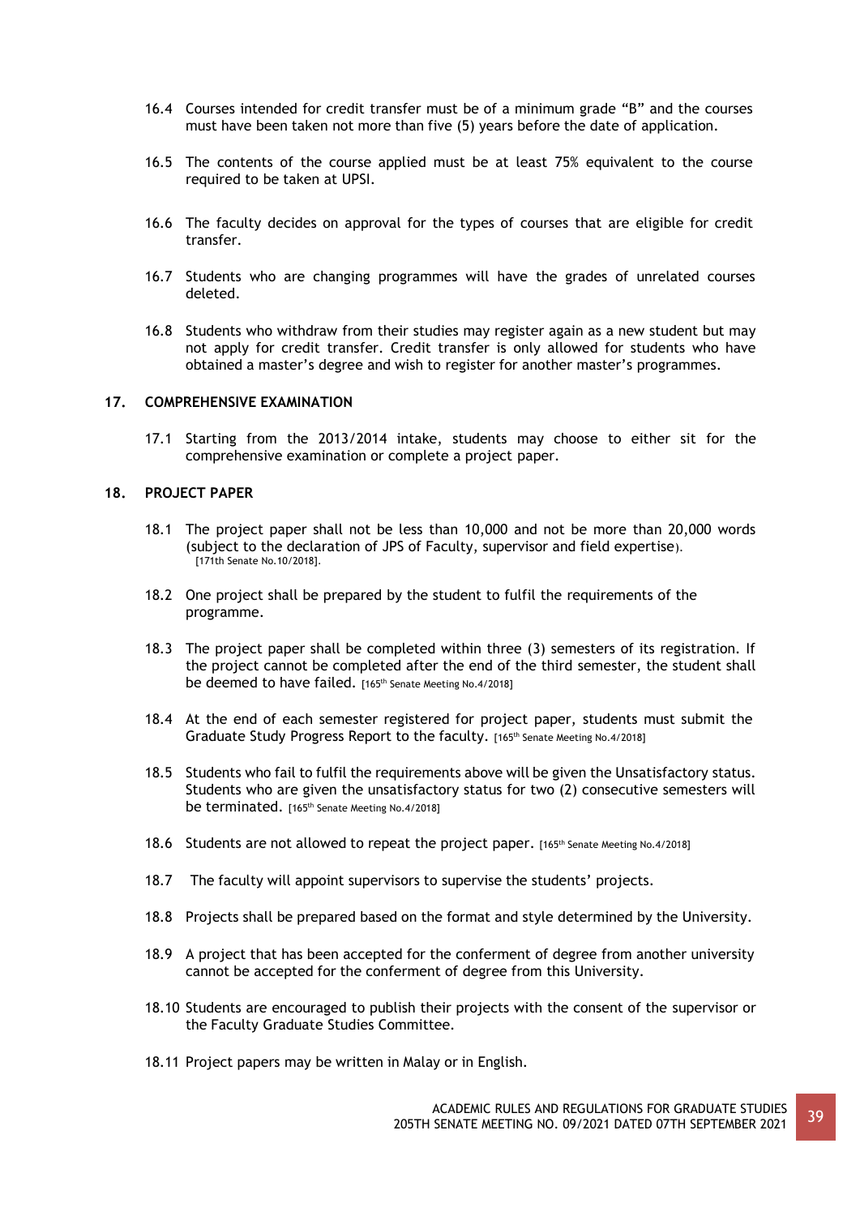16.4 Courses intended for credit transfer must be of a minimum grade "B" and the courses must have been taken not more than five (5) years before the date of application.

16.5 The contents of the course applied must be at least 75% equivalent to the course required to be taken at UPSI.

16.6 The faculty decides on approval for the types of courses that are eligible for credit transfer.

16.7 Students who are changing programmes will have the grades of unrelated courses deleted.

16.8 Students who withdraw from their studies may register again as a new student but may not apply for credit transfer. Credit transfer is only allowed for students who have obtained a master's degree and wish to register for another master's programmes.

## 17. COMPREHENSIVE EXAMINATION

17.1 Starting from the 2013/2014 intake, students may choose to either sit for the comprehensive examination or complete a project paper.

## 18. PROJECT PAPER

18.1 The project paper shall not be less than 10,000 and not be more than 20,000 words (subject to the declaration of JPS of Faculty, supervisor and field expertise). [171th Senate No.10/2018].

18.2 One project shall be prepared by the student to fulfil the requirements of the programme.

18.3 The project paper shall be completed within three (3) semesters of its registration. If the project cannot be completed after the end of the third semester, the student shall be deemed to have failed. [165th Senate Meeting No.4/2018]

18.4 At the end of each semester registered for project paper, students must submit the Graduate Study Progress Report to the faculty. [165th Senate Meeting No.4/2018]

18.5 Students who fail to fulfil the requirements above will be given the Unsatisfactory status. Students who are given the unsatisfactory status for two (2) consecutive semesters will be terminated. [165th Senate Meeting No.4/2018]

18.6 Students are not allowed to repeat the project paper. [165th Senate Meeting No.4/2018]

18.7 The faculty will appoint supervisors to supervise the students' projects.

18.8 Projects shall be prepared based on the format and style determined by the University.

18.9 A project that has been accepted for the conferment of degree from another university cannot be accepted for the conferment of degree from this University.

18.10 Students are encouraged to publish their projects with the consent of the supervisor or the Faculty Graduate Studies Committee.

18.11 Project papers may be written in Malay or in English.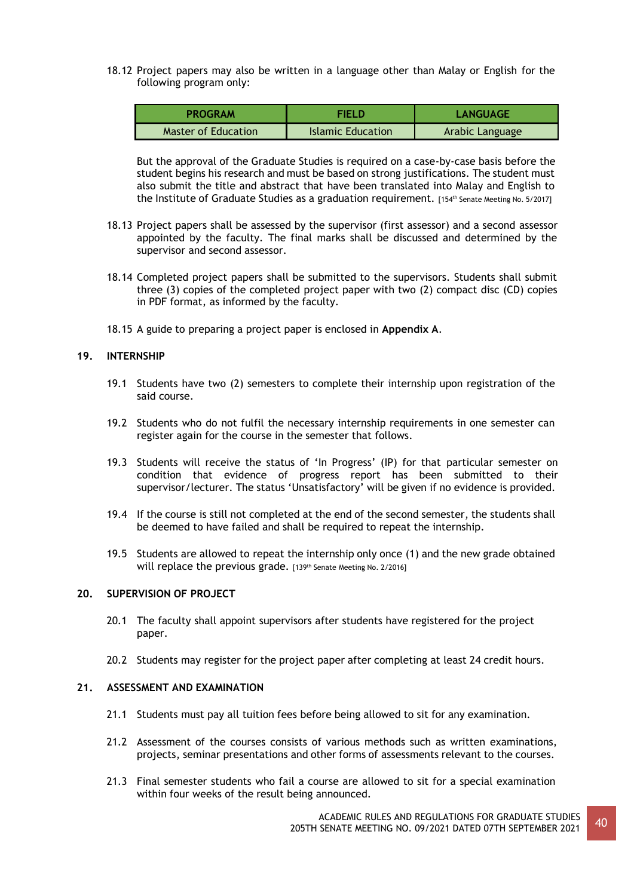18.12 Project papers may also be written in a language other than Malay or English for the following program only:

| PROGRAM | FIELD | LANGUAGE |
|---|---|---|
| Master of Education | Islamic Education | Arabic Language |

But the approval of the Graduate Studies is required on a case-by-case basis before the student begins his research and must be based on strong justifications. The student must also submit the title and abstract that have been translated into Malay and English to the Institute of Graduate Studies as a graduation requirement. [154th Senate Meeting No. 5/2017]

18.13 Project papers shall be assessed by the supervisor (first assessor) and a second assessor appointed by the faculty. The final marks shall be discussed and determined by the supervisor and second assessor.

18.14 Completed project papers shall be submitted to the supervisors. Students shall submit three (3) copies of the completed project paper with two (2) compact disc (CD) copies in PDF format, as informed by the faculty.

18.15 A guide to preparing a project paper is enclosed in **Appendix A**.

## 19. INTERNSHIP

19.1 Students have two (2) semesters to complete their internship upon registration of the said course.

19.2 Students who do not fulfil the necessary internship requirements in one semester can register again for the course in the semester that follows.

19.3 Students will receive the status of 'In Progress' (IP) for that particular semester on condition that evidence of progress report has been submitted to their supervisor/lecturer. The status 'Unsatisfactory' will be given if no evidence is provided.

19.4 If the course is still not completed at the end of the second semester, the students shall be deemed to have failed and shall be required to repeat the internship.

19.5 Students are allowed to repeat the internship only once (1) and the new grade obtained will replace the previous grade. [139th Senate Meeting No. 2/2016]

## 20. SUPERVISION OF PROJECT

20.1 The faculty shall appoint supervisors after students have registered for the project paper.

20.2 Students may register for the project paper after completing at least 24 credit hours.

## 21. ASSESSMENT AND EXAMINATION

21.1 Students must pay all tuition fees before being allowed to sit for any examination.

21.2 Assessment of the courses consists of various methods such as written examinations, projects, seminar presentations and other forms of assessments relevant to the courses.

21.3 Final semester students who fail a course are allowed to sit for a special examination within four weeks of the result being announced.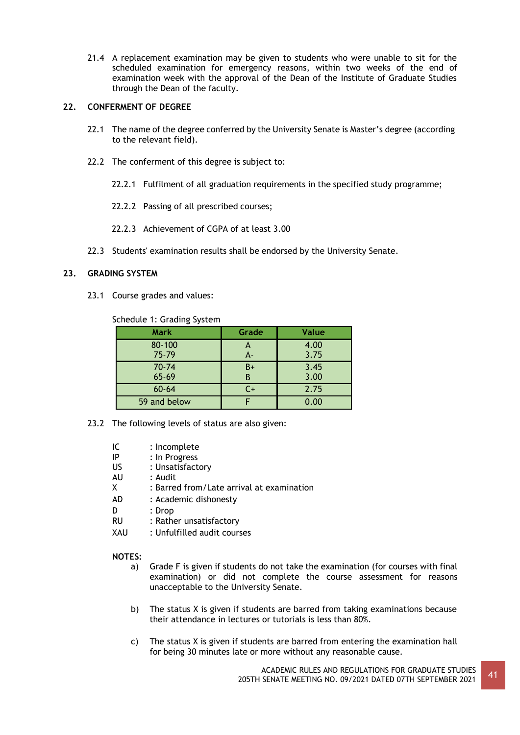21.4 A replacement examination may be given to students who were unable to sit for the scheduled examination for emergency reasons, within two weeks of the end of examination week with the approval of the Dean of the Institute of Graduate Studies through the Dean of the faculty.

## 22. CONFERMENT OF DEGREE

22.1 The name of the degree conferred by the University Senate is Master's degree (according to the relevant field).

22.2 The conferment of this degree is subject to:

22.2.1 Fulfilment of all graduation requirements in the specified study programme;

22.2.2 Passing of all prescribed courses;

22.2.3 Achievement of CGPA of at least 3.00

22.3 Students' examination results shall be endorsed by the University Senate.

## 23. GRADING SYSTEM

23.1 Course grades and values:

Schedule 1: Grading System

| Mark | Grade | Value |
|---|---|---|
| 80-100 | A | 4.00 |
| 75-79 | A- | 3.75 |
| 70-74 | B+ | 3.45 |
| 65-69 | B | 3.00 |
| 60-64 | C+ | 2.75 |
| 59 and below | F | 0.00 |

23.2 The following levels of status are also given:

- IC : Incomplete
- IP : In Progress
- US : Unsatisfactory
- AU : Audit
- X : Barred from/Late arrival at examination
- AD : Academic dishonesty
- D : Drop
- RU : Rather unsatisfactory
- XAU : Unfulfilled audit courses

**NOTES:**

a) Grade F is given if students do not take the examination (for courses with final examination) or did not complete the course assessment for reasons unacceptable to the University Senate.

b) The status X is given if students are barred from taking examinations because their attendance in lectures or tutorials is less than 80%.

c) The status X is given if students are barred from entering the examination hall for being 30 minutes late or more without any reasonable cause.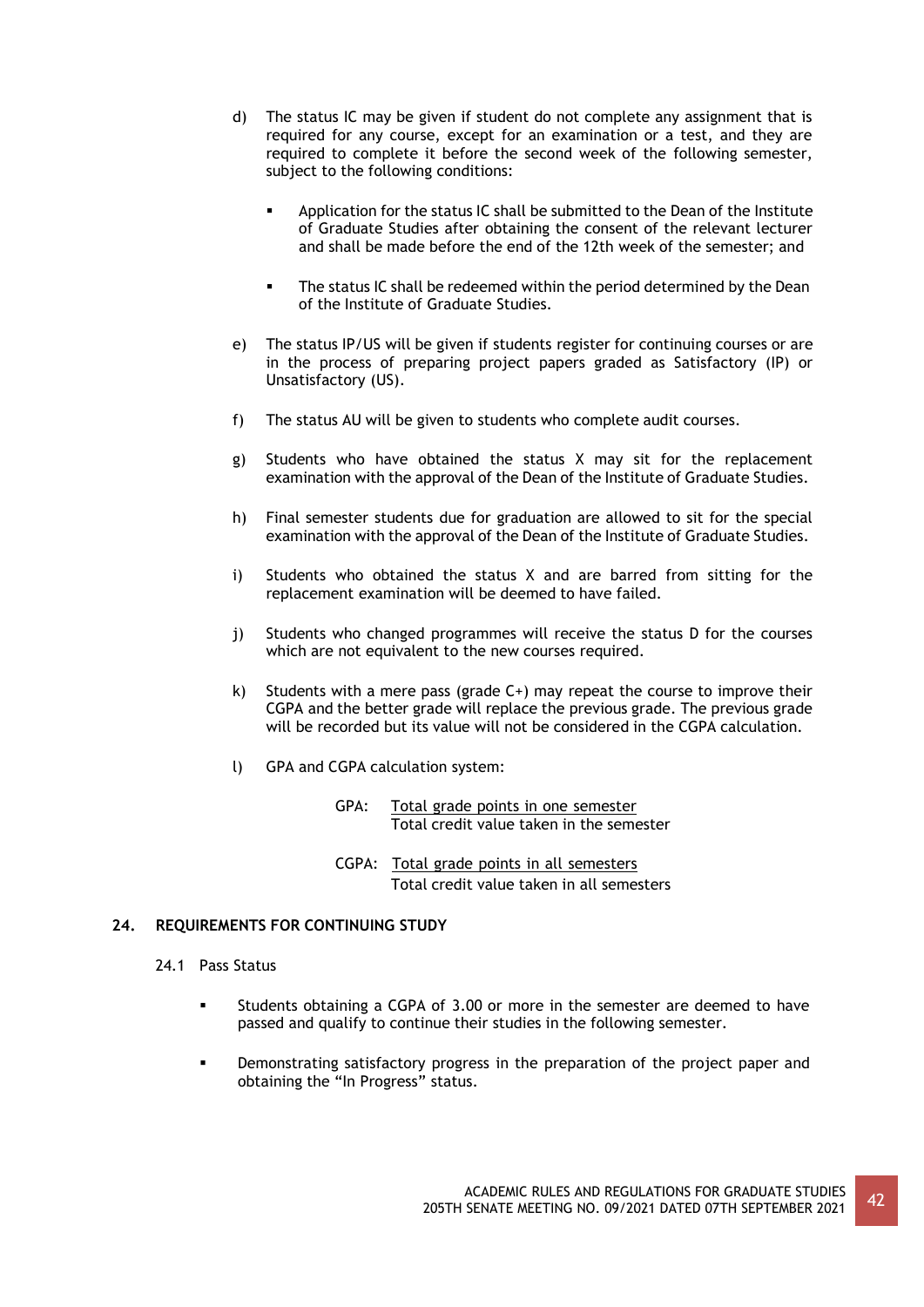d) The status IC may be given if student do not complete any assignment that is required for any course, except for an examination or a test, and they are required to complete it before the second week of the following semester, subject to the following conditions:

   - Application for the status IC shall be submitted to the Dean of the Institute of Graduate Studies after obtaining the consent of the relevant lecturer and shall be made before the end of the 12th week of the semester; and

   - The status IC shall be redeemed within the period determined by the Dean of the Institute of Graduate Studies.

e) The status IP/US will be given if students register for continuing courses or are in the process of preparing project papers graded as Satisfactory (IP) or Unsatisfactory (US).

f) The status AU will be given to students who complete audit courses.

g) Students who have obtained the status X may sit for the replacement examination with the approval of the Dean of the Institute of Graduate Studies.

h) Final semester students due for graduation are allowed to sit for the special examination with the approval of the Dean of the Institute of Graduate Studies.

i) Students who obtained the status X and are barred from sitting for the replacement examination will be deemed to have failed.

j) Students who changed programmes will receive the status D for the courses which are not equivalent to the new courses required.

k) Students with a mere pass (grade C+) may repeat the course to improve their CGPA and the better grade will replace the previous grade. The previous grade will be recorded but its value will not be considered in the CGPA calculation.

l) GPA and CGPA calculation system:

$$\text{GPA} = \frac{\text{Total grade points in one semester}}{\text{Total credit value taken in the semester}}$$

$$\text{CGPA} = \frac{\text{Total grade points in all semesters}}{\text{Total credit value taken in all semesters}}$$

## 24. REQUIREMENTS FOR CONTINUING STUDY

### 24.1 Pass Status

- Students obtaining a CGPA of 3.00 or more in the semester are deemed to have passed and qualify to continue their studies in the following semester.

- Demonstrating satisfactory progress in the preparation of the project paper and obtaining the "In Progress" status.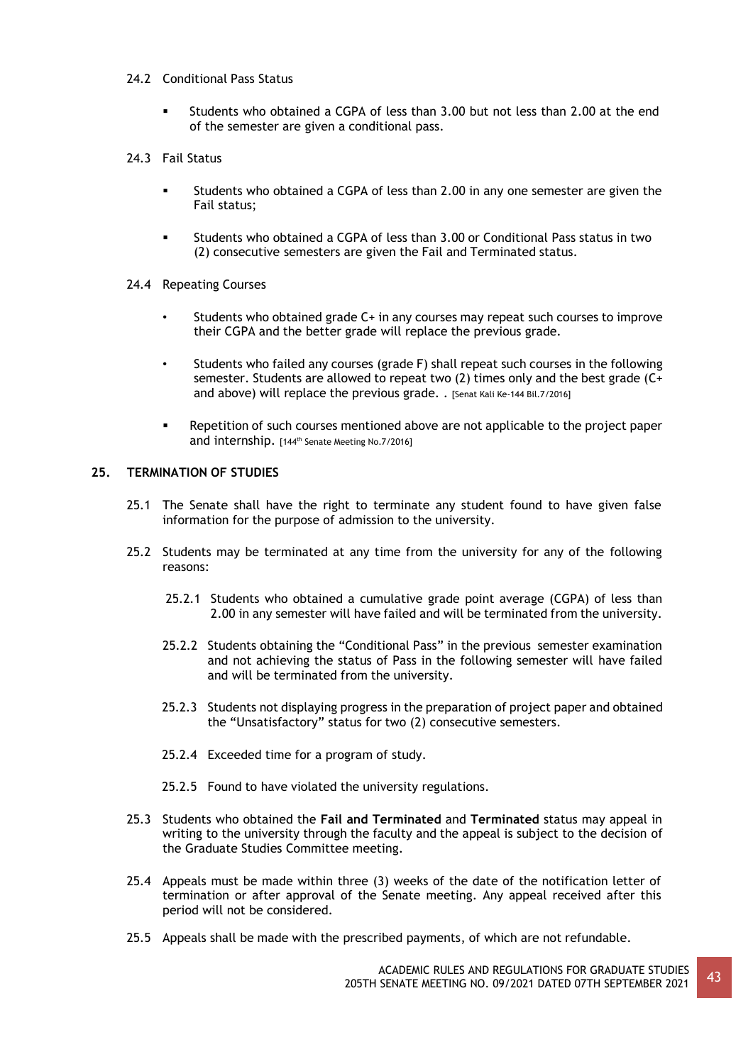24.2 Conditional Pass Status

- Students who obtained a CGPA of less than 3.00 but not less than 2.00 at the end of the semester are given a conditional pass.

24.3 Fail Status

- Students who obtained a CGPA of less than 2.00 in any one semester are given the Fail status;

- Students who obtained a CGPA of less than 3.00 or Conditional Pass status in two (2) consecutive semesters are given the Fail and Terminated status.

24.4 Repeating Courses

- Students who obtained grade C+ in any courses may repeat such courses to improve their CGPA and the better grade will replace the previous grade.

- Students who failed any courses (grade F) shall repeat such courses in the following semester. Students are allowed to repeat two (2) times only and the best grade (C+ and above) will replace the previous grade. . [Senat Kali Ke-144 Bil.7/2016]

- Repetition of such courses mentioned above are not applicable to the project paper and internship. [144th Senate Meeting No.7/2016]

## 25. TERMINATION OF STUDIES

25.1 The Senate shall have the right to terminate any student found to have given false information for the purpose of admission to the university.

25.2 Students may be terminated at any time from the university for any of the following reasons:

25.2.1 Students who obtained a cumulative grade point average (CGPA) of less than 2.00 in any semester will have failed and will be terminated from the university.

25.2.2 Students obtaining the “Conditional Pass” in the previous semester examination and not achieving the status of Pass in the following semester will have failed and will be terminated from the university.

25.2.3 Students not displaying progress in the preparation of project paper and obtained the “Unsatisfactory” status for two (2) consecutive semesters.

25.2.4 Exceeded time for a program of study.

25.2.5 Found to have violated the university regulations.

25.3 Students who obtained the **Fail and Terminated** and **Terminated** status may appeal in writing to the university through the faculty and the appeal is subject to the decision of the Graduate Studies Committee meeting.

25.4 Appeals must be made within three (3) weeks of the date of the notification letter of termination or after approval of the Senate meeting. Any appeal received after this period will not be considered.

25.5 Appeals shall be made with the prescribed payments, of which are not refundable.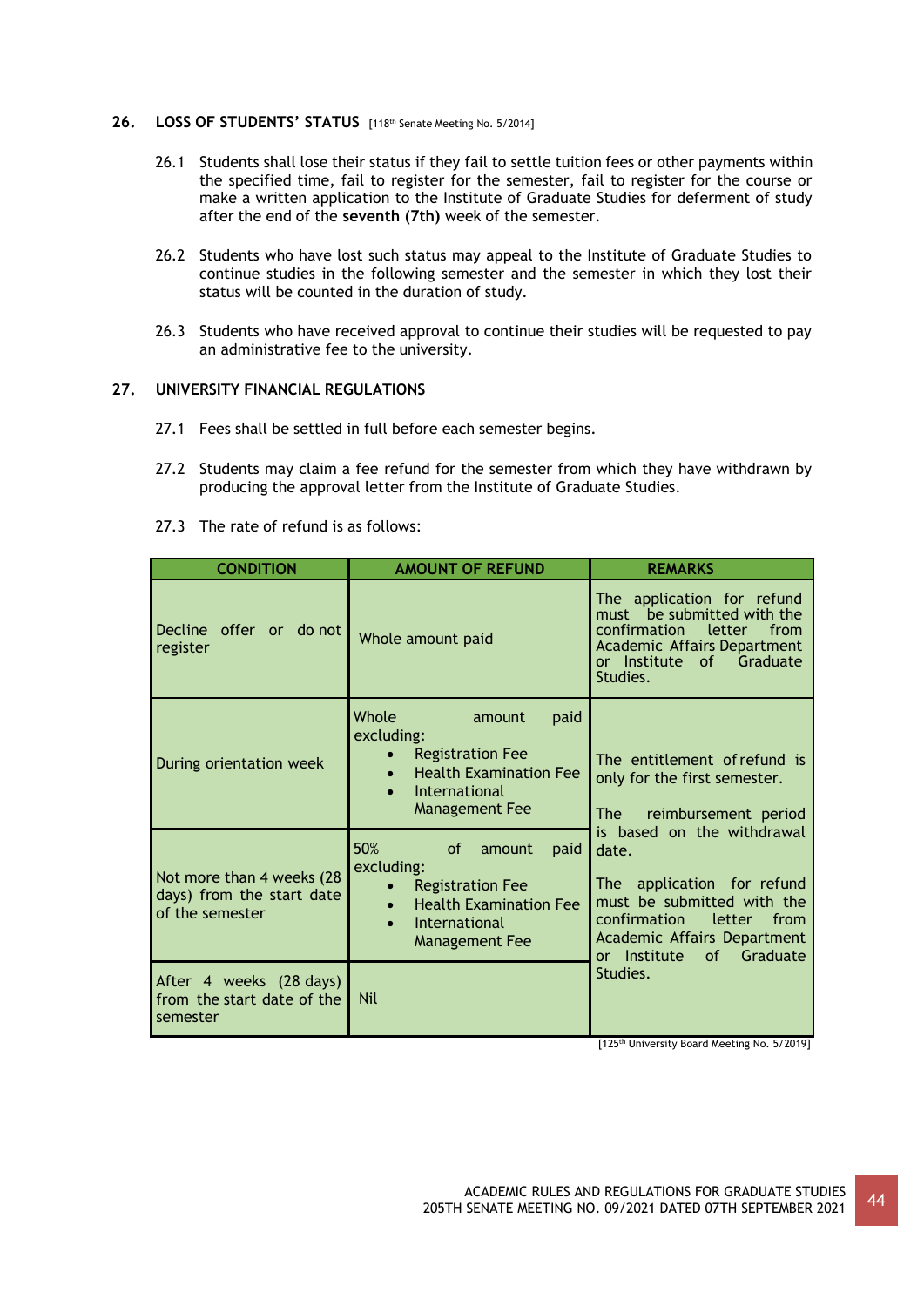## 26. LOSS OF STUDENTS' STATUS [118th Senate Meeting No. 5/2014]

26.1 Students shall lose their status if they fail to settle tuition fees or other payments within the specified time, fail to register for the semester, fail to register for the course or make a written application to the Institute of Graduate Studies for deferment of study after the end of the **seventh (7th)** week of the semester.

26.2 Students who have lost such status may appeal to the Institute of Graduate Studies to continue studies in the following semester and the semester in which they lost their status will be counted in the duration of study.

26.3 Students who have received approval to continue their studies will be requested to pay an administrative fee to the university.

## 27. UNIVERSITY FINANCIAL REGULATIONS

27.1 Fees shall be settled in full before each semester begins.

27.2 Students may claim a fee refund for the semester from which they have withdrawn by producing the approval letter from the Institute of Graduate Studies.

27.3 The rate of refund is as follows:

| CONDITION | AMOUNT OF REFUND | REMARKS |
|---|---|---|
| Decline offer or do not register | Whole amount paid | The application for refund must be submitted with the confirmation letter from Academic Affairs Department or Institute of Graduate Studies. |
| During orientation week | Whole amount paid excluding:<br>• Registration Fee<br>• Health Examination Fee<br>• International Management Fee | The entitlement of refund is only for the first semester.<br><br>The reimbursement period is based on the withdrawal date.<br><br>The application for refund must be submitted with the confirmation letter from Academic Affairs Department or Institute of Graduate Studies. |
| Not more than 4 weeks (28 days) from the start date of the semester | 50% of amount paid excluding:<br>• Registration Fee<br>• Health Examination Fee<br>• International Management Fee | |
| After 4 weeks (28 days) from the start date of the semester | Nil | |

[125th University Board Meeting No. 5/2019]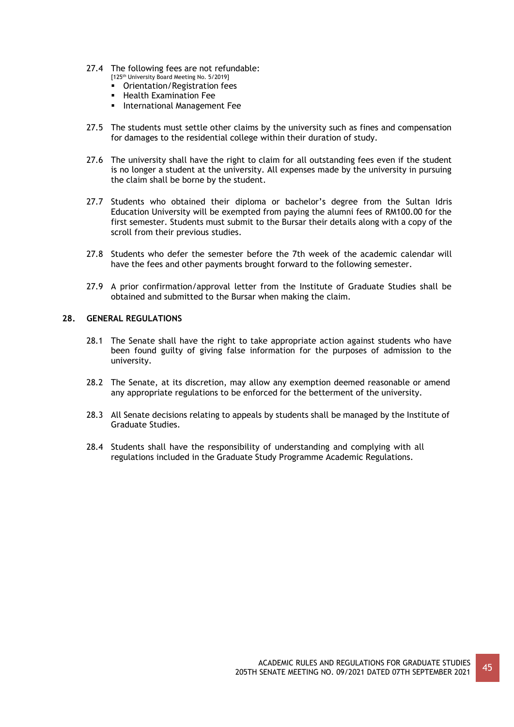27.4 The following fees are not refundable:
[125th University Board Meeting No. 5/2019]

- Orientation/Registration fees
- Health Examination Fee
- International Management Fee

27.5 The students must settle other claims by the university such as fines and compensation for damages to the residential college within their duration of study.

27.6 The university shall have the right to claim for all outstanding fees even if the student is no longer a student at the university. All expenses made by the university in pursuing the claim shall be borne by the student.

27.7 Students who obtained their diploma or bachelor's degree from the Sultan Idris Education University will be exempted from paying the alumni fees of RM100.00 for the first semester. Students must submit to the Bursar their details along with a copy of the scroll from their previous studies.

27.8 Students who defer the semester before the 7th week of the academic calendar will have the fees and other payments brought forward to the following semester.

27.9 A prior confirmation/approval letter from the Institute of Graduate Studies shall be obtained and submitted to the Bursar when making the claim.

## 28. GENERAL REGULATIONS

28.1 The Senate shall have the right to take appropriate action against students who have been found guilty of giving false information for the purposes of admission to the university.

28.2 The Senate, at its discretion, may allow any exemption deemed reasonable or amend any appropriate regulations to be enforced for the betterment of the university.

28.3 All Senate decisions relating to appeals by students shall be managed by the Institute of Graduate Studies.

28.4 Students shall have the responsibility of understanding and complying with all regulations included in the Graduate Study Programme Academic Regulations.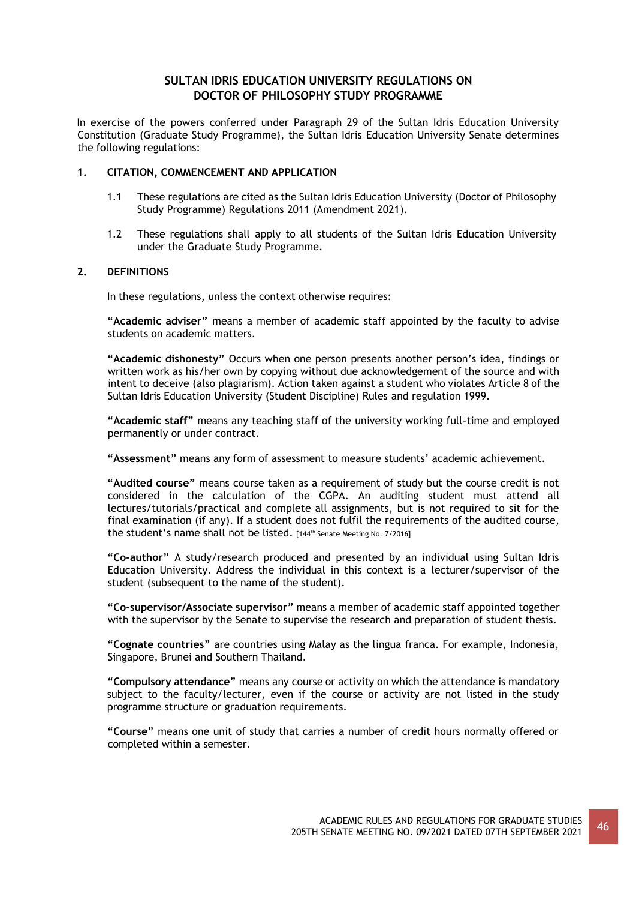## SULTAN IDRIS EDUCATION UNIVERSITY REGULATIONS ON DOCTOR OF PHILOSOPHY STUDY PROGRAMME

In exercise of the powers conferred under Paragraph 29 of the Sultan Idris Education University Constitution (Graduate Study Programme), the Sultan Idris Education University Senate determines the following regulations:

### 1. CITATION, COMMENCEMENT AND APPLICATION

1.1 These regulations are cited as the Sultan Idris Education University (Doctor of Philosophy Study Programme) Regulations 2011 (Amendment 2021).

1.2 These regulations shall apply to all students of the Sultan Idris Education University under the Graduate Study Programme.

### 2. DEFINITIONS

In these regulations, unless the context otherwise requires:

**"Academic adviser"** means a member of academic staff appointed by the faculty to advise students on academic matters.

**"Academic dishonesty"** Occurs when one person presents another person's idea, findings or written work as his/her own by copying without due acknowledgement of the source and with intent to deceive (also plagiarism). Action taken against a student who violates Article 8 of the Sultan Idris Education University (Student Discipline) Rules and regulation 1999.

**"Academic staff"** means any teaching staff of the university working full-time and employed permanently or under contract.

**"Assessment"** means any form of assessment to measure students' academic achievement.

**"Audited course"** means course taken as a requirement of study but the course credit is not considered in the calculation of the CGPA. An auditing student must attend all lectures/tutorials/practical and complete all assignments, but is not required to sit for the final examination (if any). If a student does not fulfil the requirements of the audited course, the student's name shall not be listed. [144th Senate Meeting No. 7/2016]

**"Co-author"** A study/research produced and presented by an individual using Sultan Idris Education University. Address the individual in this context is a lecturer/supervisor of the student (subsequent to the name of the student).

**"Co-supervisor/Associate supervisor"** means a member of academic staff appointed together with the supervisor by the Senate to supervise the research and preparation of student thesis.

**"Cognate countries"** are countries using Malay as the lingua franca. For example, Indonesia, Singapore, Brunei and Southern Thailand.

**"Compulsory attendance"** means any course or activity on which the attendance is mandatory subject to the faculty/lecturer, even if the course or activity are not listed in the study programme structure or graduation requirements.

**"Course"** means one unit of study that carries a number of credit hours normally offered or completed within a semester.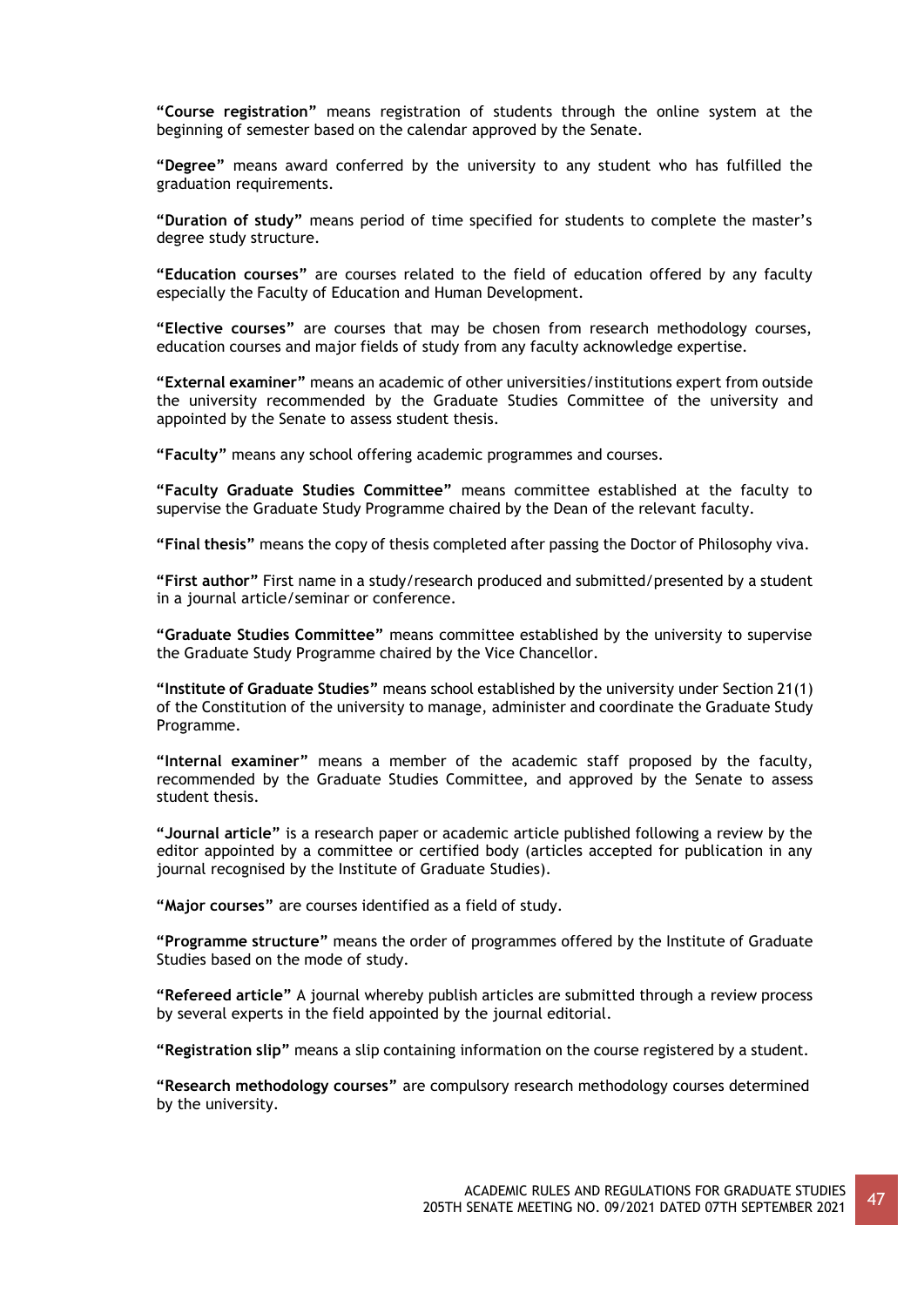**“Course registration”** means registration of students through the online system at the beginning of semester based on the calendar approved by the Senate.

**“Degree”** means award conferred by the university to any student who has fulfilled the graduation requirements.

**“Duration of study”** means period of time specified for students to complete the master’s degree study structure.

**“Education courses”** are courses related to the field of education offered by any faculty especially the Faculty of Education and Human Development.

**“Elective courses”** are courses that may be chosen from research methodology courses, education courses and major fields of study from any faculty acknowledge expertise.

**“External examiner”** means an academic of other universities/institutions expert from outside the university recommended by the Graduate Studies Committee of the university and appointed by the Senate to assess student thesis.

**“Faculty”** means any school offering academic programmes and courses.

**“Faculty Graduate Studies Committee”** means committee established at the faculty to supervise the Graduate Study Programme chaired by the Dean of the relevant faculty.

**“Final thesis”** means the copy of thesis completed after passing the Doctor of Philosophy viva.

**“First author”** First name in a study/research produced and submitted/presented by a student in a journal article/seminar or conference.

**“Graduate Studies Committee”** means committee established by the university to supervise the Graduate Study Programme chaired by the Vice Chancellor.

**“Institute of Graduate Studies”** means school established by the university under Section 21(1) of the Constitution of the university to manage, administer and coordinate the Graduate Study Programme.

**“Internal examiner”** means a member of the academic staff proposed by the faculty, recommended by the Graduate Studies Committee, and approved by the Senate to assess student thesis.

**“Journal article”** is a research paper or academic article published following a review by the editor appointed by a committee or certified body (articles accepted for publication in any journal recognised by the Institute of Graduate Studies).

**“Major courses”** are courses identified as a field of study.

**“Programme structure”** means the order of programmes offered by the Institute of Graduate Studies based on the mode of study.

**“Refereed article”** A journal whereby publish articles are submitted through a review process by several experts in the field appointed by the journal editorial.

**“Registration slip”** means a slip containing information on the course registered by a student.

**“Research methodology courses”** are compulsory research methodology courses determined by the university.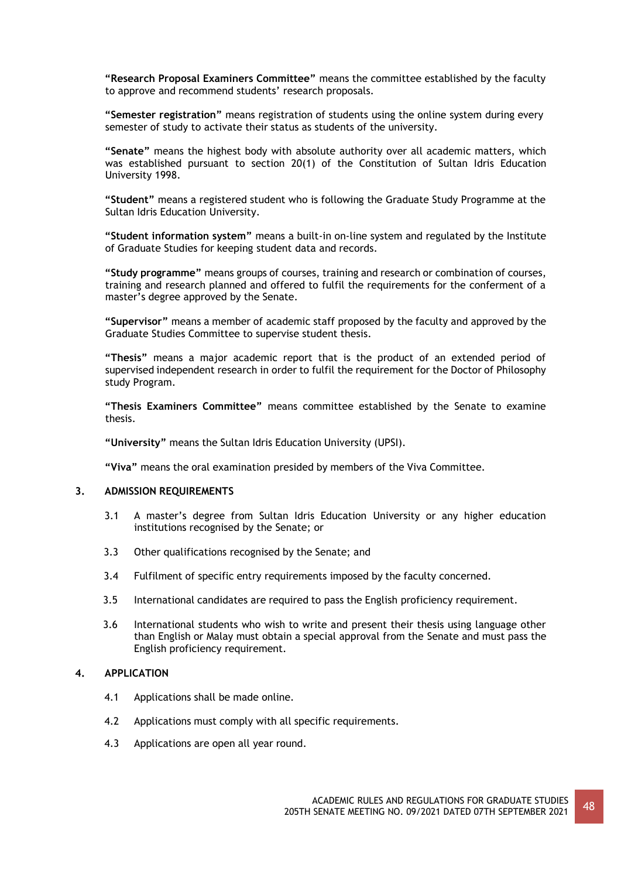**"Research Proposal Examiners Committee"** means the committee established by the faculty to approve and recommend students' research proposals.

**"Semester registration"** means registration of students using the online system during every semester of study to activate their status as students of the university.

**"Senate"** means the highest body with absolute authority over all academic matters, which was established pursuant to section 20(1) of the Constitution of Sultan Idris Education University 1998.

**"Student"** means a registered student who is following the Graduate Study Programme at the Sultan Idris Education University.

**"Student information system"** means a built-in on-line system and regulated by the Institute of Graduate Studies for keeping student data and records.

**"Study programme"** means groups of courses, training and research or combination of courses, training and research planned and offered to fulfil the requirements for the conferment of a master's degree approved by the Senate.

**"Supervisor"** means a member of academic staff proposed by the faculty and approved by the Graduate Studies Committee to supervise student thesis.

**"Thesis"** means a major academic report that is the product of an extended period of supervised independent research in order to fulfil the requirement for the Doctor of Philosophy study Program.

**"Thesis Examiners Committee"** means committee established by the Senate to examine thesis.

**"University"** means the Sultan Idris Education University (UPSI).

**"Viva"** means the oral examination presided by members of the Viva Committee.

## 3. ADMISSION REQUIREMENTS

3.1 A master's degree from Sultan Idris Education University or any higher education institutions recognised by the Senate; or

3.3 Other qualifications recognised by the Senate; and

3.4 Fulfilment of specific entry requirements imposed by the faculty concerned.

3.5 International candidates are required to pass the English proficiency requirement.

3.6 International students who wish to write and present their thesis using language other than English or Malay must obtain a special approval from the Senate and must pass the English proficiency requirement.

## 4. APPLICATION

4.1 Applications shall be made online.

4.2 Applications must comply with all specific requirements.

4.3 Applications are open all year round.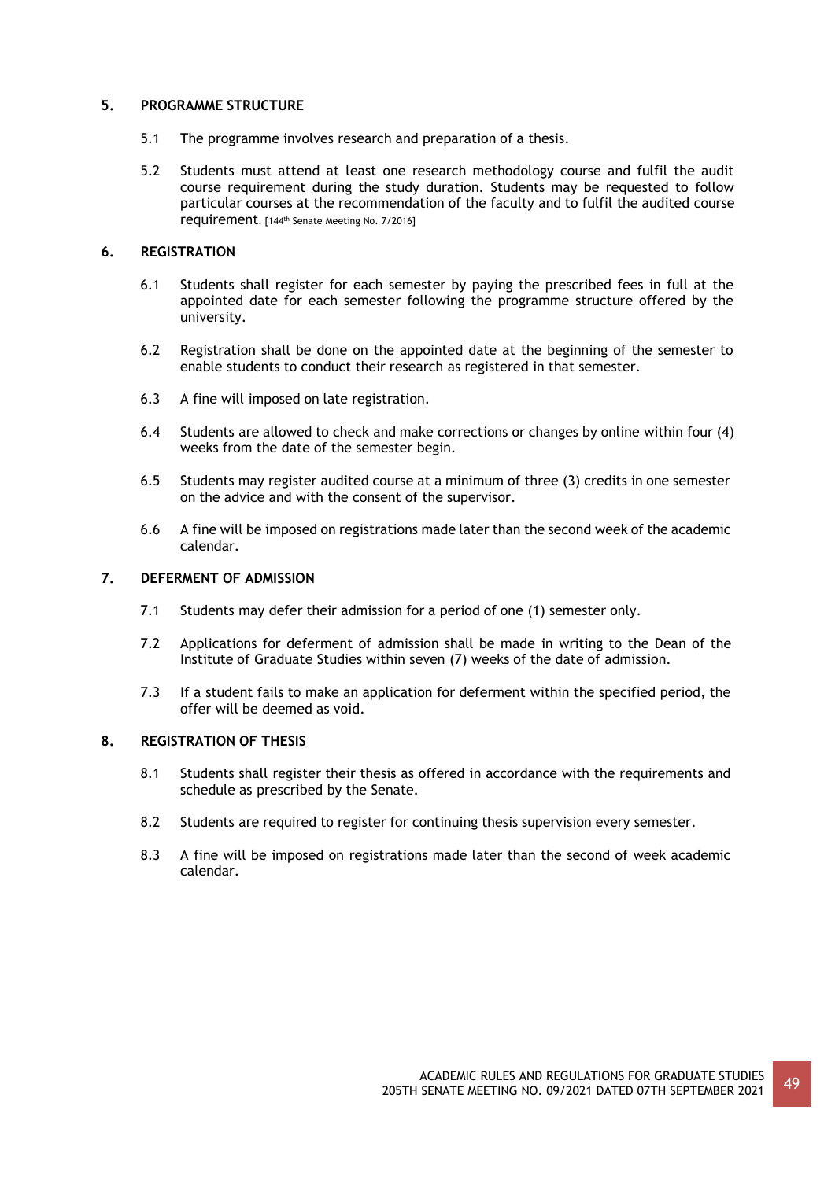## 5. PROGRAMME STRUCTURE

5.1 The programme involves research and preparation of a thesis.

5.2 Students must attend at least one research methodology course and fulfil the audit course requirement during the study duration. Students may be requested to follow particular courses at the recommendation of the faculty and to fulfil the audited course requirement. [144th Senate Meeting No. 7/2016]

## 6. REGISTRATION

6.1 Students shall register for each semester by paying the prescribed fees in full at the appointed date for each semester following the programme structure offered by the university.

6.2 Registration shall be done on the appointed date at the beginning of the semester to enable students to conduct their research as registered in that semester.

6.3 A fine will imposed on late registration.

6.4 Students are allowed to check and make corrections or changes by online within four (4) weeks from the date of the semester begin.

6.5 Students may register audited course at a minimum of three (3) credits in one semester on the advice and with the consent of the supervisor.

6.6 A fine will be imposed on registrations made later than the second week of the academic calendar.

## 7. DEFERMENT OF ADMISSION

7.1 Students may defer their admission for a period of one (1) semester only.

7.2 Applications for deferment of admission shall be made in writing to the Dean of the Institute of Graduate Studies within seven (7) weeks of the date of admission.

7.3 If a student fails to make an application for deferment within the specified period, the offer will be deemed as void.

## 8. REGISTRATION OF THESIS

8.1 Students shall register their thesis as offered in accordance with the requirements and schedule as prescribed by the Senate.

8.2 Students are required to register for continuing thesis supervision every semester.

8.3 A fine will be imposed on registrations made later than the second of week academic calendar.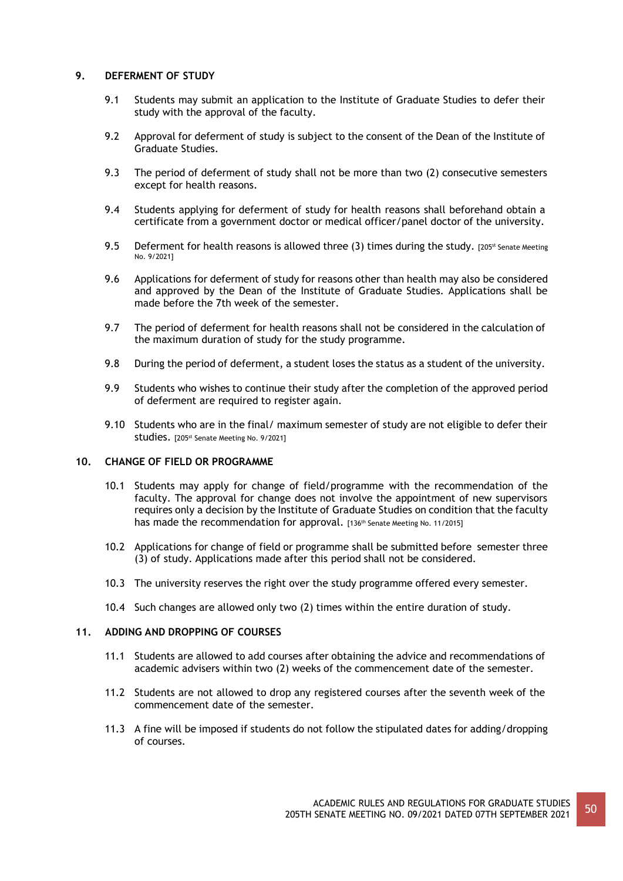## 9. DEFERMENT OF STUDY

9.1 Students may submit an application to the Institute of Graduate Studies to defer their study with the approval of the faculty.

9.2 Approval for deferment of study is subject to the consent of the Dean of the Institute of Graduate Studies.

9.3 The period of deferment of study shall not be more than two (2) consecutive semesters except for health reasons.

9.4 Students applying for deferment of study for health reasons shall beforehand obtain a certificate from a government doctor or medical officer/panel doctor of the university.

9.5 Deferment for health reasons is allowed three (3) times during the study. [205st Senate Meeting No. 9/2021]

9.6 Applications for deferment of study for reasons other than health may also be considered and approved by the Dean of the Institute of Graduate Studies. Applications shall be made before the 7th week of the semester.

9.7 The period of deferment for health reasons shall not be considered in the calculation of the maximum duration of study for the study programme.

9.8 During the period of deferment, a student loses the status as a student of the university.

9.9 Students who wishes to continue their study after the completion of the approved period of deferment are required to register again.

9.10 Students who are in the final/ maximum semester of study are not eligible to defer their studies. [205st Senate Meeting No. 9/2021]

## 10. CHANGE OF FIELD OR PROGRAMME

10.1 Students may apply for change of field/programme with the recommendation of the faculty. The approval for change does not involve the appointment of new supervisors requires only a decision by the Institute of Graduate Studies on condition that the faculty has made the recommendation for approval. [136th Senate Meeting No. 11/2015]

10.2 Applications for change of field or programme shall be submitted before semester three (3) of study. Applications made after this period shall not be considered.

10.3 The university reserves the right over the study programme offered every semester.

10.4 Such changes are allowed only two (2) times within the entire duration of study.

## 11. ADDING AND DROPPING OF COURSES

11.1 Students are allowed to add courses after obtaining the advice and recommendations of academic advisers within two (2) weeks of the commencement date of the semester.

11.2 Students are not allowed to drop any registered courses after the seventh week of the commencement date of the semester.

11.3 A fine will be imposed if students do not follow the stipulated dates for adding/dropping of courses.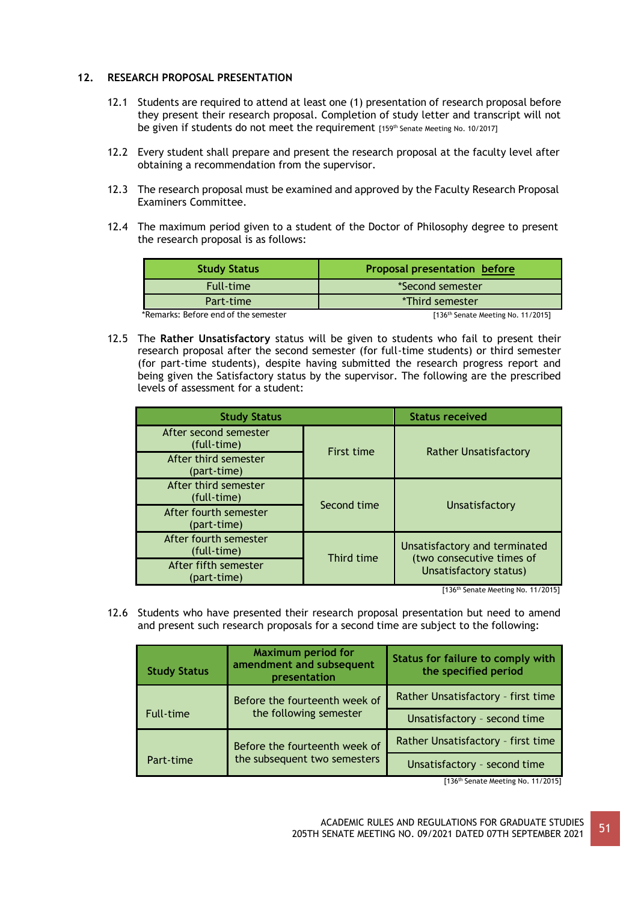## 12. RESEARCH PROPOSAL PRESENTATION

12.1 Students are required to attend at least one (1) presentation of research proposal before they present their research proposal. Completion of study letter and transcript will not be given if students do not meet the requirement [159th Senate Meeting No. 10/2017]

12.2 Every student shall prepare and present the research proposal at the faculty level after obtaining a recommendation from the supervisor.

12.3 The research proposal must be examined and approved by the Faculty Research Proposal Examiners Committee.

12.4 The maximum period given to a student of the Doctor of Philosophy degree to present the research proposal is as follows:

| Study Status | Proposal presentation before |
|---|---|
| Full-time | *Second semester |
| Part-time | *Third semester |

*Remarks: Before end of the semester

[136th Senate Meeting No. 11/2015]

12.5 The **Rather Unsatisfactory** status will be given to students who fail to present their research proposal after the second semester (for full-time students) or third semester (for part-time students), despite having submitted the research progress report and being given the Satisfactory status by the supervisor. The following are the prescribed levels of assessment for a student:

| Study Status | | Status received |
|---|---|---|
| After second semester (full-time) | First time | Rather Unsatisfactory |
| After third semester (part-time) | | |
| After third semester (full-time) | Second time | Unsatisfactory |
| After fourth semester (part-time) | | |
| After fourth semester (full-time) | Third time | Unsatisfactory and terminated (two consecutive times of Unsatisfactory status) |
| After fifth semester (part-time) | | |

[136th Senate Meeting No. 11/2015]

12.6 Students who have presented their research proposal presentation but need to amend and present such research proposals for a second time are subject to the following:

| Study Status | Maximum period for amendment and subsequent presentation | Status for failure to comply with the specified period |
|---|---|---|
| Full-time | Before the fourteenth week of the following semester | Rather Unsatisfactory - first time |
| | | Unsatisfactory - second time |
| Part-time | Before the fourteenth week of the subsequent two semesters | Rather Unsatisfactory - first time |
| | | Unsatisfactory - second time |

[136th Senate Meeting No. 11/2015]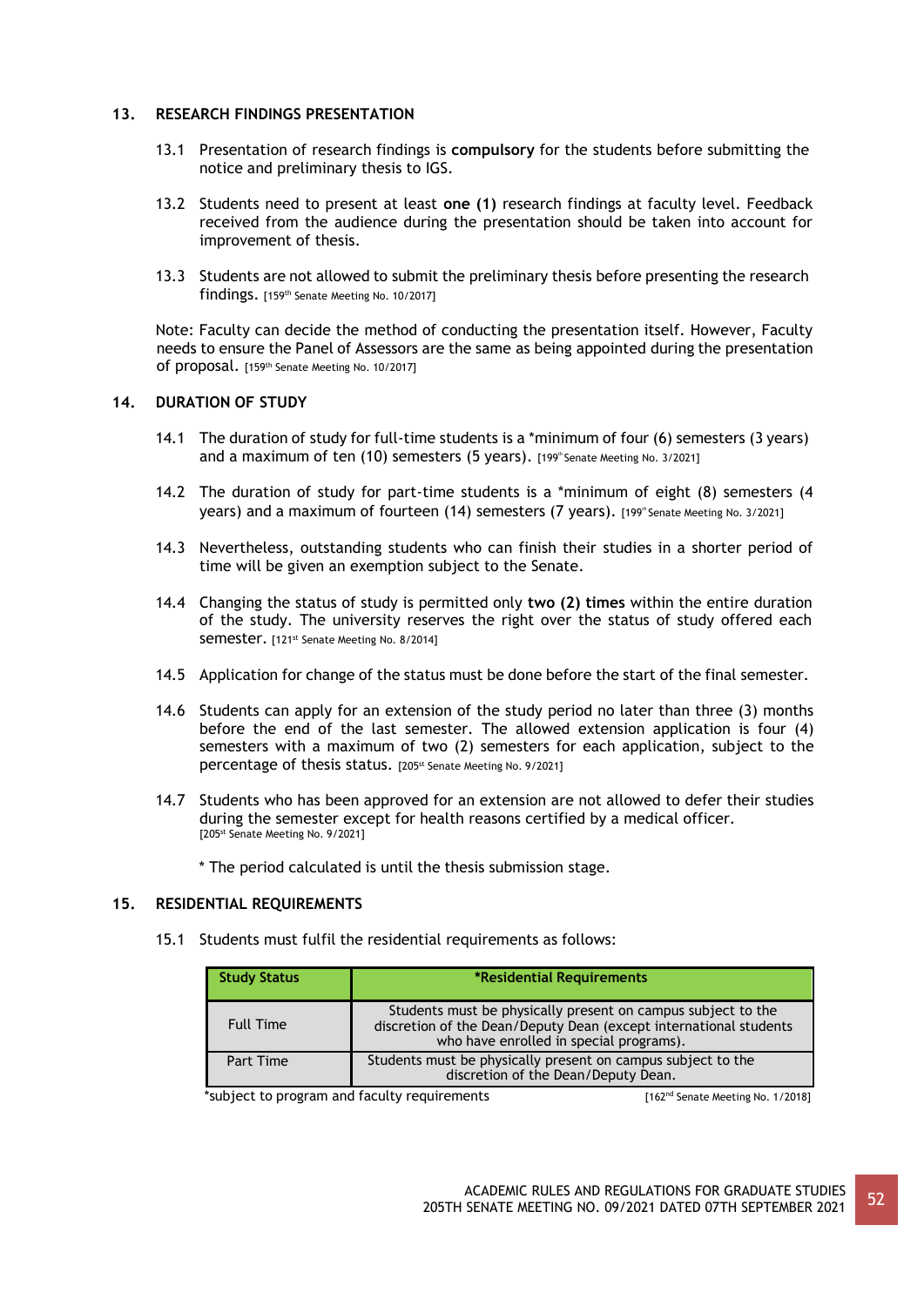## 13. RESEARCH FINDINGS PRESENTATION

13.1 Presentation of research findings is **compulsory** for the students before submitting the notice and preliminary thesis to IGS.

13.2 Students need to present at least **one (1)** research findings at faculty level. Feedback received from the audience during the presentation should be taken into account for improvement of thesis.

13.3 Students are not allowed to submit the preliminary thesis before presenting the research findings. [159th Senate Meeting No. 10/2017]

Note: Faculty can decide the method of conducting the presentation itself. However, Faculty needs to ensure the Panel of Assessors are the same as being appointed during the presentation of proposal. [159th Senate Meeting No. 10/2017]

## 14. DURATION OF STUDY

14.1 The duration of study for full-time students is a *minimum of four (6) semesters (3 years) and a maximum of ten (10) semesters (5 years). [199th Senate Meeting No. 3/2021]

14.2 The duration of study for part-time students is a *minimum of eight (8) semesters (4 years) and a maximum of fourteen (14) semesters (7 years). [199th Senate Meeting No. 3/2021]

14.3 Nevertheless, outstanding students who can finish their studies in a shorter period of time will be given an exemption subject to the Senate.

14.4 Changing the status of study is permitted only **two (2) times** within the entire duration of the study. The university reserves the right over the status of study offered each semester. [121st Senate Meeting No. 8/2014]

14.5 Application for change of the status must be done before the start of the final semester.

14.6 Students can apply for an extension of the study period no later than three (3) months before the end of the last semester. The allowed extension application is four (4) semesters with a maximum of two (2) semesters for each application, subject to the percentage of thesis status. [205st Senate Meeting No. 9/2021]

14.7 Students who has been approved for an extension are not allowed to defer their studies during the semester except for health reasons certified by a medical officer. [205st Senate Meeting No. 9/2021]

* The period calculated is until the thesis submission stage.

## 15. RESIDENTIAL REQUIREMENTS

15.1 Students must fulfil the residential requirements as follows:

| Study Status | *Residential Requirements |
|---|---|
| Full Time | Students must be physically present on campus subject to the discretion of the Dean/Deputy Dean (except international students who have enrolled in special programs). |
| Part Time | Students must be physically present on campus subject to the discretion of the Dean/Deputy Dean. |

*subject to program and faculty requirements [162nd Senate Meeting No. 1/2018]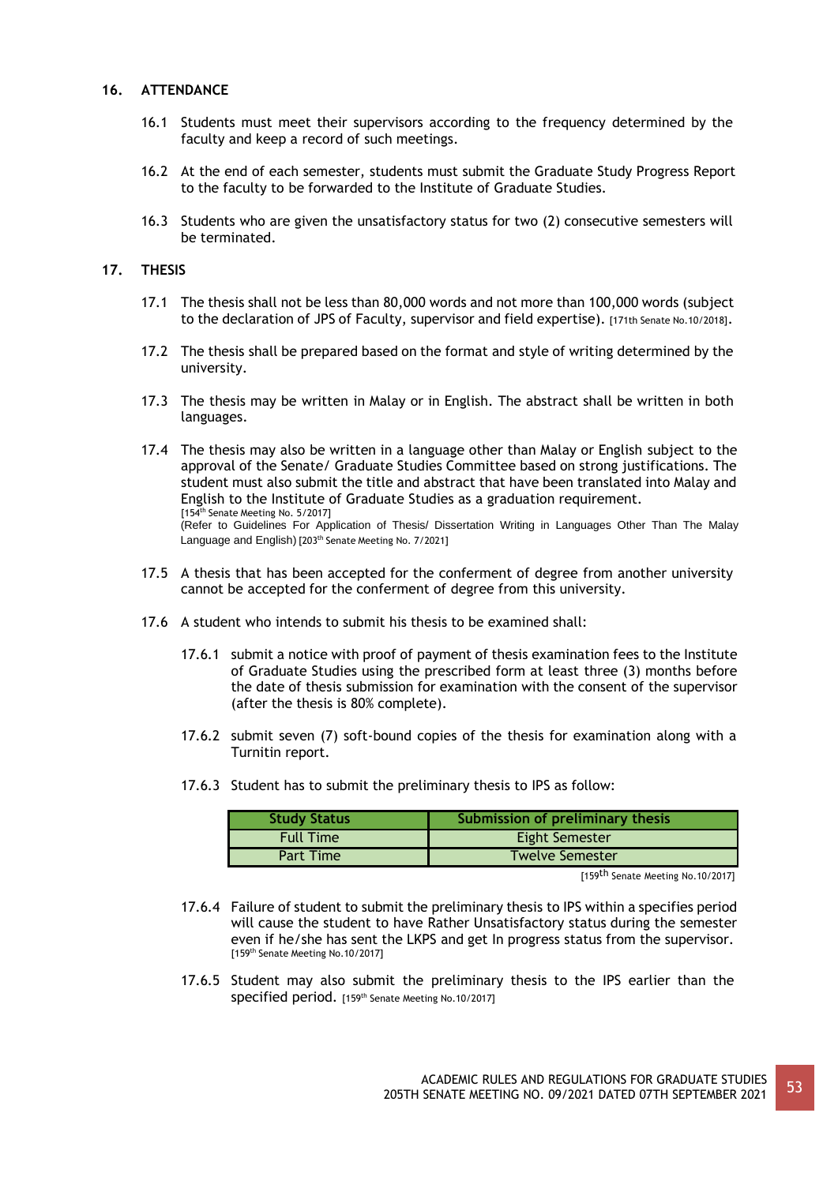## 16. ATTENDANCE

16.1 Students must meet their supervisors according to the frequency determined by the faculty and keep a record of such meetings.

16.2 At the end of each semester, students must submit the Graduate Study Progress Report to the faculty to be forwarded to the Institute of Graduate Studies.

16.3 Students who are given the unsatisfactory status for two (2) consecutive semesters will be terminated.

## 17. THESIS

17.1 The thesis shall not be less than 80,000 words and not more than 100,000 words (subject to the declaration of JPS of Faculty, supervisor and field expertise). [171th Senate No.10/2018].

17.2 The thesis shall be prepared based on the format and style of writing determined by the university.

17.3 The thesis may be written in Malay or in English. The abstract shall be written in both languages.

17.4 The thesis may also be written in a language other than Malay or English subject to the approval of the Senate/ Graduate Studies Committee based on strong justifications. The student must also submit the title and abstract that have been translated into Malay and English to the Institute of Graduate Studies as a graduation requirement.
[154th Senate Meeting No. 5/2017]
(Refer to Guidelines For Application of Thesis/ Dissertation Writing in Languages Other Than The Malay Language and English) [203th Senate Meeting No. 7/2021]

17.5 A thesis that has been accepted for the conferment of degree from another university cannot be accepted for the conferment of degree from this university.

17.6 A student who intends to submit his thesis to be examined shall:

17.6.1 submit a notice with proof of payment of thesis examination fees to the Institute of Graduate Studies using the prescribed form at least three (3) months before the date of thesis submission for examination with the consent of the supervisor (after the thesis is 80% complete).

17.6.2 submit seven (7) soft-bound copies of the thesis for examination along with a Turnitin report.

17.6.3 Student has to submit the preliminary thesis to IPS as follow:

| Study Status | Submission of preliminary thesis |
|---|---|
| Full Time | Eight Semester |
| Part Time | Twelve Semester |

[159th Senate Meeting No.10/2017]

17.6.4 Failure of student to submit the preliminary thesis to IPS within a specifies period will cause the student to have Rather Unsatisfactory status during the semester even if he/she has sent the LKPS and get In progress status from the supervisor.
[159th Senate Meeting No.10/2017]

17.6.5 Student may also submit the preliminary thesis to the IPS earlier than the specified period. [159th Senate Meeting No.10/2017]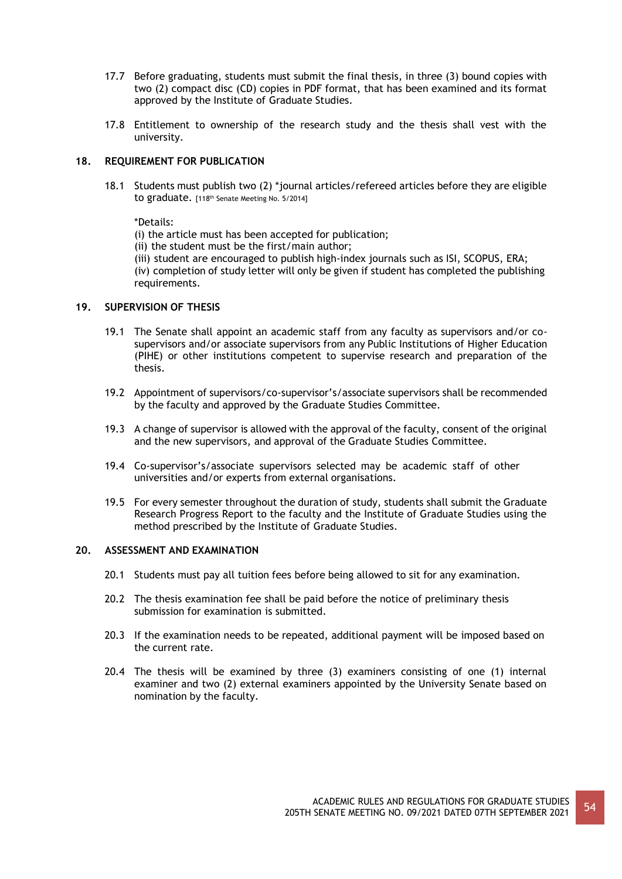17.7 Before graduating, students must submit the final thesis, in three (3) bound copies with two (2) compact disc (CD) copies in PDF format, that has been examined and its format approved by the Institute of Graduate Studies.

17.8 Entitlement to ownership of the research study and the thesis shall vest with the university.

## 18. REQUIREMENT FOR PUBLICATION

18.1 Students must publish two (2) *journal articles/refereed articles before they are eligible to graduate. [118th Senate Meeting No. 5/2014]

*Details:
(i) the article must has been accepted for publication;
(ii) the student must be the first/main author;
(iii) student are encouraged to publish high-index journals such as ISI, SCOPUS, ERA;
(iv) completion of study letter will only be given if student has completed the publishing requirements.

## 19. SUPERVISION OF THESIS

19.1 The Senate shall appoint an academic staff from any faculty as supervisors and/or co-supervisors and/or associate supervisors from any Public Institutions of Higher Education (PIHE) or other institutions competent to supervise research and preparation of the thesis.

19.2 Appointment of supervisors/co-supervisor's/associate supervisors shall be recommended by the faculty and approved by the Graduate Studies Committee.

19.3 A change of supervisor is allowed with the approval of the faculty, consent of the original and the new supervisors, and approval of the Graduate Studies Committee.

19.4 Co-supervisor's/associate supervisors selected may be academic staff of other universities and/or experts from external organisations.

19.5 For every semester throughout the duration of study, students shall submit the Graduate Research Progress Report to the faculty and the Institute of Graduate Studies using the method prescribed by the Institute of Graduate Studies.

## 20. ASSESSMENT AND EXAMINATION

20.1 Students must pay all tuition fees before being allowed to sit for any examination.

20.2 The thesis examination fee shall be paid before the notice of preliminary thesis submission for examination is submitted.

20.3 If the examination needs to be repeated, additional payment will be imposed based on the current rate.

20.4 The thesis will be examined by three (3) examiners consisting of one (1) internal examiner and two (2) external examiners appointed by the University Senate based on nomination by the faculty.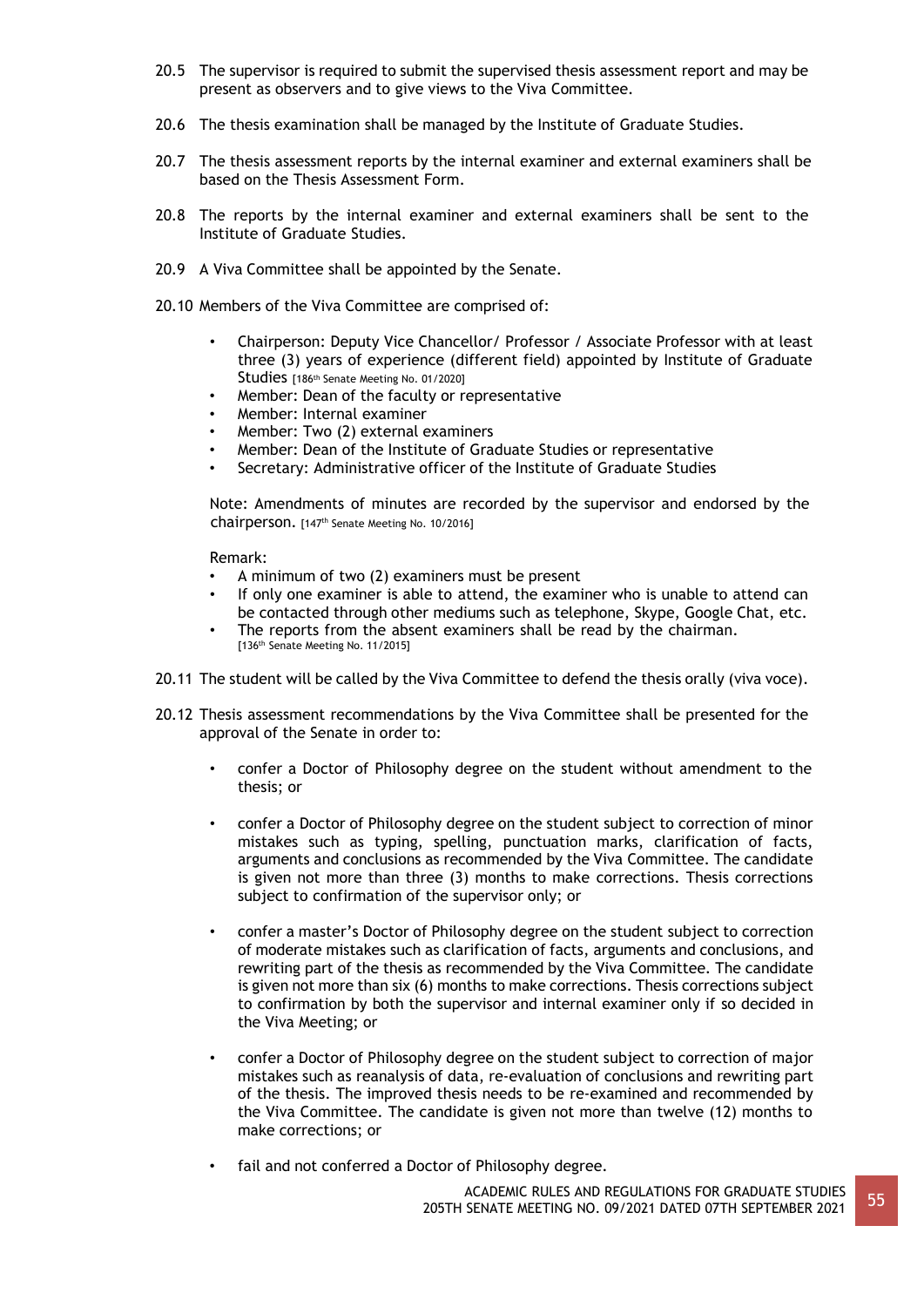20.5 The supervisor is required to submit the supervised thesis assessment report and may be present as observers and to give views to the Viva Committee.

20.6 The thesis examination shall be managed by the Institute of Graduate Studies.

20.7 The thesis assessment reports by the internal examiner and external examiners shall be based on the Thesis Assessment Form.

20.8 The reports by the internal examiner and external examiners shall be sent to the Institute of Graduate Studies.

20.9 A Viva Committee shall be appointed by the Senate.

20.10 Members of the Viva Committee are comprised of:

- Chairperson: Deputy Vice Chancellor/ Professor / Associate Professor with at least three (3) years of experience (different field) appointed by Institute of Graduate Studies [186th Senate Meeting No. 01/2020]
- Member: Dean of the faculty or representative
- Member: Internal examiner
- Member: Two (2) external examiners
- Member: Dean of the Institute of Graduate Studies or representative
- Secretary: Administrative officer of the Institute of Graduate Studies

Note: Amendments of minutes are recorded by the supervisor and endorsed by the chairperson. [147th Senate Meeting No. 10/2016]

Remark:
- A minimum of two (2) examiners must be present
- If only one examiner is able to attend, the examiner who is unable to attend can be contacted through other mediums such as telephone, Skype, Google Chat, etc.
- The reports from the absent examiners shall be read by the chairman. [136th Senate Meeting No. 11/2015]

20.11 The student will be called by the Viva Committee to defend the thesis orally (viva voce).

20.12 Thesis assessment recommendations by the Viva Committee shall be presented for the approval of the Senate in order to:

- confer a Doctor of Philosophy degree on the student without amendment to the thesis; or

- confer a Doctor of Philosophy degree on the student subject to correction of minor mistakes such as typing, spelling, punctuation marks, clarification of facts, arguments and conclusions as recommended by the Viva Committee. The candidate is given not more than three (3) months to make corrections. Thesis corrections subject to confirmation of the supervisor only; or

- confer a master's Doctor of Philosophy degree on the student subject to correction of moderate mistakes such as clarification of facts, arguments and conclusions, and rewriting part of the thesis as recommended by the Viva Committee. The candidate is given not more than six (6) months to make corrections. Thesis corrections subject to confirmation by both the supervisor and internal examiner only if so decided in the Viva Meeting; or

- confer a Doctor of Philosophy degree on the student subject to correction of major mistakes such as reanalysis of data, re-evaluation of conclusions and rewriting part of the thesis. The improved thesis needs to be re-examined and recommended by the Viva Committee. The candidate is given not more than twelve (12) months to make corrections; or

- fail and not conferred a Doctor of Philosophy degree.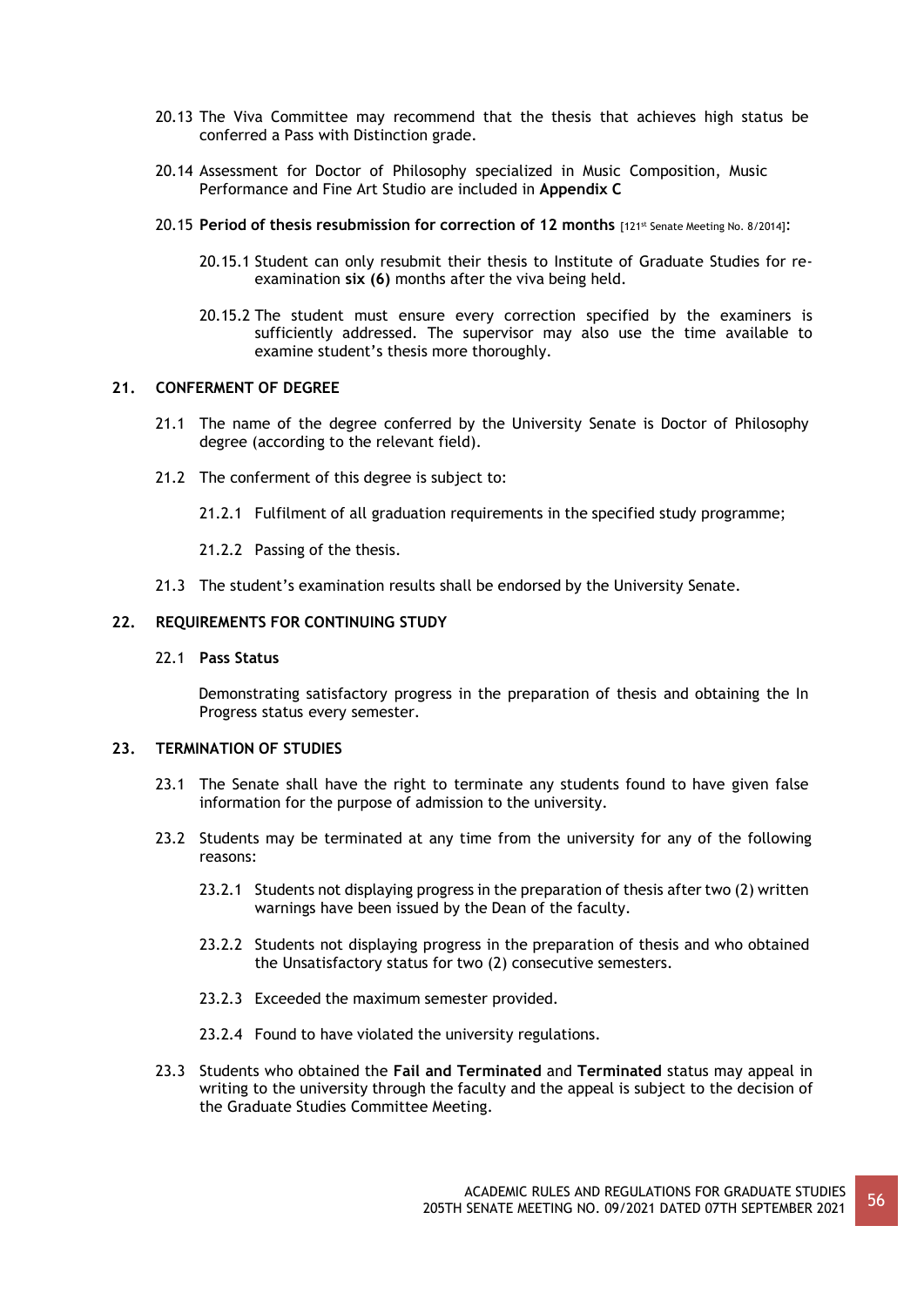20.13 The Viva Committee may recommend that the thesis that achieves high status be conferred a Pass with Distinction grade.

20.14 Assessment for Doctor of Philosophy specialized in Music Composition, Music Performance and Fine Art Studio are included in **Appendix C**

20.15 **Period of thesis resubmission for correction of 12 months** [121st Senate Meeting No. 8/2014]:

20.15.1 Student can only resubmit their thesis to Institute of Graduate Studies for re-examination **six (6)** months after the viva being held.

20.15.2 The student must ensure every correction specified by the examiners is sufficiently addressed. The supervisor may also use the time available to examine student's thesis more thoroughly.

## 21. CONFERMENT OF DEGREE

21.1 The name of the degree conferred by the University Senate is Doctor of Philosophy degree (according to the relevant field).

21.2 The conferment of this degree is subject to:

21.2.1 Fulfilment of all graduation requirements in the specified study programme;

21.2.2 Passing of the thesis.

21.3 The student's examination results shall be endorsed by the University Senate.

## 22. REQUIREMENTS FOR CONTINUING STUDY

22.1 **Pass Status**

Demonstrating satisfactory progress in the preparation of thesis and obtaining the In Progress status every semester.

## 23. TERMINATION OF STUDIES

23.1 The Senate shall have the right to terminate any students found to have given false information for the purpose of admission to the university.

23.2 Students may be terminated at any time from the university for any of the following reasons:

23.2.1 Students not displaying progress in the preparation of thesis after two (2) written warnings have been issued by the Dean of the faculty.

23.2.2 Students not displaying progress in the preparation of thesis and who obtained the Unsatisfactory status for two (2) consecutive semesters.

23.2.3 Exceeded the maximum semester provided.

23.2.4 Found to have violated the university regulations.

23.3 Students who obtained the **Fail and Terminated** and **Terminated** status may appeal in writing to the university through the faculty and the appeal is subject to the decision of the Graduate Studies Committee Meeting.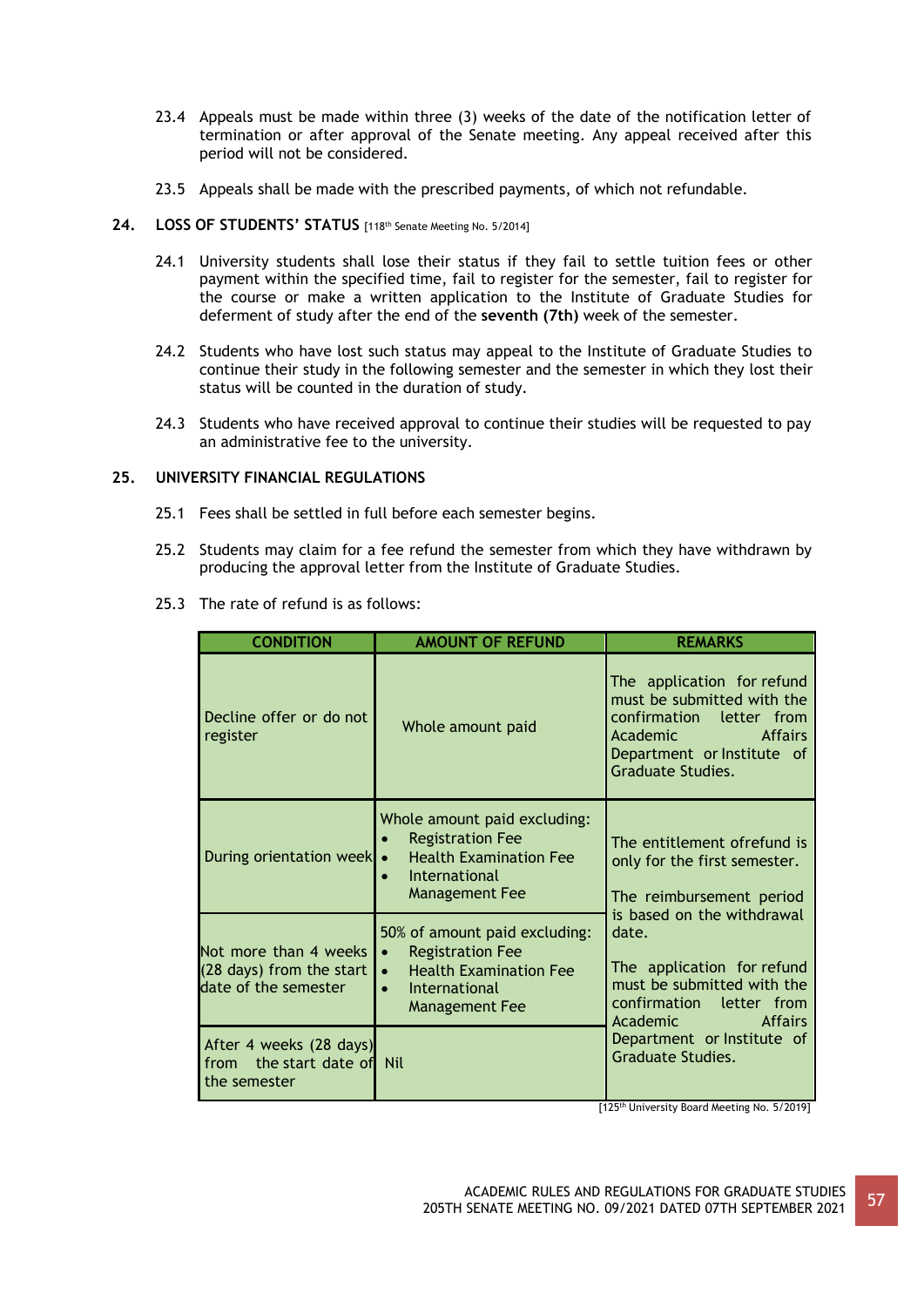23.4 Appeals must be made within three (3) weeks of the date of the notification letter of termination or after approval of the Senate meeting. Any appeal received after this period will not be considered.

23.5 Appeals shall be made with the prescribed payments, of which not refundable.

## 24. LOSS OF STUDENTS' STATUS [118th Senate Meeting No. 5/2014]

24.1 University students shall lose their status if they fail to settle tuition fees or other payment within the specified time, fail to register for the semester, fail to register for the course or make a written application to the Institute of Graduate Studies for deferment of study after the end of the **seventh (7th)** week of the semester.

24.2 Students who have lost such status may appeal to the Institute of Graduate Studies to continue their study in the following semester and the semester in which they lost their status will be counted in the duration of study.

24.3 Students who have received approval to continue their studies will be requested to pay an administrative fee to the university.

## 25. UNIVERSITY FINANCIAL REGULATIONS

25.1 Fees shall be settled in full before each semester begins.

25.2 Students may claim for a fee refund the semester from which they have withdrawn by producing the approval letter from the Institute of Graduate Studies.

25.3 The rate of refund is as follows:

| CONDITION | AMOUNT OF REFUND | REMARKS |
|---|---|---|
| Decline offer or do not register | Whole amount paid | The application for refund must be submitted with the confirmation letter from Academic Affairs Department or Institute of Graduate Studies. |
| During orientation week | Whole amount paid excluding:<br>• Registration Fee<br>• Health Examination Fee<br>• International Management Fee | The entitlement ofrefund is only for the first semester.<br><br>The reimbursement period is based on the withdrawal date.<br><br>The application for refund must be submitted with the confirmation letter from Academic Affairs Department or Institute of Graduate Studies. |
| Not more than 4 weeks (28 days) from the start date of the semester | 50% of amount paid excluding:<br>• Registration Fee<br>• Health Examination Fee<br>• International Management Fee | |
| After 4 weeks (28 days) from the start date of the semester | Nil | |

[125th University Board Meeting No. 5/2019]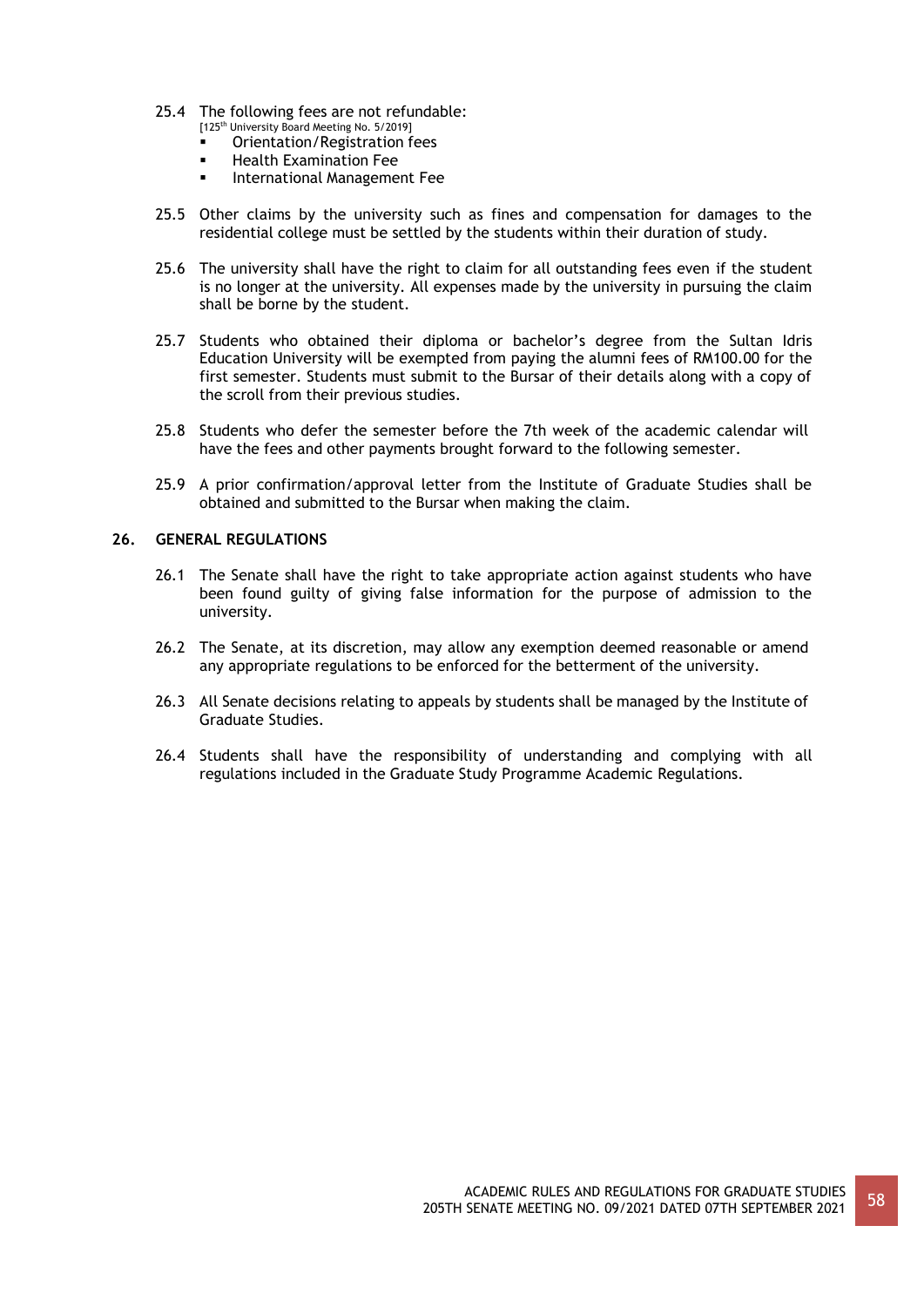25.4 The following fees are not refundable:
[125th University Board Meeting No. 5/2019]

- Orientation/Registration fees
- Health Examination Fee
- International Management Fee

25.5 Other claims by the university such as fines and compensation for damages to the residential college must be settled by the students within their duration of study.

25.6 The university shall have the right to claim for all outstanding fees even if the student is no longer at the university. All expenses made by the university in pursuing the claim shall be borne by the student.

25.7 Students who obtained their diploma or bachelor's degree from the Sultan Idris Education University will be exempted from paying the alumni fees of RM100.00 for the first semester. Students must submit to the Bursar of their details along with a copy of the scroll from their previous studies.

25.8 Students who defer the semester before the 7th week of the academic calendar will have the fees and other payments brought forward to the following semester.

25.9 A prior confirmation/approval letter from the Institute of Graduate Studies shall be obtained and submitted to the Bursar when making the claim.

## 26. GENERAL REGULATIONS

26.1 The Senate shall have the right to take appropriate action against students who have been found guilty of giving false information for the purpose of admission to the university.

26.2 The Senate, at its discretion, may allow any exemption deemed reasonable or amend any appropriate regulations to be enforced for the betterment of the university.

26.3 All Senate decisions relating to appeals by students shall be managed by the Institute of Graduate Studies.

26.4 Students shall have the responsibility of understanding and complying with all regulations included in the Graduate Study Programme Academic Regulations.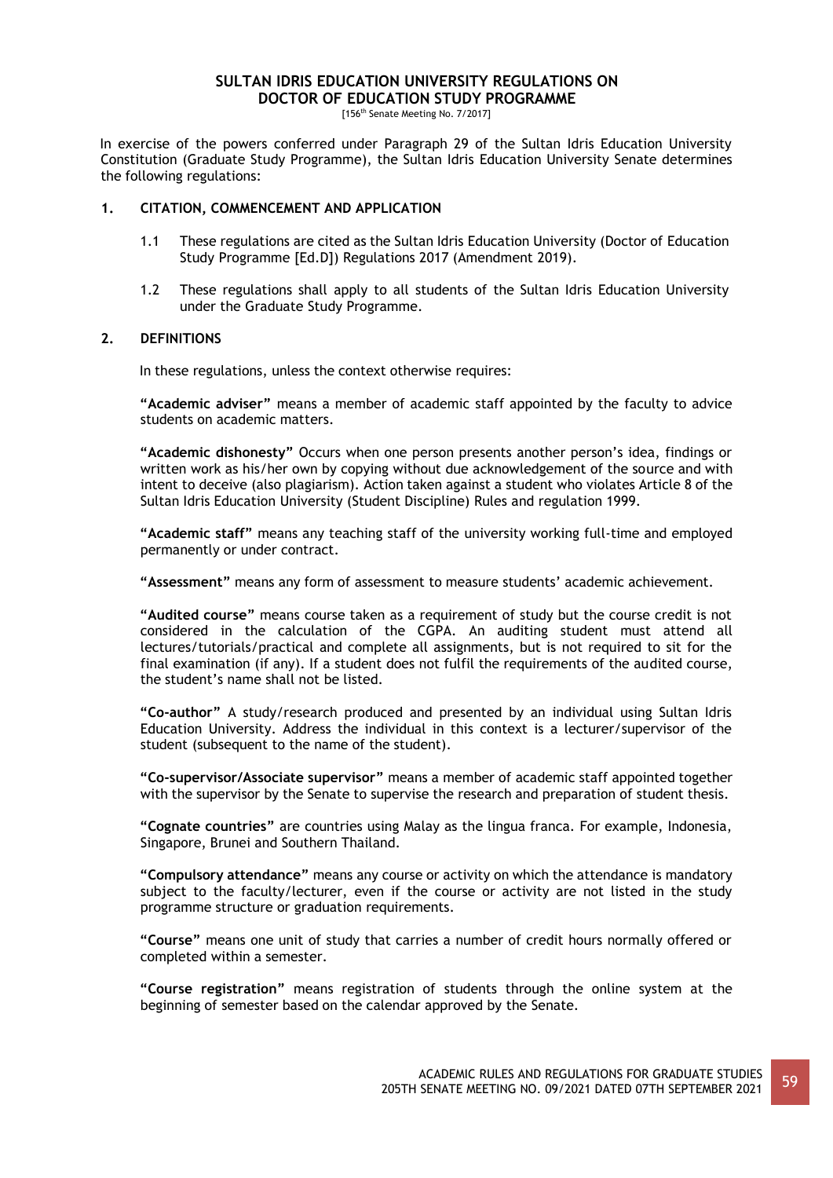# SULTAN IDRIS EDUCATION UNIVERSITY REGULATIONS ON DOCTOR OF EDUCATION STUDY PROGRAMME

[156th Senate Meeting No. 7/2017]

In exercise of the powers conferred under Paragraph 29 of the Sultan Idris Education University Constitution (Graduate Study Programme), the Sultan Idris Education University Senate determines the following regulations:

## 1. CITATION, COMMENCEMENT AND APPLICATION

1.1 These regulations are cited as the Sultan Idris Education University (Doctor of Education Study Programme [Ed.D]) Regulations 2017 (Amendment 2019).

1.2 These regulations shall apply to all students of the Sultan Idris Education University under the Graduate Study Programme.

## 2. DEFINITIONS

In these regulations, unless the context otherwise requires:

**"Academic adviser"** means a member of academic staff appointed by the faculty to advice students on academic matters.

**"Academic dishonesty"** Occurs when one person presents another person's idea, findings or written work as his/her own by copying without due acknowledgement of the source and with intent to deceive (also plagiarism). Action taken against a student who violates Article 8 of the Sultan Idris Education University (Student Discipline) Rules and regulation 1999.

**"Academic staff"** means any teaching staff of the university working full-time and employed permanently or under contract.

**"Assessment"** means any form of assessment to measure students' academic achievement.

**"Audited course"** means course taken as a requirement of study but the course credit is not considered in the calculation of the CGPA. An auditing student must attend all lectures/tutorials/practical and complete all assignments, but is not required to sit for the final examination (if any). If a student does not fulfil the requirements of the audited course, the student's name shall not be listed.

**"Co-author"** A study/research produced and presented by an individual using Sultan Idris Education University. Address the individual in this context is a lecturer/supervisor of the student (subsequent to the name of the student).

**"Co-supervisor/Associate supervisor"** means a member of academic staff appointed together with the supervisor by the Senate to supervise the research and preparation of student thesis.

**"Cognate countries"** are countries using Malay as the lingua franca. For example, Indonesia, Singapore, Brunei and Southern Thailand.

**"Compulsory attendance"** means any course or activity on which the attendance is mandatory subject to the faculty/lecturer, even if the course or activity are not listed in the study programme structure or graduation requirements.

**"Course"** means one unit of study that carries a number of credit hours normally offered or completed within a semester.

**"Course registration"** means registration of students through the online system at the beginning of semester based on the calendar approved by the Senate.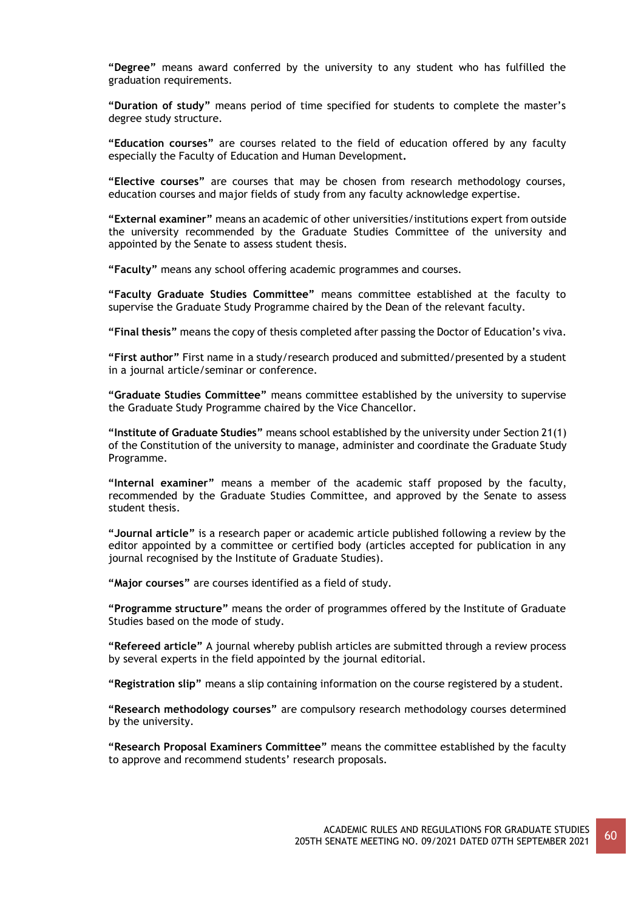**"Degree"** means award conferred by the university to any student who has fulfilled the graduation requirements.

**"Duration of study"** means period of time specified for students to complete the master's degree study structure.

**"Education courses"** are courses related to the field of education offered by any faculty especially the Faculty of Education and Human Development**.**

**"Elective courses"** are courses that may be chosen from research methodology courses, education courses and major fields of study from any faculty acknowledge expertise.

**"External examiner"** means an academic of other universities/institutions expert from outside the university recommended by the Graduate Studies Committee of the university and appointed by the Senate to assess student thesis.

**"Faculty"** means any school offering academic programmes and courses.

**"Faculty Graduate Studies Committee"** means committee established at the faculty to supervise the Graduate Study Programme chaired by the Dean of the relevant faculty.

**"Final thesis"** means the copy of thesis completed after passing the Doctor of Education's viva.

**"First author"** First name in a study/research produced and submitted/presented by a student in a journal article/seminar or conference.

**"Graduate Studies Committee"** means committee established by the university to supervise the Graduate Study Programme chaired by the Vice Chancellor.

**"Institute of Graduate Studies"** means school established by the university under Section 21(1) of the Constitution of the university to manage, administer and coordinate the Graduate Study Programme.

**"Internal examiner"** means a member of the academic staff proposed by the faculty, recommended by the Graduate Studies Committee, and approved by the Senate to assess student thesis.

**"Journal article"** is a research paper or academic article published following a review by the editor appointed by a committee or certified body (articles accepted for publication in any journal recognised by the Institute of Graduate Studies).

**"Major courses"** are courses identified as a field of study.

**"Programme structure"** means the order of programmes offered by the Institute of Graduate Studies based on the mode of study.

**"Refereed article"** A journal whereby publish articles are submitted through a review process by several experts in the field appointed by the journal editorial.

**"Registration slip"** means a slip containing information on the course registered by a student.

**"Research methodology courses"** are compulsory research methodology courses determined by the university.

**"Research Proposal Examiners Committee"** means the committee established by the faculty to approve and recommend students' research proposals.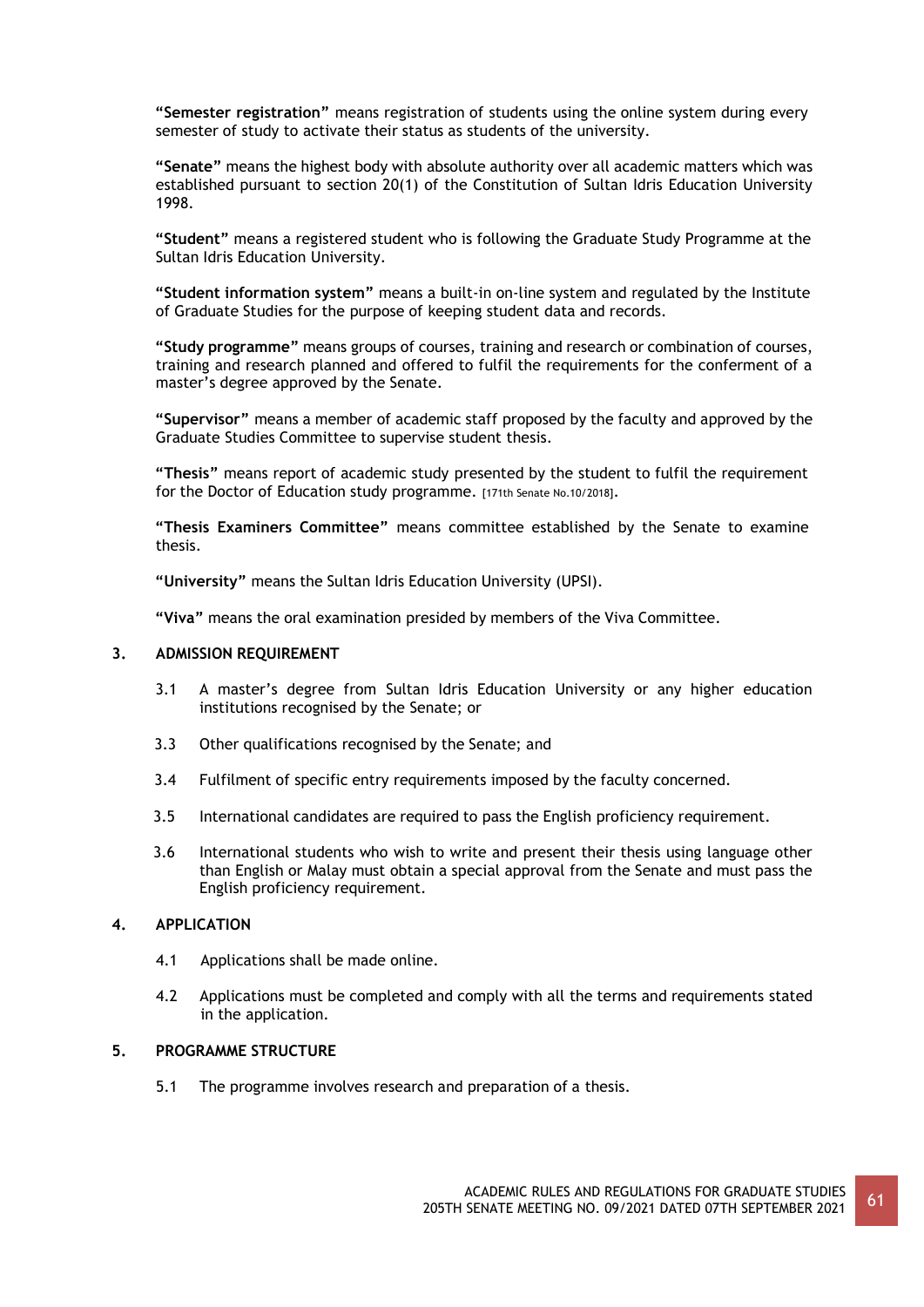**"Semester registration"** means registration of students using the online system during every semester of study to activate their status as students of the university.

**"Senate"** means the highest body with absolute authority over all academic matters which was established pursuant to section 20(1) of the Constitution of Sultan Idris Education University 1998.

**"Student"** means a registered student who is following the Graduate Study Programme at the Sultan Idris Education University.

**"Student information system"** means a built-in on-line system and regulated by the Institute of Graduate Studies for the purpose of keeping student data and records.

**"Study programme"** means groups of courses, training and research or combination of courses, training and research planned and offered to fulfil the requirements for the conferment of a master's degree approved by the Senate.

**"Supervisor"** means a member of academic staff proposed by the faculty and approved by the Graduate Studies Committee to supervise student thesis.

**"Thesis"** means report of academic study presented by the student to fulfil the requirement for the Doctor of Education study programme. [171th Senate No.10/2018].

**"Thesis Examiners Committee"** means committee established by the Senate to examine thesis.

**"University"** means the Sultan Idris Education University (UPSI).

**"Viva"** means the oral examination presided by members of the Viva Committee.

## 3. ADMISSION REQUIREMENT

3.1 A master's degree from Sultan Idris Education University or any higher education institutions recognised by the Senate; or

3.3 Other qualifications recognised by the Senate; and

3.4 Fulfilment of specific entry requirements imposed by the faculty concerned.

3.5 International candidates are required to pass the English proficiency requirement.

3.6 International students who wish to write and present their thesis using language other than English or Malay must obtain a special approval from the Senate and must pass the English proficiency requirement.

## 4. APPLICATION

4.1 Applications shall be made online.

4.2 Applications must be completed and comply with all the terms and requirements stated in the application.

## 5. PROGRAMME STRUCTURE

5.1 The programme involves research and preparation of a thesis.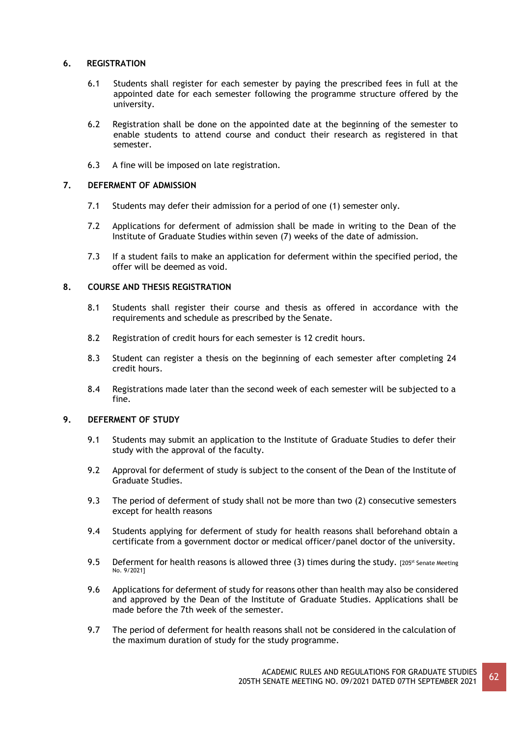## 6. REGISTRATION

6.1 Students shall register for each semester by paying the prescribed fees in full at the appointed date for each semester following the programme structure offered by the university.

6.2 Registration shall be done on the appointed date at the beginning of the semester to enable students to attend course and conduct their research as registered in that semester.

6.3 A fine will be imposed on late registration.

## 7. DEFERMENT OF ADMISSION

7.1 Students may defer their admission for a period of one (1) semester only.

7.2 Applications for deferment of admission shall be made in writing to the Dean of the Institute of Graduate Studies within seven (7) weeks of the date of admission.

7.3 If a student fails to make an application for deferment within the specified period, the offer will be deemed as void.

## 8. COURSE AND THESIS REGISTRATION

8.1 Students shall register their course and thesis as offered in accordance with the requirements and schedule as prescribed by the Senate.

8.2 Registration of credit hours for each semester is 12 credit hours.

8.3 Student can register a thesis on the beginning of each semester after completing 24 credit hours.

8.4 Registrations made later than the second week of each semester will be subjected to a fine.

## 9. DEFERMENT OF STUDY

9.1 Students may submit an application to the Institute of Graduate Studies to defer their study with the approval of the faculty.

9.2 Approval for deferment of study is subject to the consent of the Dean of the Institute of Graduate Studies.

9.3 The period of deferment of study shall not be more than two (2) consecutive semesters except for health reasons

9.4 Students applying for deferment of study for health reasons shall beforehand obtain a certificate from a government doctor or medical officer/panel doctor of the university.

9.5 Deferment for health reasons is allowed three (3) times during the study. [205st Senate Meeting No. 9/2021]

9.6 Applications for deferment of study for reasons other than health may also be considered and approved by the Dean of the Institute of Graduate Studies. Applications shall be made before the 7th week of the semester.

9.7 The period of deferment for health reasons shall not be considered in the calculation of the maximum duration of study for the study programme.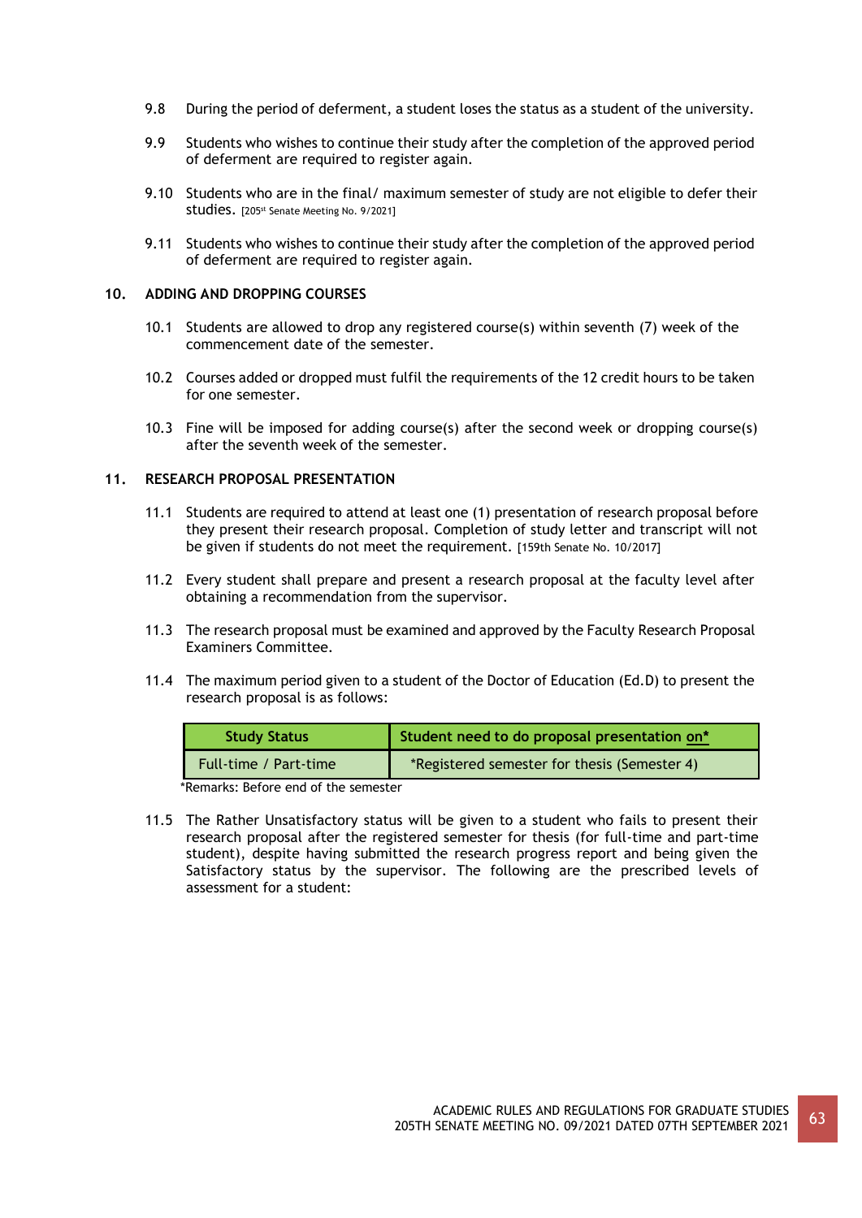9.8 During the period of deferment, a student loses the status as a student of the university.

9.9 Students who wishes to continue their study after the completion of the approved period of deferment are required to register again.

9.10 Students who are in the final/ maximum semester of study are not eligible to defer their studies. [205st Senate Meeting No. 9/2021]

9.11 Students who wishes to continue their study after the completion of the approved period of deferment are required to register again.

## 10. ADDING AND DROPPING COURSES

10.1 Students are allowed to drop any registered course(s) within seventh (7) week of the commencement date of the semester.

10.2 Courses added or dropped must fulfil the requirements of the 12 credit hours to be taken for one semester.

10.3 Fine will be imposed for adding course(s) after the second week or dropping course(s) after the seventh week of the semester.

## 11. RESEARCH PROPOSAL PRESENTATION

11.1 Students are required to attend at least one (1) presentation of research proposal before they present their research proposal. Completion of study letter and transcript will not be given if students do not meet the requirement. [159th Senate No. 10/2017]

11.2 Every student shall prepare and present a research proposal at the faculty level after obtaining a recommendation from the supervisor.

11.3 The research proposal must be examined and approved by the Faculty Research Proposal Examiners Committee.

11.4 The maximum period given to a student of the Doctor of Education (Ed.D) to present the research proposal is as follows:

| Study Status | Student need to do proposal presentation on* |
|---|---|
| Full-time / Part-time | *Registered semester for thesis (Semester 4) |

*Remarks: Before end of the semester

11.5 The Rather Unsatisfactory status will be given to a student who fails to present their research proposal after the registered semester for thesis (for full-time and part-time student), despite having submitted the research progress report and being given the Satisfactory status by the supervisor. The following are the prescribed levels of assessment for a student: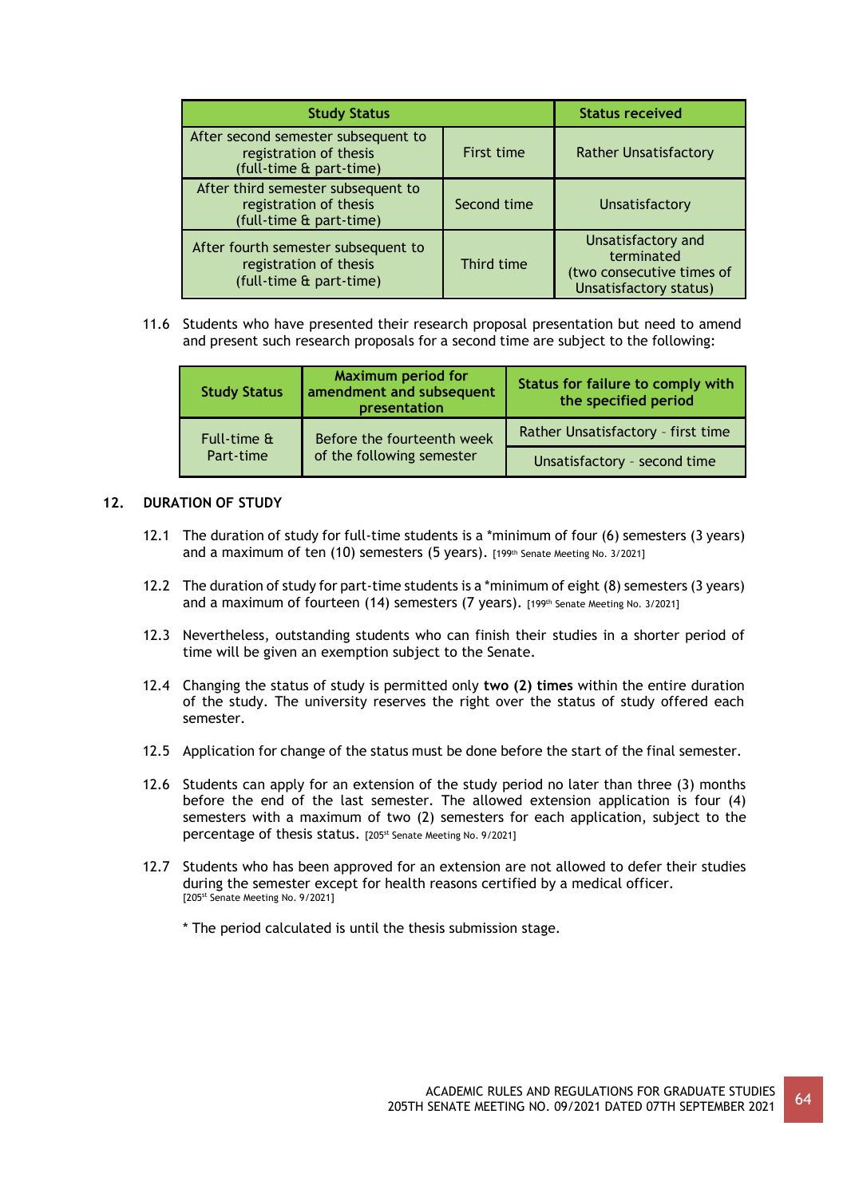| Study Status | | Status received |
|---|---|---|
| After second semester subsequent to registration of thesis (full-time & part-time) | First time | Rather Unsatisfactory |
| After third semester subsequent to registration of thesis (full-time & part-time) | Second time | Unsatisfactory |
| After fourth semester subsequent to registration of thesis (full-time & part-time) | Third time | Unsatisfactory and terminated (two consecutive times of Unsatisfactory status) |

11.6 Students who have presented their research proposal presentation but need to amend and present such research proposals for a second time are subject to the following:

| Study Status | Maximum period for amendment and subsequent presentation | Status for failure to comply with the specified period |
|---|---|---|
| Full-time & Part-time | Before the fourteenth week of the following semester | Rather Unsatisfactory - first time |
| | | Unsatisfactory - second time |

## 12. DURATION OF STUDY

12.1 The duration of study for full-time students is a *minimum of four (6) semesters (3 years) and a maximum of ten (10) semesters (5 years). [199th Senate Meeting No. 3/2021]

12.2 The duration of study for part-time students is a *minimum of eight (8) semesters (3 years) and a maximum of fourteen (14) semesters (7 years). [199th Senate Meeting No. 3/2021]

12.3 Nevertheless, outstanding students who can finish their studies in a shorter period of time will be given an exemption subject to the Senate.

12.4 Changing the status of study is permitted only **two (2) times** within the entire duration of the study. The university reserves the right over the status of study offered each semester.

12.5 Application for change of the status must be done before the start of the final semester.

12.6 Students can apply for an extension of the study period no later than three (3) months before the end of the last semester. The allowed extension application is four (4) semesters with a maximum of two (2) semesters for each application, subject to the percentage of thesis status. [205st Senate Meeting No. 9/2021]

12.7 Students who has been approved for an extension are not allowed to defer their studies during the semester except for health reasons certified by a medical officer. [205st Senate Meeting No. 9/2021]

\* The period calculated is until the thesis submission stage.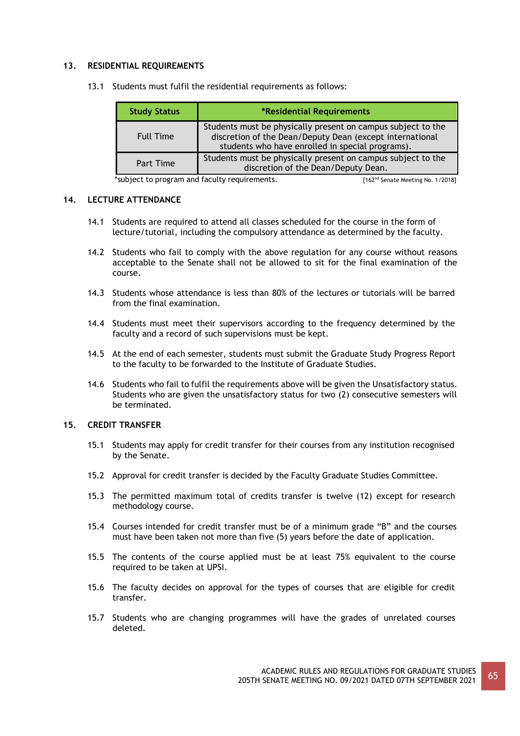## 13. RESIDENTIAL REQUIREMENTS

13.1 Students must fulfil the residential requirements as follows:

| Study Status | *Residential Requirements |
|---|---|
| Full Time | Students must be physically present on campus subject to the discretion of the Dean/Deputy Dean (except international students who have enrolled in special programs). |
| Part Time | Students must be physically present on campus subject to the discretion of the Dean/Deputy Dean. |

*subject to program and faculty requirements. [162nd Senate Meeting No. 1/2018]

## 14. LECTURE ATTENDANCE

14.1 Students are required to attend all classes scheduled for the course in the form of lecture/tutorial, including the compulsory attendance as determined by the faculty.

14.2 Students who fail to comply with the above regulation for any course without reasons acceptable to the Senate shall not be allowed to sit for the final examination of the course.

14.3 Students whose attendance is less than 80% of the lectures or tutorials will be barred from the final examination.

14.4 Students must meet their supervisors according to the frequency determined by the faculty and a record of such supervisions must be kept.

14.5 At the end of each semester, students must submit the Graduate Study Progress Report to the faculty to be forwarded to the Institute of Graduate Studies.

14.6 Students who fail to fulfil the requirements above will be given the Unsatisfactory status. Students who are given the unsatisfactory status for two (2) consecutive semesters will be terminated.

## 15. CREDIT TRANSFER

15.1 Students may apply for credit transfer for their courses from any institution recognised by the Senate.

15.2 Approval for credit transfer is decided by the Faculty Graduate Studies Committee.

15.3 The permitted maximum total of credits transfer is twelve (12) except for research methodology course.

15.4 Courses intended for credit transfer must be of a minimum grade "B" and the courses must have been taken not more than five (5) years before the date of application.

15.5 The contents of the course applied must be at least 75% equivalent to the course required to be taken at UPSI.

15.6 The faculty decides on approval for the types of courses that are eligible for credit transfer.

15.7 Students who are changing programmes will have the grades of unrelated courses deleted.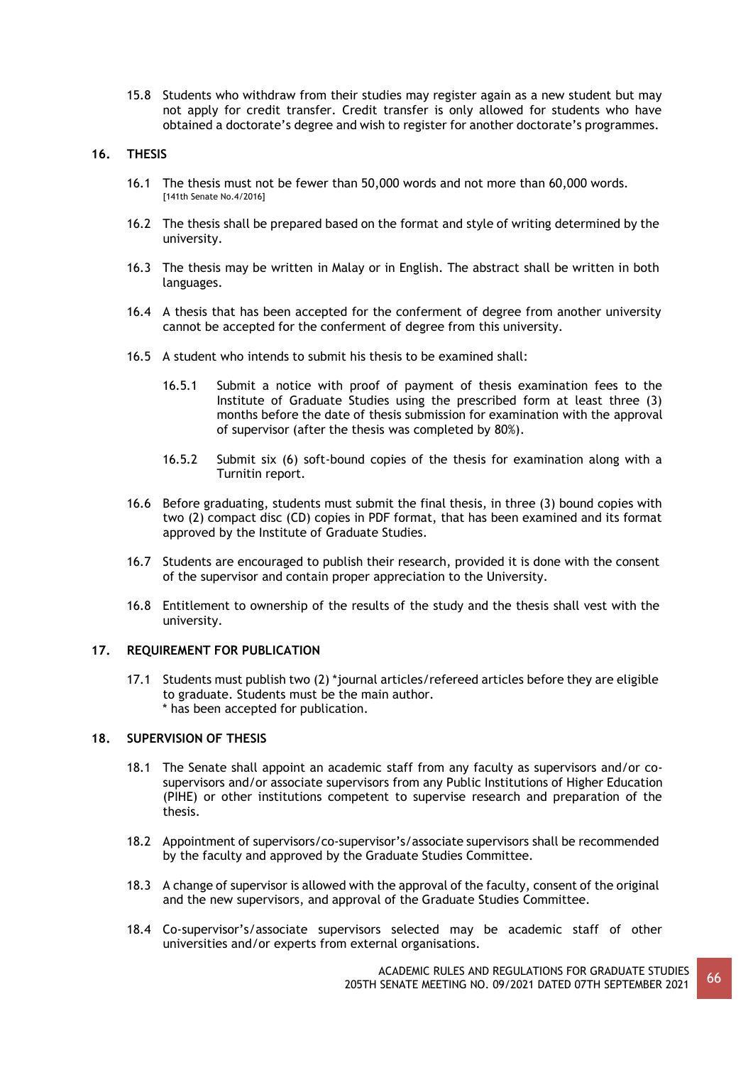15.8 Students who withdraw from their studies may register again as a new student but may not apply for credit transfer. Credit transfer is only allowed for students who have obtained a doctorate's degree and wish to register for another doctorate's programmes.

## 16. THESIS

16.1 The thesis must not be fewer than 50,000 words and not more than 60,000 words. [141th Senate No.4/2016]

16.2 The thesis shall be prepared based on the format and style of writing determined by the university.

16.3 The thesis may be written in Malay or in English. The abstract shall be written in both languages.

16.4 A thesis that has been accepted for the conferment of degree from another university cannot be accepted for the conferment of degree from this university.

16.5 A student who intends to submit his thesis to be examined shall:

16.5.1 Submit a notice with proof of payment of thesis examination fees to the Institute of Graduate Studies using the prescribed form at least three (3) months before the date of thesis submission for examination with the approval of supervisor (after the thesis was completed by 80%).

16.5.2 Submit six (6) soft-bound copies of the thesis for examination along with a Turnitin report.

16.6 Before graduating, students must submit the final thesis, in three (3) bound copies with two (2) compact disc (CD) copies in PDF format, that has been examined and its format approved by the Institute of Graduate Studies.

16.7 Students are encouraged to publish their research, provided it is done with the consent of the supervisor and contain proper appreciation to the University.

16.8 Entitlement to ownership of the results of the study and the thesis shall vest with the university.

## 17. REQUIREMENT FOR PUBLICATION

17.1 Students must publish two (2) *journal articles/refereed articles before they are eligible to graduate. Students must be the main author.
\* has been accepted for publication.

## 18. SUPERVISION OF THESIS

18.1 The Senate shall appoint an academic staff from any faculty as supervisors and/or co-supervisors and/or associate supervisors from any Public Institutions of Higher Education (PIHE) or other institutions competent to supervise research and preparation of the thesis.

18.2 Appointment of supervisors/co-supervisor's/associate supervisors shall be recommended by the faculty and approved by the Graduate Studies Committee.

18.3 A change of supervisor is allowed with the approval of the faculty, consent of the original and the new supervisors, and approval of the Graduate Studies Committee.

18.4 Co-supervisor's/associate supervisors selected may be academic staff of other universities and/or experts from external organisations.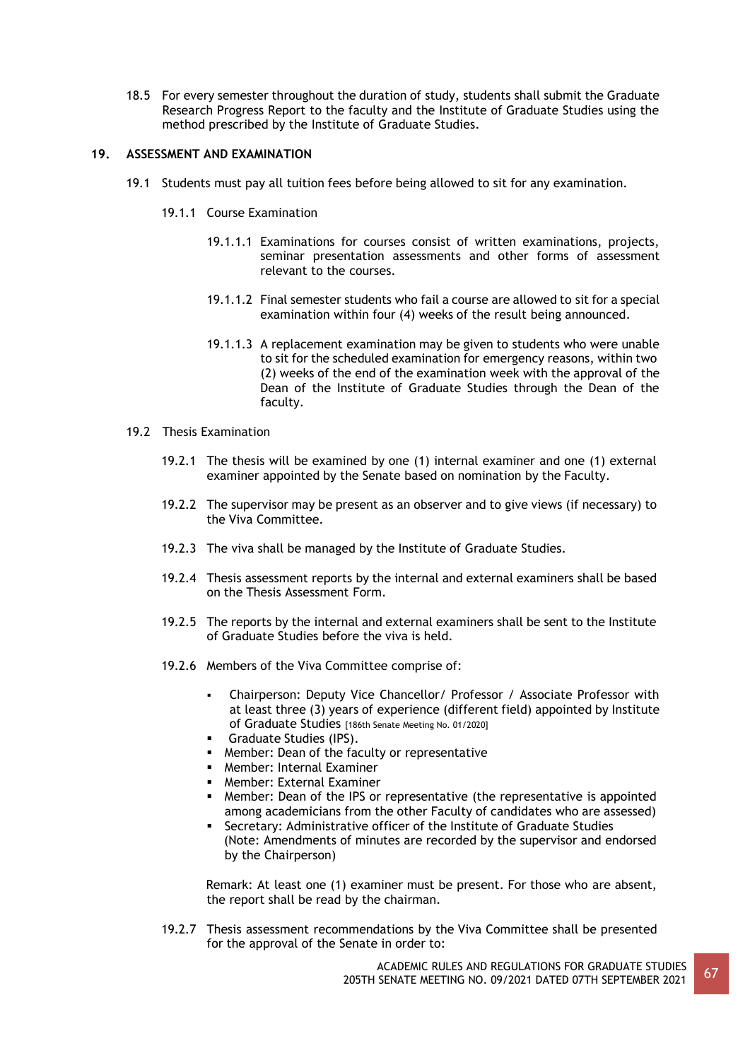18.5 For every semester throughout the duration of study, students shall submit the Graduate Research Progress Report to the faculty and the Institute of Graduate Studies using the method prescribed by the Institute of Graduate Studies.

## 19. ASSESSMENT AND EXAMINATION

19.1 Students must pay all tuition fees before being allowed to sit for any examination.

19.1.1 Course Examination

19.1.1.1 Examinations for courses consist of written examinations, projects, seminar presentation assessments and other forms of assessment relevant to the courses.

19.1.1.2 Final semester students who fail a course are allowed to sit for a special examination within four (4) weeks of the result being announced.

19.1.1.3 A replacement examination may be given to students who were unable to sit for the scheduled examination for emergency reasons, within two (2) weeks of the end of the examination week with the approval of the Dean of the Institute of Graduate Studies through the Dean of the faculty.

19.2 Thesis Examination

19.2.1 The thesis will be examined by one (1) internal examiner and one (1) external examiner appointed by the Senate based on nomination by the Faculty.

19.2.2 The supervisor may be present as an observer and to give views (if necessary) to the Viva Committee.

19.2.3 The viva shall be managed by the Institute of Graduate Studies.

19.2.4 Thesis assessment reports by the internal and external examiners shall be based on the Thesis Assessment Form.

19.2.5 The reports by the internal and external examiners shall be sent to the Institute of Graduate Studies before the viva is held.

19.2.6 Members of the Viva Committee comprise of:

- Chairperson: Deputy Vice Chancellor/ Professor / Associate Professor with at least three (3) years of experience (different field) appointed by Institute of Graduate Studies [186th Senate Meeting No. 01/2020]
- Graduate Studies (IPS).
- Member: Dean of the faculty or representative
- Member: Internal Examiner
- Member: External Examiner
- Member: Dean of the IPS or representative (the representative is appointed among academicians from the other Faculty of candidates who are assessed)
- Secretary: Administrative officer of the Institute of Graduate Studies (Note: Amendments of minutes are recorded by the supervisor and endorsed by the Chairperson)

Remark: At least one (1) examiner must be present. For those who are absent, the report shall be read by the chairman.

19.2.7 Thesis assessment recommendations by the Viva Committee shall be presented for the approval of the Senate in order to: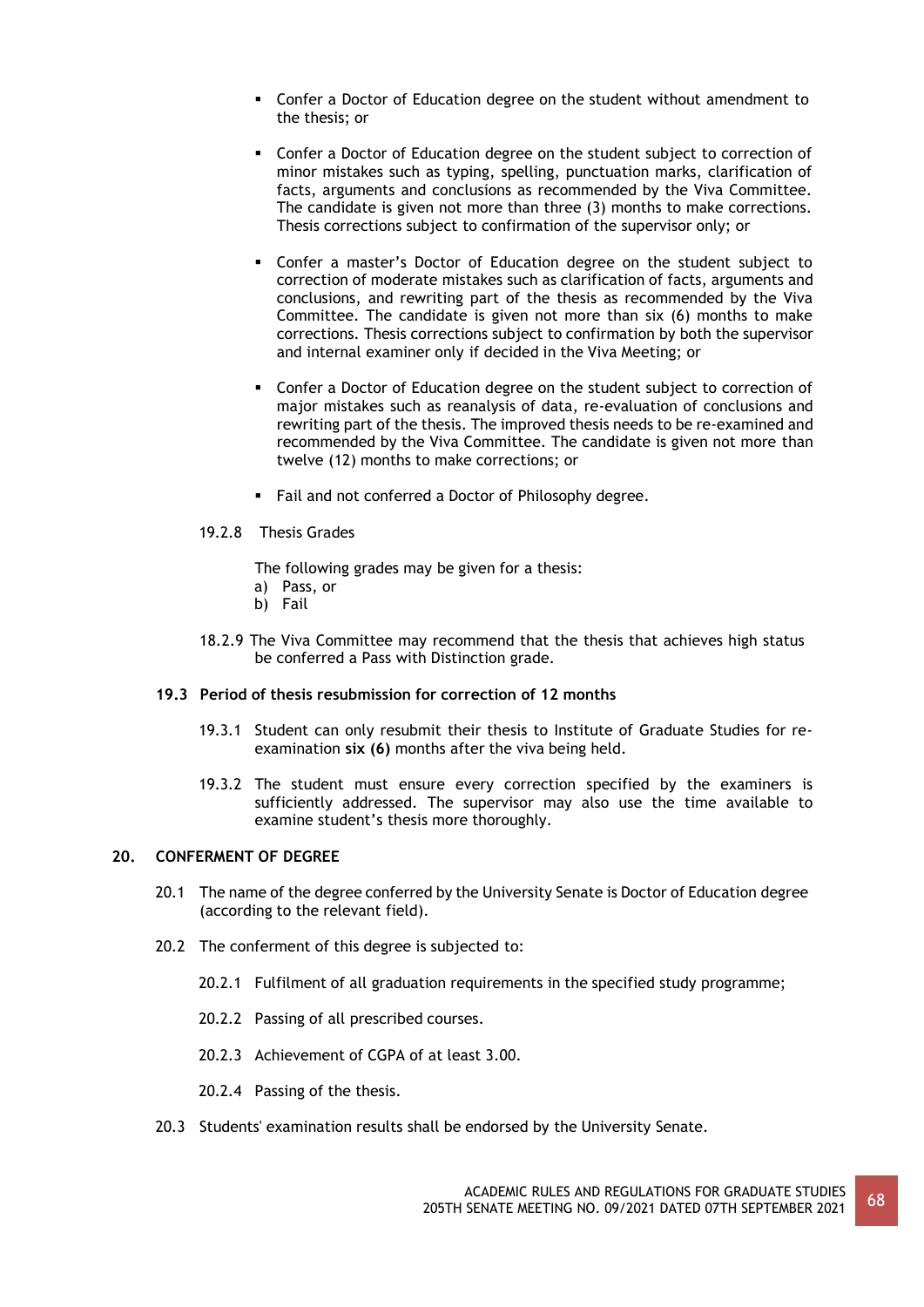- Confer a Doctor of Education degree on the student without amendment to the thesis; or

- Confer a Doctor of Education degree on the student subject to correction of minor mistakes such as typing, spelling, punctuation marks, clarification of facts, arguments and conclusions as recommended by the Viva Committee. The candidate is given not more than three (3) months to make corrections. Thesis corrections subject to confirmation of the supervisor only; or

- Confer a master's Doctor of Education degree on the student subject to correction of moderate mistakes such as clarification of facts, arguments and conclusions, and rewriting part of the thesis as recommended by the Viva Committee. The candidate is given not more than six (6) months to make corrections. Thesis corrections subject to confirmation by both the supervisor and internal examiner only if decided in the Viva Meeting; or

- Confer a Doctor of Education degree on the student subject to correction of major mistakes such as reanalysis of data, re-evaluation of conclusions and rewriting part of the thesis. The improved thesis needs to be re-examined and recommended by the Viva Committee. The candidate is given not more than twelve (12) months to make corrections; or

- Fail and not conferred a Doctor of Philosophy degree.

19.2.8 Thesis Grades

The following grades may be given for a thesis:

a) Pass, or
b) Fail

18.2.9 The Viva Committee may recommend that the thesis that achieves high status be conferred a Pass with Distinction grade.

### 19.3 Period of thesis resubmission for correction of 12 months

19.3.1 Student can only resubmit their thesis to Institute of Graduate Studies for re-examination **six (6)** months after the viva being held.

19.3.2 The student must ensure every correction specified by the examiners is sufficiently addressed. The supervisor may also use the time available to examine student's thesis more thoroughly.

## 20. CONFERMENT OF DEGREE

20.1 The name of the degree conferred by the University Senate is Doctor of Education degree (according to the relevant field).

20.2 The conferment of this degree is subjected to:

20.2.1 Fulfilment of all graduation requirements in the specified study programme;

20.2.2 Passing of all prescribed courses.

20.2.3 Achievement of CGPA of at least 3.00.

20.2.4 Passing of the thesis.

20.3 Students' examination results shall be endorsed by the University Senate.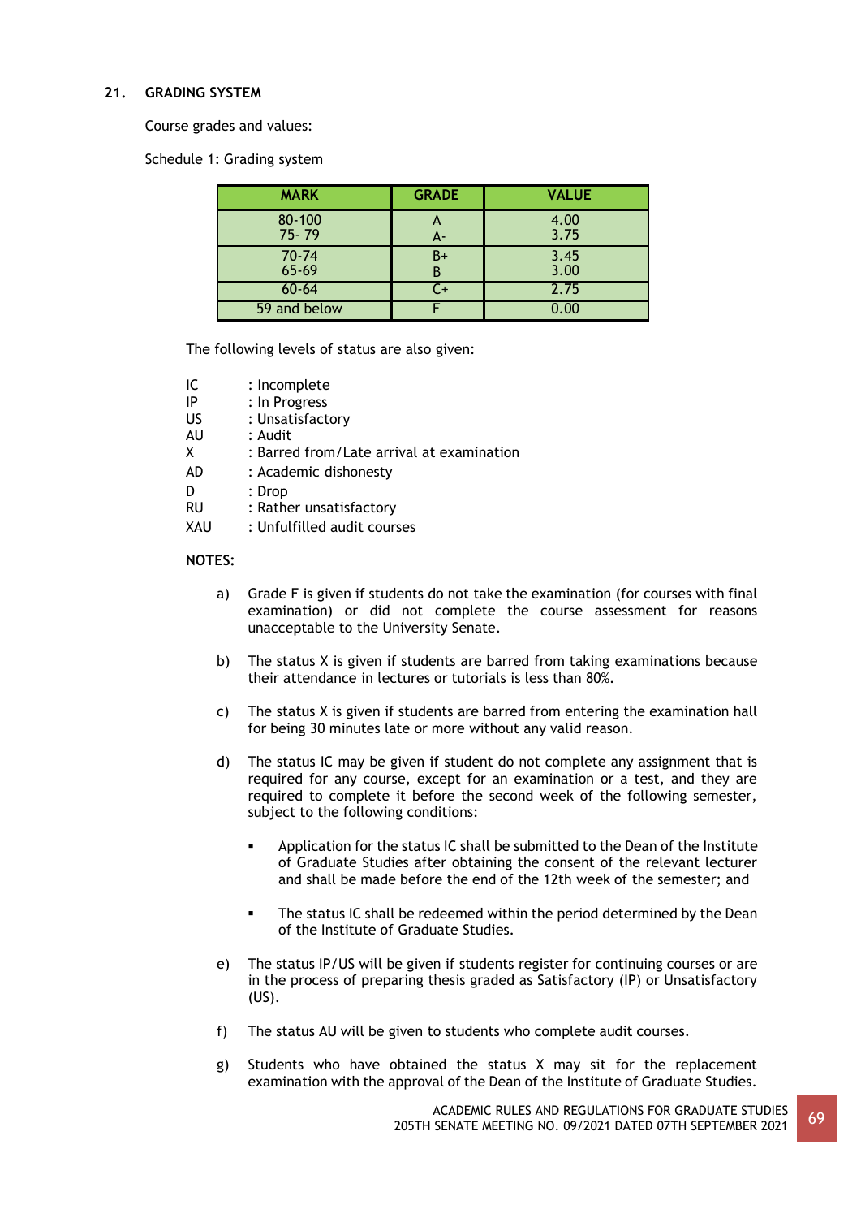## 21. GRADING SYSTEM

Course grades and values:

Schedule 1: Grading system

| MARK | GRADE | VALUE |
|---|---|---|
| 80-100 | A | 4.00 |
| 75- 79 | A- | 3.75 |
| 70-74 | B+ | 3.45 |
| 65-69 | B | 3.00 |
| 60-64 | C+ | 2.75 |
| 59 and below | F | 0.00 |

The following levels of status are also given:

IC : Incomplete
IP : In Progress
US : Unsatisfactory
AU : Audit
X : Barred from/Late arrival at examination
AD : Academic dishonesty
D : Drop
RU : Rather unsatisfactory
XAU : Unfulfilled audit courses

**NOTES:**

a) Grade F is given if students do not take the examination (for courses with final examination) or did not complete the course assessment for reasons unacceptable to the University Senate.

b) The status X is given if students are barred from taking examinations because their attendance in lectures or tutorials is less than 80%.

c) The status X is given if students are barred from entering the examination hall for being 30 minutes late or more without any valid reason.

d) The status IC may be given if student do not complete any assignment that is required for any course, except for an examination or a test, and they are required to complete it before the second week of the following semester, subject to the following conditions:

- Application for the status IC shall be submitted to the Dean of the Institute of Graduate Studies after obtaining the consent of the relevant lecturer and shall be made before the end of the 12th week of the semester; and
- The status IC shall be redeemed within the period determined by the Dean of the Institute of Graduate Studies.

e) The status IP/US will be given if students register for continuing courses or are in the process of preparing thesis graded as Satisfactory (IP) or Unsatisfactory (US).

f) The status AU will be given to students who complete audit courses.

g) Students who have obtained the status X may sit for the replacement examination with the approval of the Dean of the Institute of Graduate Studies.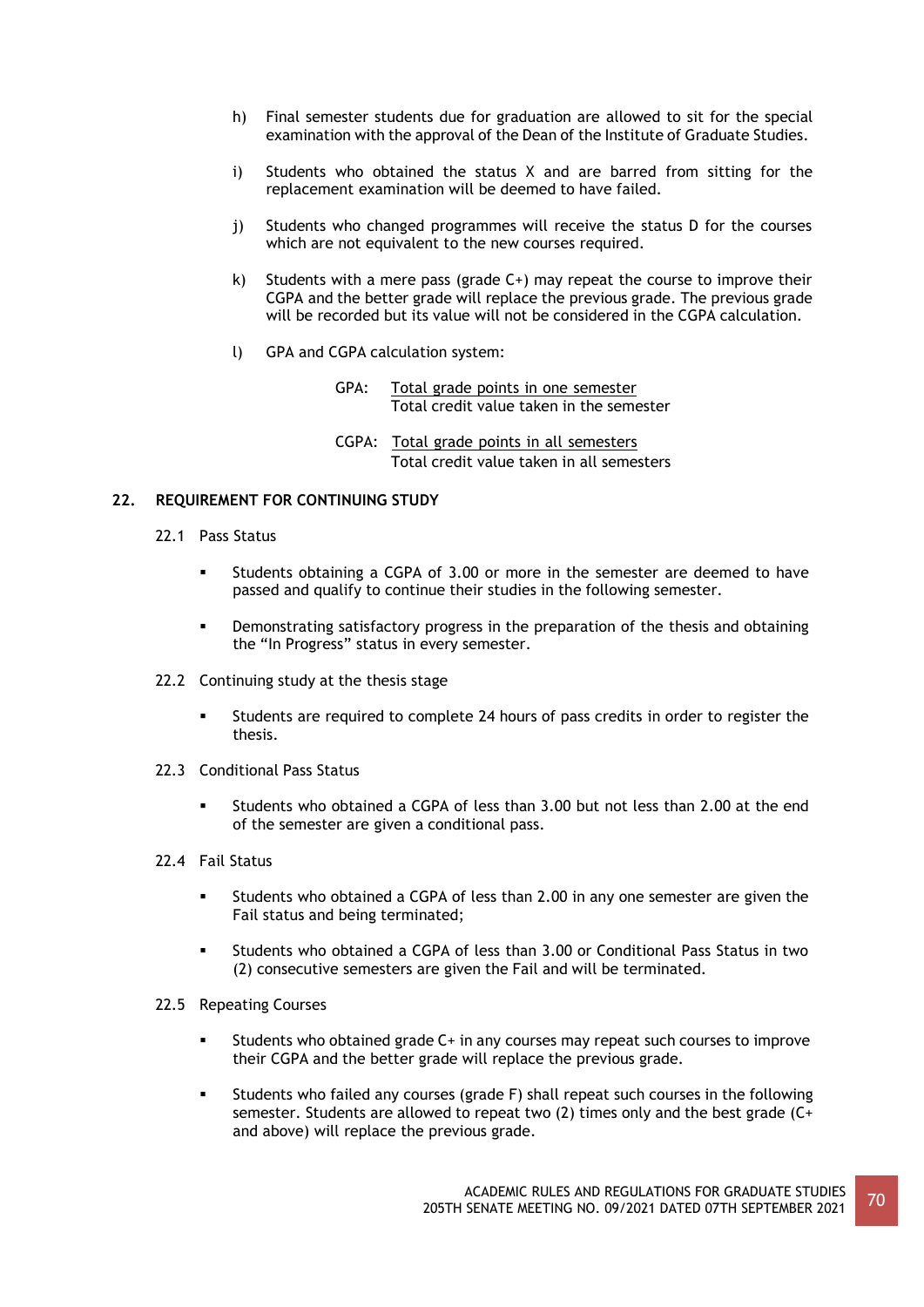h) Final semester students due for graduation are allowed to sit for the special examination with the approval of the Dean of the Institute of Graduate Studies.

i) Students who obtained the status X and are barred from sitting for the replacement examination will be deemed to have failed.

j) Students who changed programmes will receive the status D for the courses which are not equivalent to the new courses required.

k) Students with a mere pass (grade C+) may repeat the course to improve their CGPA and the better grade will replace the previous grade. The previous grade will be recorded but its value will not be considered in the CGPA calculation.

l) GPA and CGPA calculation system:

$$\text{GPA: } \frac{\text{Total grade points in one semester}}{\text{Total credit value taken in the semester}}$$

$$\text{CGPA: } \frac{\text{Total grade points in all semesters}}{\text{Total credit value taken in all semesters}}$$

## 22. REQUIREMENT FOR CONTINUING STUDY

### 22.1 Pass Status

- Students obtaining a CGPA of 3.00 or more in the semester are deemed to have passed and qualify to continue their studies in the following semester.
- Demonstrating satisfactory progress in the preparation of the thesis and obtaining the "In Progress" status in every semester.

### 22.2 Continuing study at the thesis stage

- Students are required to complete 24 hours of pass credits in order to register the thesis.

### 22.3 Conditional Pass Status

- Students who obtained a CGPA of less than 3.00 but not less than 2.00 at the end of the semester are given a conditional pass.

### 22.4 Fail Status

- Students who obtained a CGPA of less than 2.00 in any one semester are given the Fail status and being terminated;
- Students who obtained a CGPA of less than 3.00 or Conditional Pass Status in two (2) consecutive semesters are given the Fail and will be terminated.

### 22.5 Repeating Courses

- Students who obtained grade C+ in any courses may repeat such courses to improve their CGPA and the better grade will replace the previous grade.
- Students who failed any courses (grade F) shall repeat such courses in the following semester. Students are allowed to repeat two (2) times only and the best grade (C+ and above) will replace the previous grade.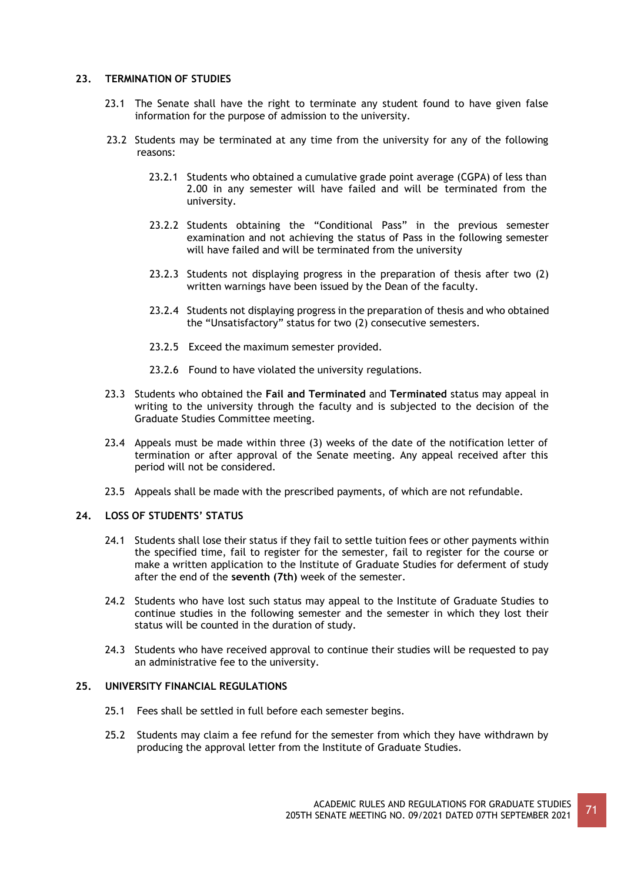## 23. TERMINATION OF STUDIES

23.1 The Senate shall have the right to terminate any student found to have given false information for the purpose of admission to the university.

23.2 Students may be terminated at any time from the university for any of the following reasons:

23.2.1 Students who obtained a cumulative grade point average (CGPA) of less than 2.00 in any semester will have failed and will be terminated from the university.

23.2.2 Students obtaining the "Conditional Pass" in the previous semester examination and not achieving the status of Pass in the following semester will have failed and will be terminated from the university

23.2.3 Students not displaying progress in the preparation of thesis after two (2) written warnings have been issued by the Dean of the faculty.

23.2.4 Students not displaying progress in the preparation of thesis and who obtained the "Unsatisfactory" status for two (2) consecutive semesters.

23.2.5 Exceed the maximum semester provided.

23.2.6 Found to have violated the university regulations.

23.3 Students who obtained the **Fail and Terminated** and **Terminated** status may appeal in writing to the university through the faculty and is subjected to the decision of the Graduate Studies Committee meeting.

23.4 Appeals must be made within three (3) weeks of the date of the notification letter of termination or after approval of the Senate meeting. Any appeal received after this period will not be considered.

23.5 Appeals shall be made with the prescribed payments, of which are not refundable.

## 24. LOSS OF STUDENTS' STATUS

24.1 Students shall lose their status if they fail to settle tuition fees or other payments within the specified time, fail to register for the semester, fail to register for the course or make a written application to the Institute of Graduate Studies for deferment of study after the end of the **seventh (7th)** week of the semester.

24.2 Students who have lost such status may appeal to the Institute of Graduate Studies to continue studies in the following semester and the semester in which they lost their status will be counted in the duration of study.

24.3 Students who have received approval to continue their studies will be requested to pay an administrative fee to the university.

## 25. UNIVERSITY FINANCIAL REGULATIONS

25.1 Fees shall be settled in full before each semester begins.

25.2 Students may claim a fee refund for the semester from which they have withdrawn by producing the approval letter from the Institute of Graduate Studies.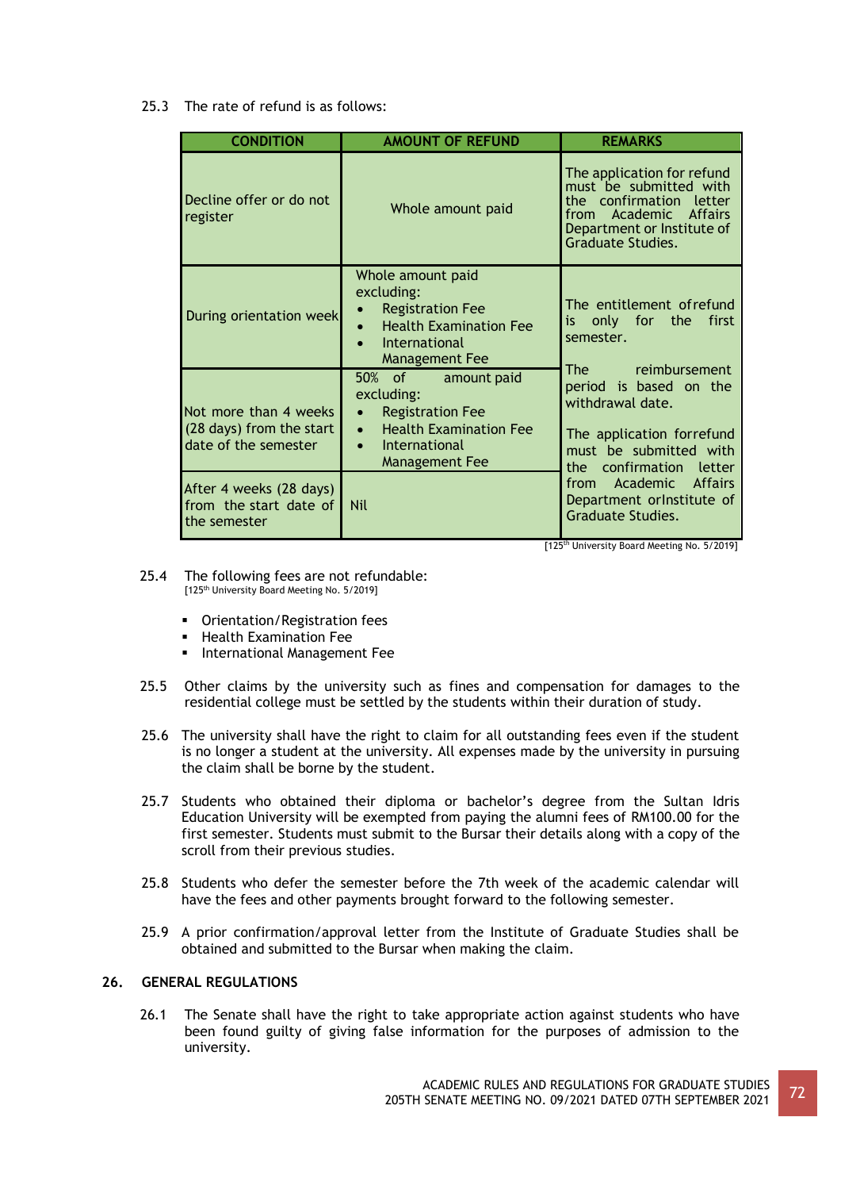25.3 The rate of refund is as follows:

| CONDITION | AMOUNT OF REFUND | REMARKS |
|---|---|---|
| Decline offer or do not register | Whole amount paid | The application for refund must be submitted with the confirmation letter from Academic Affairs Department or Institute of Graduate Studies. |
| During orientation week | Whole amount paid excluding:<br>• Registration Fee<br>• Health Examination Fee<br>• International Management Fee | The entitlement of refund is only for the first semester.<br><br>The reimbursement period is based on the withdrawal date.<br><br>The application for refund must be submitted with the confirmation letter from Academic Affairs Department or Institute of Graduate Studies. |
| Not more than 4 weeks (28 days) from the start date of the semester | 50% of amount paid excluding:<br>• Registration Fee<br>• Health Examination Fee<br>• International Management Fee | |
| After 4 weeks (28 days) from the start date of the semester | Nil | |

[125th University Board Meeting No. 5/2019]

25.4 The following fees are not refundable:
[125th University Board Meeting No. 5/2019]

- Orientation/Registration fees
- Health Examination Fee
- International Management Fee

25.5 Other claims by the university such as fines and compensation for damages to the residential college must be settled by the students within their duration of study.

25.6 The university shall have the right to claim for all outstanding fees even if the student is no longer a student at the university. All expenses made by the university in pursuing the claim shall be borne by the student.

25.7 Students who obtained their diploma or bachelor's degree from the Sultan Idris Education University will be exempted from paying the alumni fees of RM100.00 for the first semester. Students must submit to the Bursar their details along with a copy of the scroll from their previous studies.

25.8 Students who defer the semester before the 7th week of the academic calendar will have the fees and other payments brought forward to the following semester.

25.9 A prior confirmation/approval letter from the Institute of Graduate Studies shall be obtained and submitted to the Bursar when making the claim.

## 26. GENERAL REGULATIONS

26.1 The Senate shall have the right to take appropriate action against students who have been found guilty of giving false information for the purposes of admission to the university.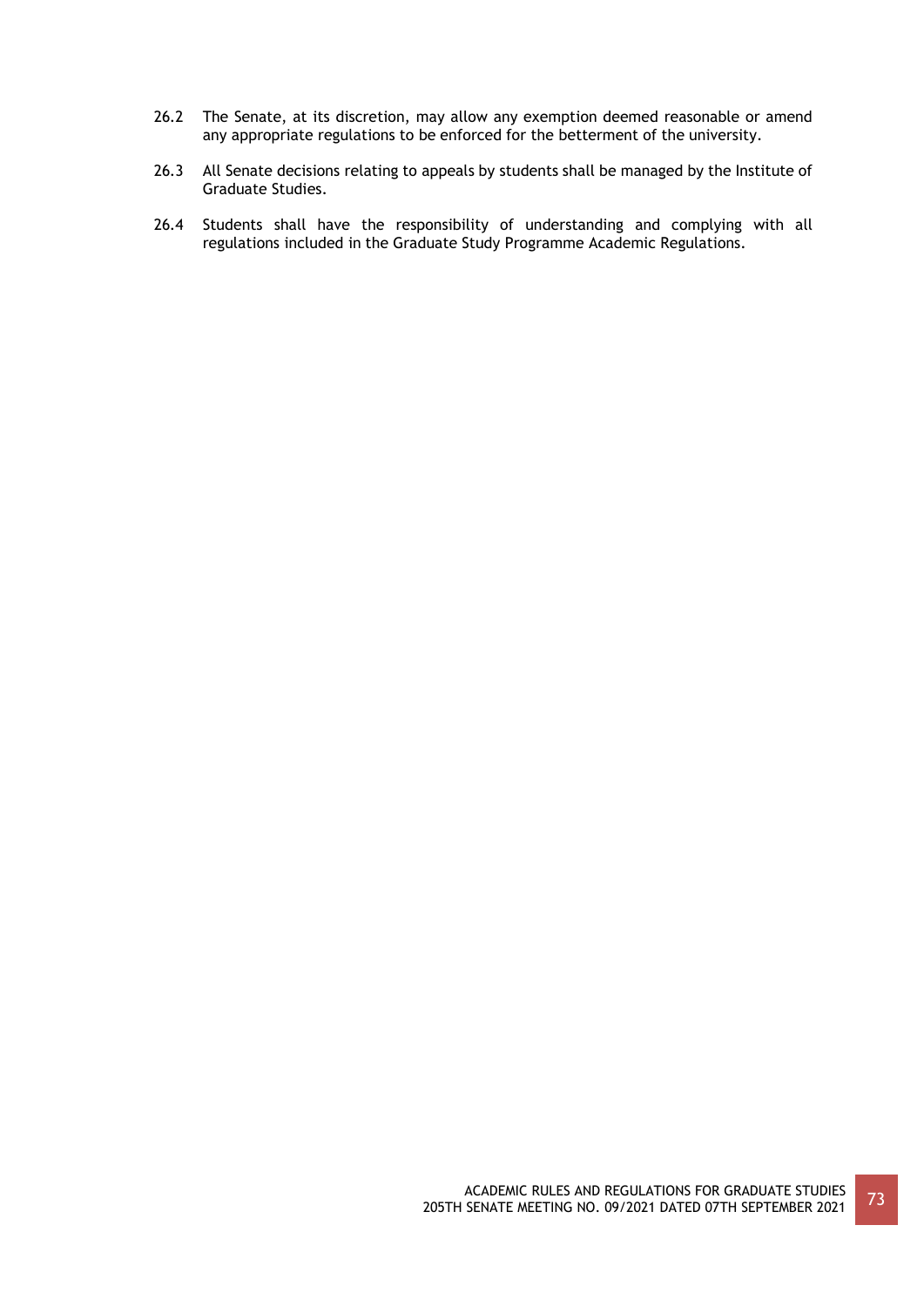26.2 The Senate, at its discretion, may allow any exemption deemed reasonable or amend any appropriate regulations to be enforced for the betterment of the university.

26.3 All Senate decisions relating to appeals by students shall be managed by the Institute of Graduate Studies.

26.4 Students shall have the responsibility of understanding and complying with all regulations included in the Graduate Study Programme Academic Regulations.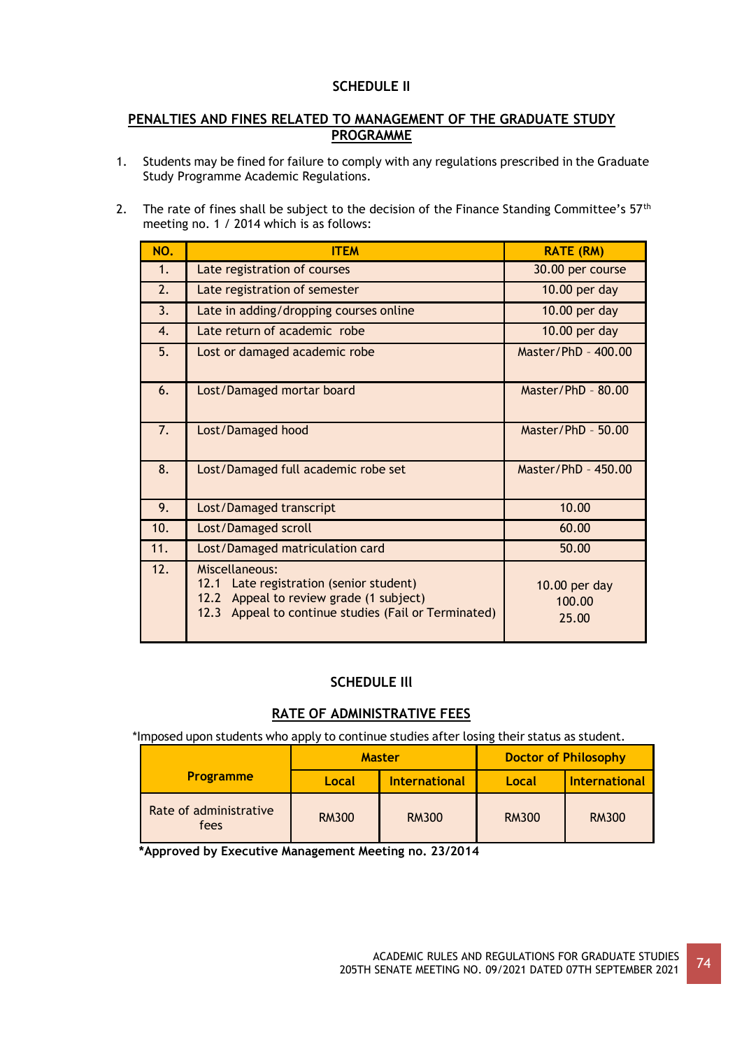## SCHEDULE II

### PENALTIES AND FINES RELATED TO MANAGEMENT OF THE GRADUATE STUDY PROGRAMME

1. Students may be fined for failure to comply with any regulations prescribed in the Graduate Study Programme Academic Regulations.

2. The rate of fines shall be subject to the decision of the Finance Standing Committee's 57th meeting no. 1 / 2014 which is as follows:

| NO. | ITEM | RATE (RM) |
|---|---|---|
| 1. | Late registration of courses | 30.00 per course |
| 2. | Late registration of semester | 10.00 per day |
| 3. | Late in adding/dropping courses online | 10.00 per day |
| 4. | Late return of academic robe | 10.00 per day |
| 5. | Lost or damaged academic robe | Master/PhD - 400.00 |
| 6. | Lost/Damaged mortar board | Master/PhD - 80.00 |
| 7. | Lost/Damaged hood | Master/PhD - 50.00 |
| 8. | Lost/Damaged full academic robe set | Master/PhD - 450.00 |
| 9. | Lost/Damaged transcript | 10.00 |
| 10. | Lost/Damaged scroll | 60.00 |
| 11. | Lost/Damaged matriculation card | 50.00 |
| 12. | Miscellaneous:<br>12.1 Late registration (senior student)<br>12.2 Appeal to review grade (1 subject)<br>12.3 Appeal to continue studies (Fail or Terminated) | <br>10.00 per day<br>100.00<br>25.00 |

## SCHEDULE III

### RATE OF ADMINISTRATIVE FEES

*Imposed upon students who apply to continue studies after losing their status as student.

| Programme | Master | | Doctor of Philosophy | |
|---|---|---|---|---|
| | Local | International | Local | International |
| Rate of administrative fees | RM300 | RM300 | RM300 | RM300 |

***Approved by Executive Management Meeting no. 23/2014**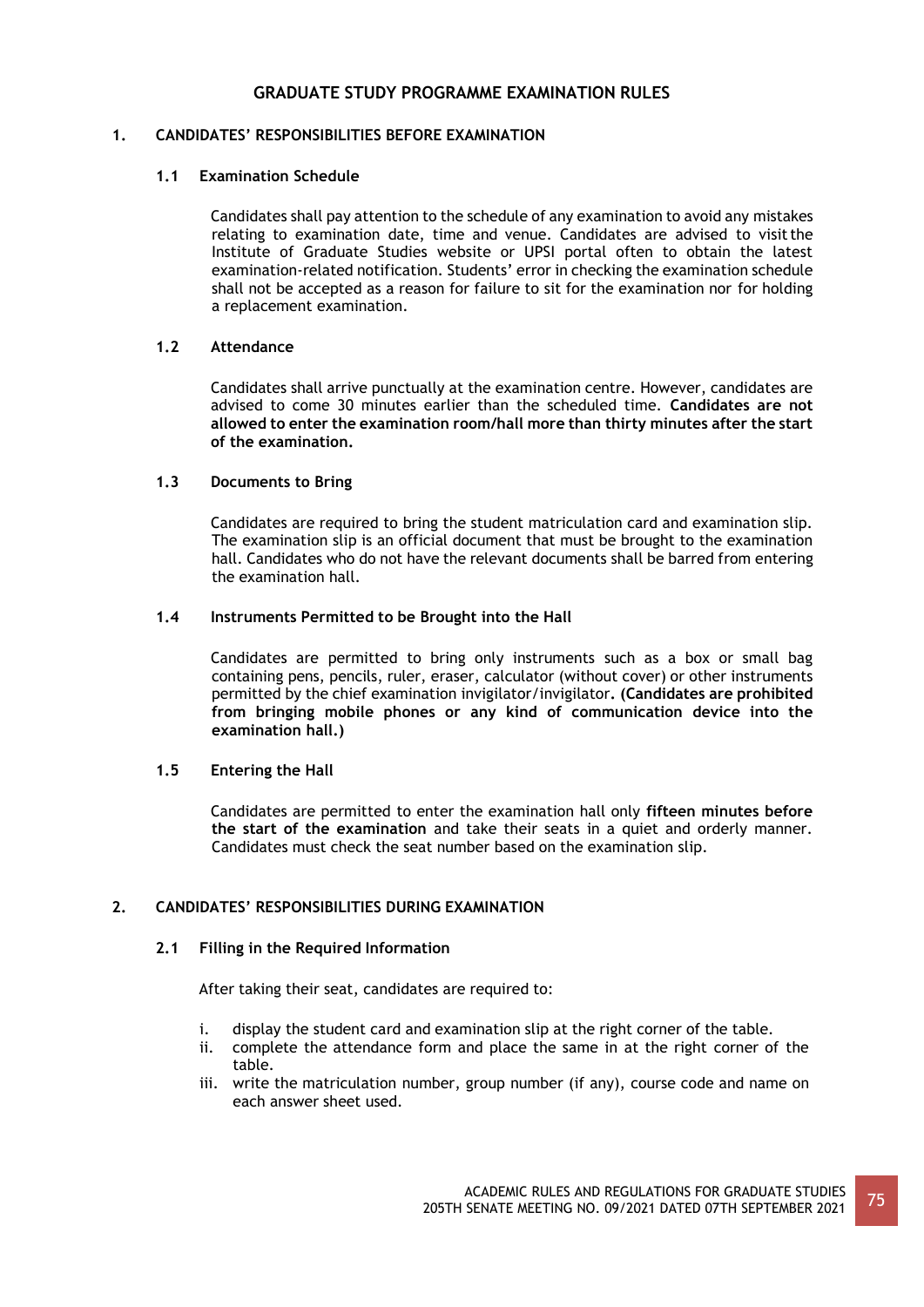# GRADUATE STUDY PROGRAMME EXAMINATION RULES

## 1. CANDIDATES' RESPONSIBILITIES BEFORE EXAMINATION

### 1.1 Examination Schedule

Candidates shall pay attention to the schedule of any examination to avoid any mistakes relating to examination date, time and venue. Candidates are advised to visit the Institute of Graduate Studies website or UPSI portal often to obtain the latest examination-related notification. Students' error in checking the examination schedule shall not be accepted as a reason for failure to sit for the examination nor for holding a replacement examination.

### 1.2 Attendance

Candidates shall arrive punctually at the examination centre. However, candidates are advised to come 30 minutes earlier than the scheduled time. **Candidates are not allowed to enter the examination room/hall more than thirty minutes after the start of the examination.**

### 1.3 Documents to Bring

Candidates are required to bring the student matriculation card and examination slip. The examination slip is an official document that must be brought to the examination hall. Candidates who do not have the relevant documents shall be barred from entering the examination hall.

### 1.4 Instruments Permitted to be Brought into the Hall

Candidates are permitted to bring only instruments such as a box or small bag containing pens, pencils, ruler, eraser, calculator (without cover) or other instruments permitted by the chief examination invigilator/invigilator**. (Candidates are prohibited from bringing mobile phones or any kind of communication device into the examination hall.)**

### 1.5 Entering the Hall

Candidates are permitted to enter the examination hall only **fifteen minutes before the start of the examination** and take their seats in a quiet and orderly manner. Candidates must check the seat number based on the examination slip.

## 2. CANDIDATES' RESPONSIBILITIES DURING EXAMINATION

### 2.1 Filling in the Required Information

After taking their seat, candidates are required to:

i. display the student card and examination slip at the right corner of the table.
ii. complete the attendance form and place the same in at the right corner of the table.
iii. write the matriculation number, group number (if any), course code and name on each answer sheet used.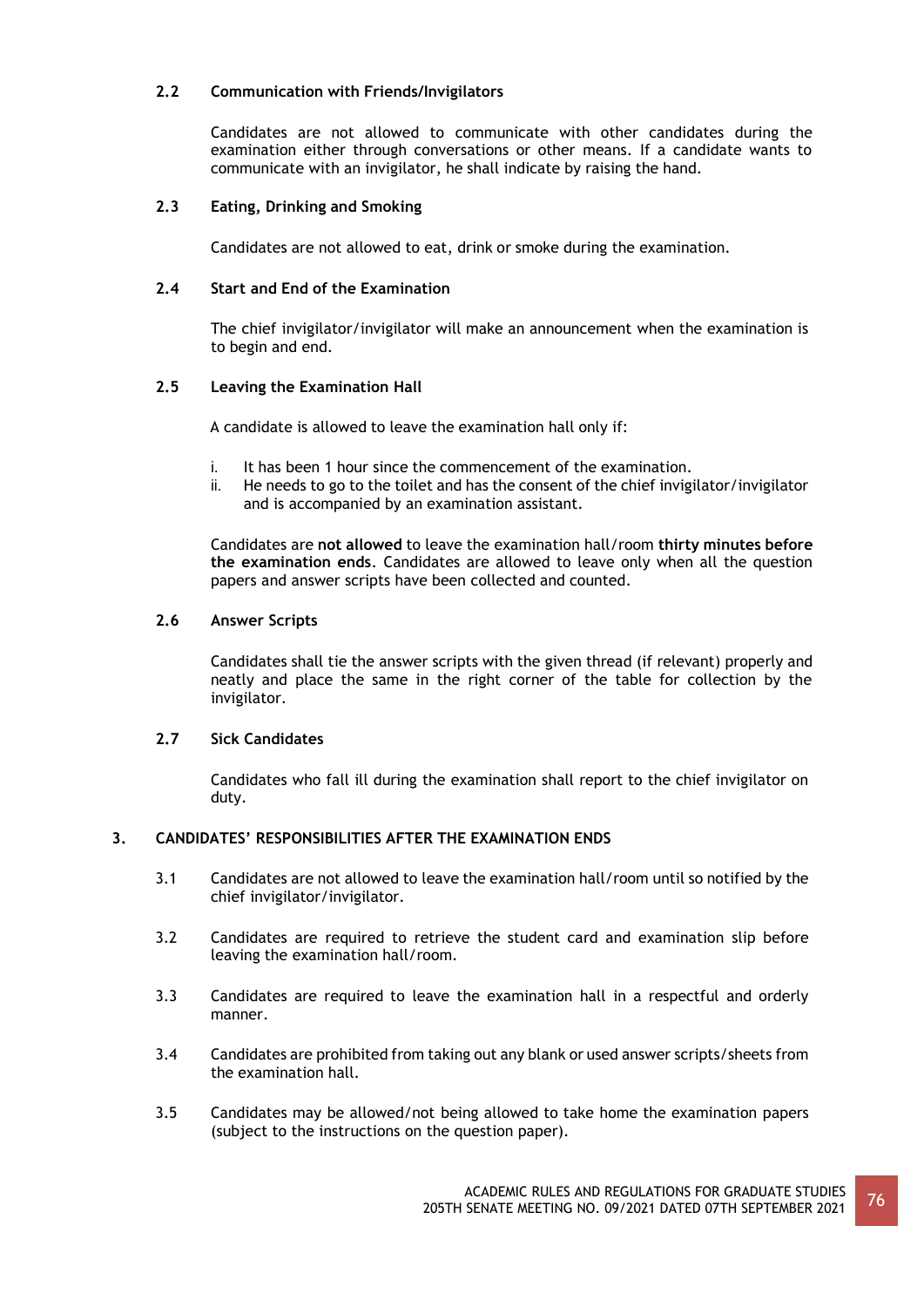### 2.2 Communication with Friends/Invigilators

Candidates are not allowed to communicate with other candidates during the examination either through conversations or other means. If a candidate wants to communicate with an invigilator, he shall indicate by raising the hand.

### 2.3 Eating, Drinking and Smoking

Candidates are not allowed to eat, drink or smoke during the examination.

### 2.4 Start and End of the Examination

The chief invigilator/invigilator will make an announcement when the examination is to begin and end.

### 2.5 Leaving the Examination Hall

A candidate is allowed to leave the examination hall only if:

i. It has been 1 hour since the commencement of the examination.
ii. He needs to go to the toilet and has the consent of the chief invigilator/invigilator and is accompanied by an examination assistant.

Candidates are **not allowed** to leave the examination hall/room **thirty minutes before the examination ends**. Candidates are allowed to leave only when all the question papers and answer scripts have been collected and counted.

### 2.6 Answer Scripts

Candidates shall tie the answer scripts with the given thread (if relevant) properly and neatly and place the same in the right corner of the table for collection by the invigilator.

### 2.7 Sick Candidates

Candidates who fall ill during the examination shall report to the chief invigilator on duty.

## 3. CANDIDATES' RESPONSIBILITIES AFTER THE EXAMINATION ENDS

3.1 Candidates are not allowed to leave the examination hall/room until so notified by the chief invigilator/invigilator.

3.2 Candidates are required to retrieve the student card and examination slip before leaving the examination hall/room.

3.3 Candidates are required to leave the examination hall in a respectful and orderly manner.

3.4 Candidates are prohibited from taking out any blank or used answer scripts/sheets from the examination hall.

3.5 Candidates may be allowed/not being allowed to take home the examination papers (subject to the instructions on the question paper).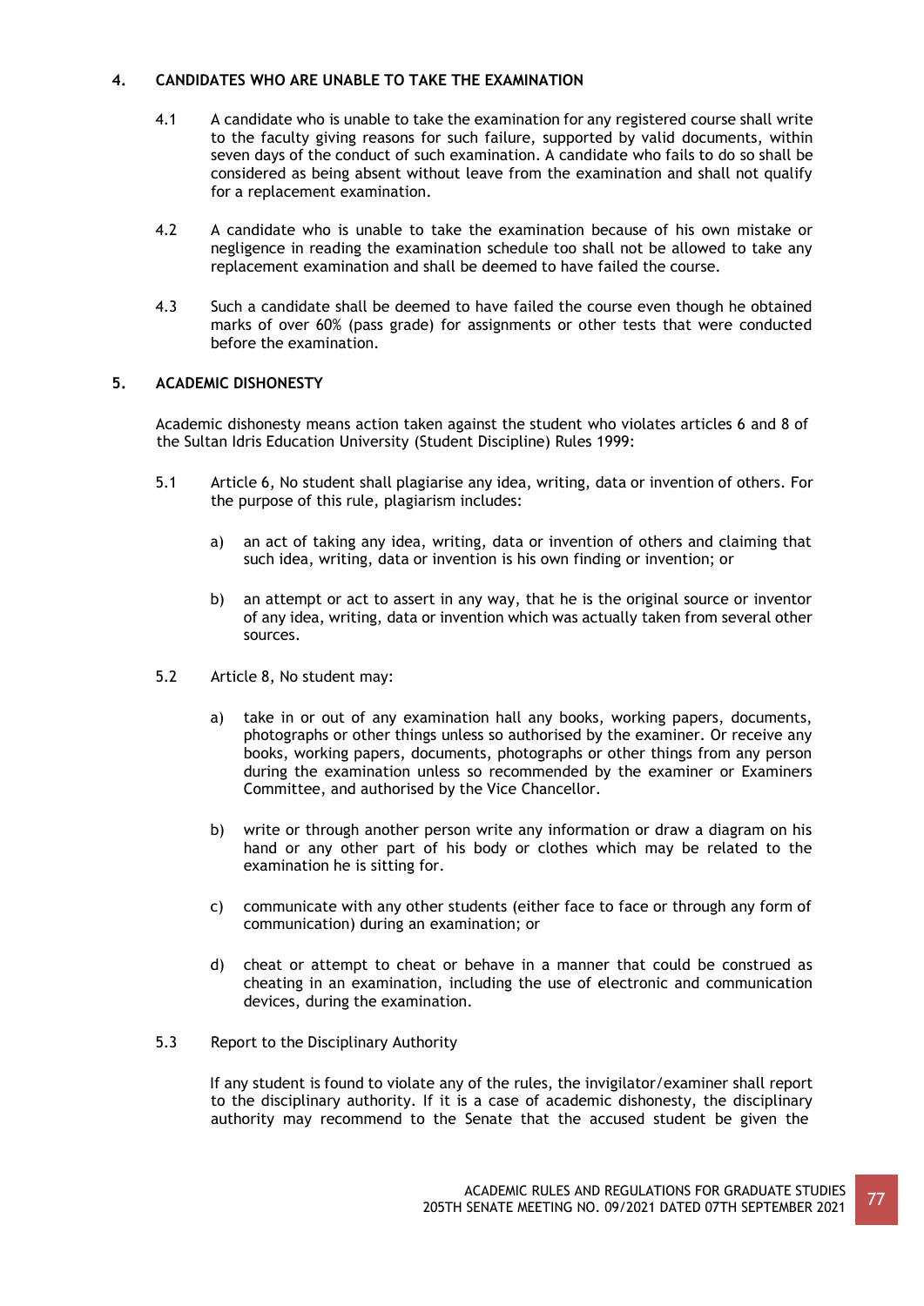## 4. CANDIDATES WHO ARE UNABLE TO TAKE THE EXAMINATION

4.1 A candidate who is unable to take the examination for any registered course shall write to the faculty giving reasons for such failure, supported by valid documents, within seven days of the conduct of such examination. A candidate who fails to do so shall be considered as being absent without leave from the examination and shall not qualify for a replacement examination.

4.2 A candidate who is unable to take the examination because of his own mistake or negligence in reading the examination schedule too shall not be allowed to take any replacement examination and shall be deemed to have failed the course.

4.3 Such a candidate shall be deemed to have failed the course even though he obtained marks of over 60% (pass grade) for assignments or other tests that were conducted before the examination.

## 5. ACADEMIC DISHONESTY

Academic dishonesty means action taken against the student who violates articles 6 and 8 of the Sultan Idris Education University (Student Discipline) Rules 1999:

5.1 Article 6, No student shall plagiarise any idea, writing, data or invention of others. For the purpose of this rule, plagiarism includes:

a) an act of taking any idea, writing, data or invention of others and claiming that such idea, writing, data or invention is his own finding or invention; or

b) an attempt or act to assert in any way, that he is the original source or inventor of any idea, writing, data or invention which was actually taken from several other sources.

5.2 Article 8, No student may:

a) take in or out of any examination hall any books, working papers, documents, photographs or other things unless so authorised by the examiner. Or receive any books, working papers, documents, photographs or other things from any person during the examination unless so recommended by the examiner or Examiners Committee, and authorised by the Vice Chancellor.

b) write or through another person write any information or draw a diagram on his hand or any other part of his body or clothes which may be related to the examination he is sitting for.

c) communicate with any other students (either face to face or through any form of communication) during an examination; or

d) cheat or attempt to cheat or behave in a manner that could be construed as cheating in an examination, including the use of electronic and communication devices, during the examination.

5.3 Report to the Disciplinary Authority

If any student is found to violate any of the rules, the invigilator/examiner shall report to the disciplinary authority. If it is a case of academic dishonesty, the disciplinary authority may recommend to the Senate that the accused student be given the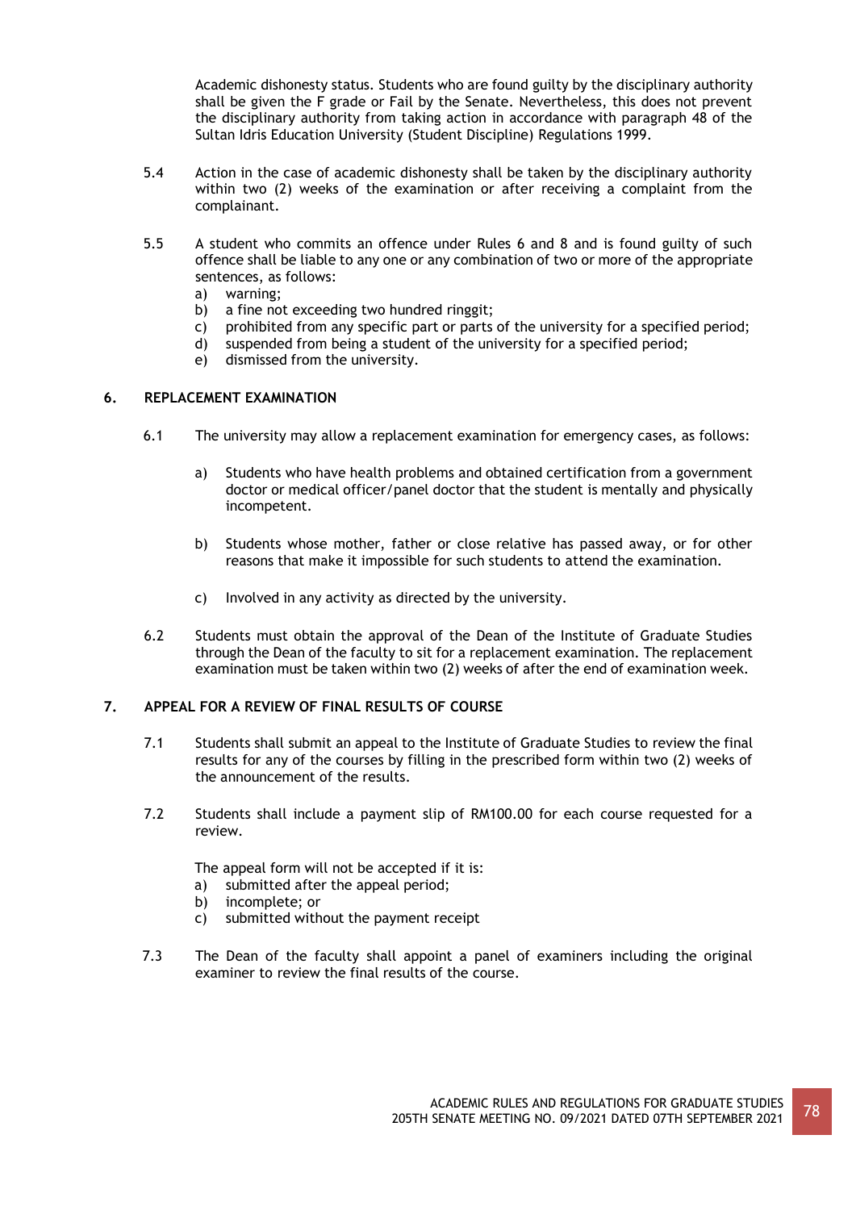Academic dishonesty status. Students who are found guilty by the disciplinary authority shall be given the F grade or Fail by the Senate. Nevertheless, this does not prevent the disciplinary authority from taking action in accordance with paragraph 48 of the Sultan Idris Education University (Student Discipline) Regulations 1999.

5.4 Action in the case of academic dishonesty shall be taken by the disciplinary authority within two (2) weeks of the examination or after receiving a complaint from the complainant.

5.5 A student who commits an offence under Rules 6 and 8 and is found guilty of such offence shall be liable to any one or any combination of two or more of the appropriate sentences, as follows:

a) warning;
b) a fine not exceeding two hundred ringgit;
c) prohibited from any specific part or parts of the university for a specified period;
d) suspended from being a student of the university for a specified period;
e) dismissed from the university.

## 6. REPLACEMENT EXAMINATION

6.1 The university may allow a replacement examination for emergency cases, as follows:

a) Students who have health problems and obtained certification from a government doctor or medical officer/panel doctor that the student is mentally and physically incompetent.

b) Students whose mother, father or close relative has passed away, or for other reasons that make it impossible for such students to attend the examination.

c) Involved in any activity as directed by the university.

6.2 Students must obtain the approval of the Dean of the Institute of Graduate Studies through the Dean of the faculty to sit for a replacement examination. The replacement examination must be taken within two (2) weeks of after the end of examination week.

## 7. APPEAL FOR A REVIEW OF FINAL RESULTS OF COURSE

7.1 Students shall submit an appeal to the Institute of Graduate Studies to review the final results for any of the courses by filling in the prescribed form within two (2) weeks of the announcement of the results.

7.2 Students shall include a payment slip of RM100.00 for each course requested for a review.

The appeal form will not be accepted if it is:

a) submitted after the appeal period;
b) incomplete; or
c) submitted without the payment receipt

7.3 The Dean of the faculty shall appoint a panel of examiners including the original examiner to review the final results of the course.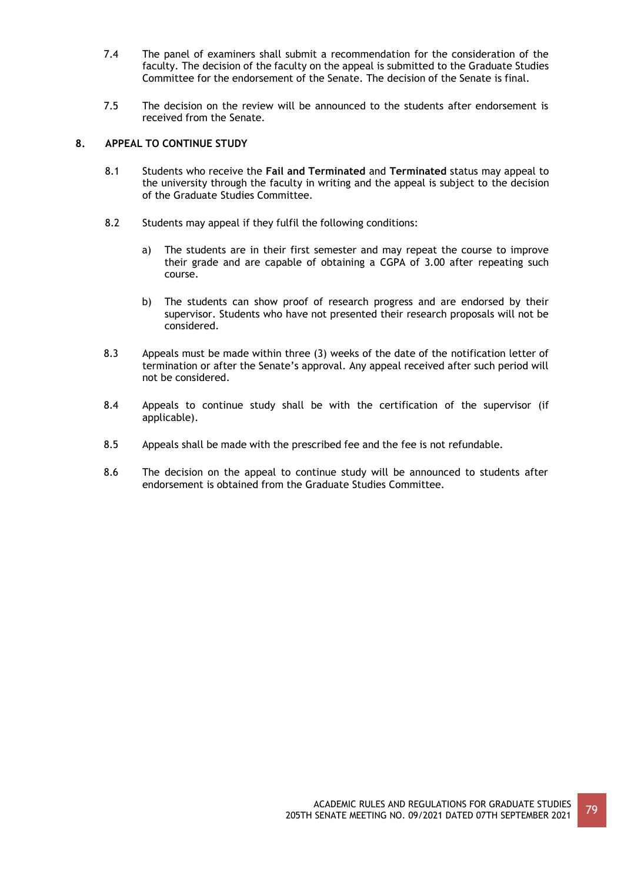7.4 The panel of examiners shall submit a recommendation for the consideration of the faculty. The decision of the faculty on the appeal is submitted to the Graduate Studies Committee for the endorsement of the Senate. The decision of the Senate is final.

7.5 The decision on the review will be announced to the students after endorsement is received from the Senate.

## 8. APPEAL TO CONTINUE STUDY

8.1 Students who receive the **Fail and Terminated** and **Terminated** status may appeal to the university through the faculty in writing and the appeal is subject to the decision of the Graduate Studies Committee.

8.2 Students may appeal if they fulfil the following conditions:

a) The students are in their first semester and may repeat the course to improve their grade and are capable of obtaining a CGPA of 3.00 after repeating such course.

b) The students can show proof of research progress and are endorsed by their supervisor. Students who have not presented their research proposals will not be considered.

8.3 Appeals must be made within three (3) weeks of the date of the notification letter of termination or after the Senate's approval. Any appeal received after such period will not be considered.

8.4 Appeals to continue study shall be with the certification of the supervisor (if applicable).

8.5 Appeals shall be made with the prescribed fee and the fee is not refundable.

8.6 The decision on the appeal to continue study will be announced to students after endorsement is obtained from the Graduate Studies Committee.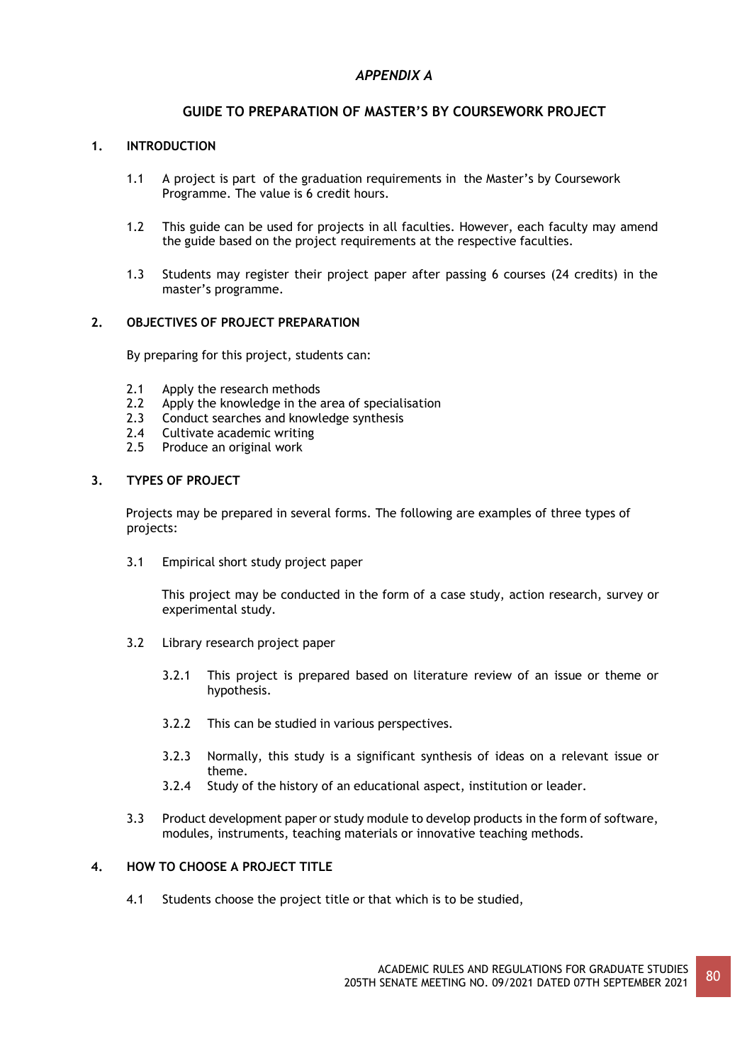*APPENDIX A*

## GUIDE TO PREPARATION OF MASTER'S BY COURSEWORK PROJECT

### 1. INTRODUCTION

1.1 A project is part of the graduation requirements in the Master's by Coursework Programme. The value is 6 credit hours.

1.2 This guide can be used for projects in all faculties. However, each faculty may amend the guide based on the project requirements at the respective faculties.

1.3 Students may register their project paper after passing 6 courses (24 credits) in the master's programme.

### 2. OBJECTIVES OF PROJECT PREPARATION

By preparing for this project, students can:

2.1 Apply the research methods
2.2 Apply the knowledge in the area of specialisation
2.3 Conduct searches and knowledge synthesis
2.4 Cultivate academic writing
2.5 Produce an original work

### 3. TYPES OF PROJECT

Projects may be prepared in several forms. The following are examples of three types of projects:

3.1 Empirical short study project paper

This project may be conducted in the form of a case study, action research, survey or experimental study.

3.2 Library research project paper

3.2.1 This project is prepared based on literature review of an issue or theme or hypothesis.

3.2.2 This can be studied in various perspectives.

3.2.3 Normally, this study is a significant synthesis of ideas on a relevant issue or theme.

3.2.4 Study of the history of an educational aspect, institution or leader.

3.3 Product development paper or study module to develop products in the form of software, modules, instruments, teaching materials or innovative teaching methods.

### 4. HOW TO CHOOSE A PROJECT TITLE

4.1 Students choose the project title or that which is to be studied,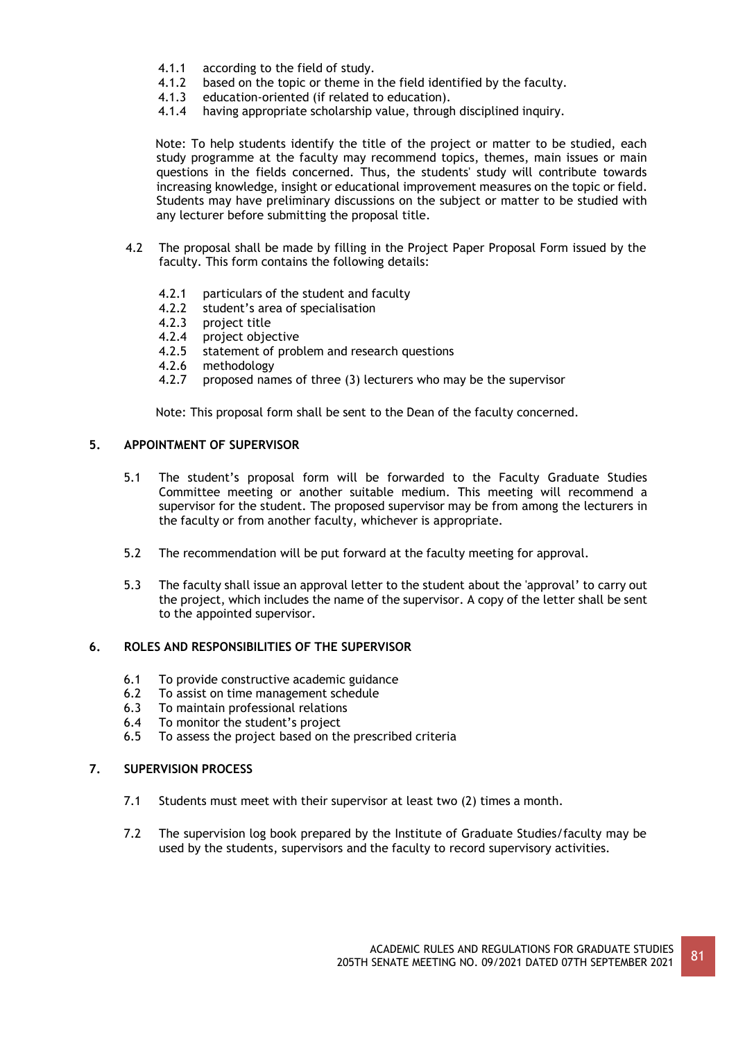4.1.1 according to the field of study.
4.1.2 based on the topic or theme in the field identified by the faculty.
4.1.3 education-oriented (if related to education).
4.1.4 having appropriate scholarship value, through disciplined inquiry.

Note: To help students identify the title of the project or matter to be studied, each study programme at the faculty may recommend topics, themes, main issues or main questions in the fields concerned. Thus, the students' study will contribute towards increasing knowledge, insight or educational improvement measures on the topic or field. Students may have preliminary discussions on the subject or matter to be studied with any lecturer before submitting the proposal title.

4.2 The proposal shall be made by filling in the Project Paper Proposal Form issued by the faculty. This form contains the following details:

4.2.1 particulars of the student and faculty
4.2.2 student's area of specialisation
4.2.3 project title
4.2.4 project objective
4.2.5 statement of problem and research questions
4.2.6 methodology
4.2.7 proposed names of three (3) lecturers who may be the supervisor

Note: This proposal form shall be sent to the Dean of the faculty concerned.

## 5. APPOINTMENT OF SUPERVISOR

5.1 The student's proposal form will be forwarded to the Faculty Graduate Studies Committee meeting or another suitable medium. This meeting will recommend a supervisor for the student. The proposed supervisor may be from among the lecturers in the faculty or from another faculty, whichever is appropriate.

5.2 The recommendation will be put forward at the faculty meeting for approval.

5.3 The faculty shall issue an approval letter to the student about the 'approval' to carry out the project, which includes the name of the supervisor. A copy of the letter shall be sent to the appointed supervisor.

## 6. ROLES AND RESPONSIBILITIES OF THE SUPERVISOR

6.1 To provide constructive academic guidance
6.2 To assist on time management schedule
6.3 To maintain professional relations
6.4 To monitor the student's project
6.5 To assess the project based on the prescribed criteria

## 7. SUPERVISION PROCESS

7.1 Students must meet with their supervisor at least two (2) times a month.

7.2 The supervision log book prepared by the Institute of Graduate Studies/faculty may be used by the students, supervisors and the faculty to record supervisory activities.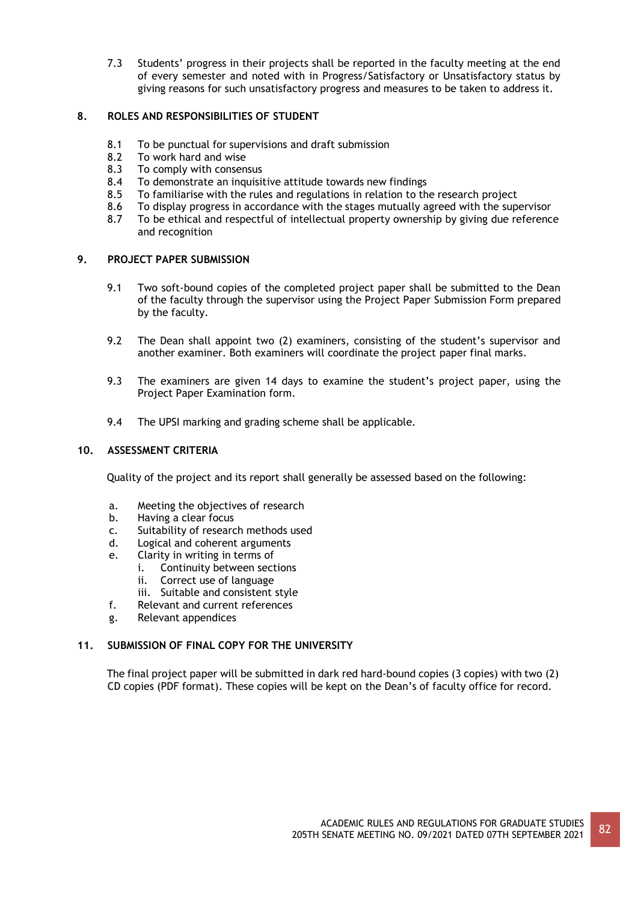7.3 Students' progress in their projects shall be reported in the faculty meeting at the end of every semester and noted with in Progress/Satisfactory or Unsatisfactory status by giving reasons for such unsatisfactory progress and measures to be taken to address it.

## 8. ROLES AND RESPONSIBILITIES OF STUDENT

8.1 To be punctual for supervisions and draft submission
8.2 To work hard and wise
8.3 To comply with consensus
8.4 To demonstrate an inquisitive attitude towards new findings
8.5 To familiarise with the rules and regulations in relation to the research project
8.6 To display progress in accordance with the stages mutually agreed with the supervisor
8.7 To be ethical and respectful of intellectual property ownership by giving due reference and recognition

## 9. PROJECT PAPER SUBMISSION

9.1 Two soft-bound copies of the completed project paper shall be submitted to the Dean of the faculty through the supervisor using the Project Paper Submission Form prepared by the faculty.

9.2 The Dean shall appoint two (2) examiners, consisting of the student's supervisor and another examiner. Both examiners will coordinate the project paper final marks.

9.3 The examiners are given 14 days to examine the student's project paper, using the Project Paper Examination form.

9.4 The UPSI marking and grading scheme shall be applicable.

## 10. ASSESSMENT CRITERIA

Quality of the project and its report shall generally be assessed based on the following:

a. Meeting the objectives of research
b. Having a clear focus
c. Suitability of research methods used
d. Logical and coherent arguments
e. Clarity in writing in terms of
    i. Continuity between sections
    ii. Correct use of language
    iii. Suitable and consistent style
f. Relevant and current references
g. Relevant appendices

## 11. SUBMISSION OF FINAL COPY FOR THE UNIVERSITY

The final project paper will be submitted in dark red hard-bound copies (3 copies) with two (2) CD copies (PDF format). These copies will be kept on the Dean's of faculty office for record.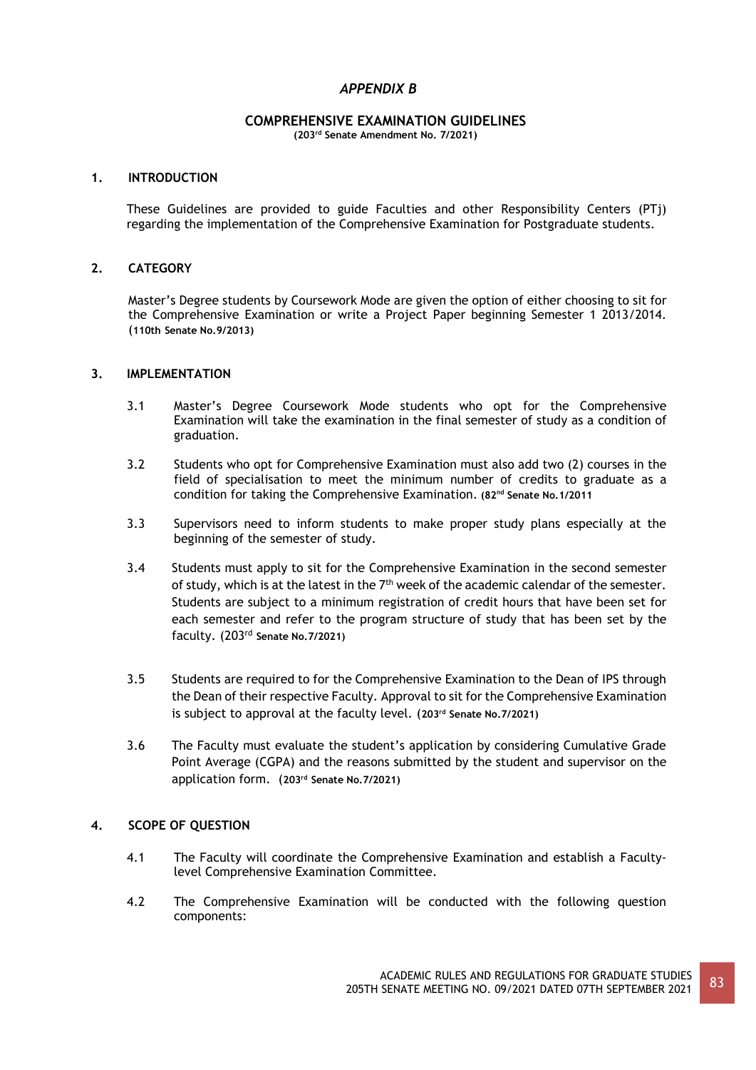*APPENDIX B*

## COMPREHENSIVE EXAMINATION GUIDELINES

**(203rd Senate Amendment No. 7/2021)**

### 1. INTRODUCTION

These Guidelines are provided to guide Faculties and other Responsibility Centers (PTj) regarding the implementation of the Comprehensive Examination for Postgraduate students.

### 2. CATEGORY

Master's Degree students by Coursework Mode are given the option of either choosing to sit for the Comprehensive Examination or write a Project Paper beginning Semester 1 2013/2014. **(110th Senate No.9/2013)**

### 3. IMPLEMENTATION

3.1 Master's Degree Coursework Mode students who opt for the Comprehensive Examination will take the examination in the final semester of study as a condition of graduation.

3.2 Students who opt for Comprehensive Examination must also add two (2) courses in the field of specialisation to meet the minimum number of credits to graduate as a condition for taking the Comprehensive Examination. **(82nd Senate No.1/2011**

3.3 Supervisors need to inform students to make proper study plans especially at the beginning of the semester of study.

3.4 Students must apply to sit for the Comprehensive Examination in the second semester of study, which is at the latest in the 7th week of the academic calendar of the semester. Students are subject to a minimum registration of credit hours that have been set for each semester and refer to the program structure of study that has been set by the faculty. (203rd **Senate No.7/2021)**

3.5 Students are required to for the Comprehensive Examination to the Dean of IPS through the Dean of their respective Faculty. Approval to sit for the Comprehensive Examination is subject to approval at the faculty level. **(203rd Senate No.7/2021)**

3.6 The Faculty must evaluate the student's application by considering Cumulative Grade Point Average (CGPA) and the reasons submitted by the student and supervisor on the application form. **(203rd Senate No.7/2021)**

### 4. SCOPE OF QUESTION

4.1 The Faculty will coordinate the Comprehensive Examination and establish a Faculty-level Comprehensive Examination Committee.

4.2 The Comprehensive Examination will be conducted with the following question components: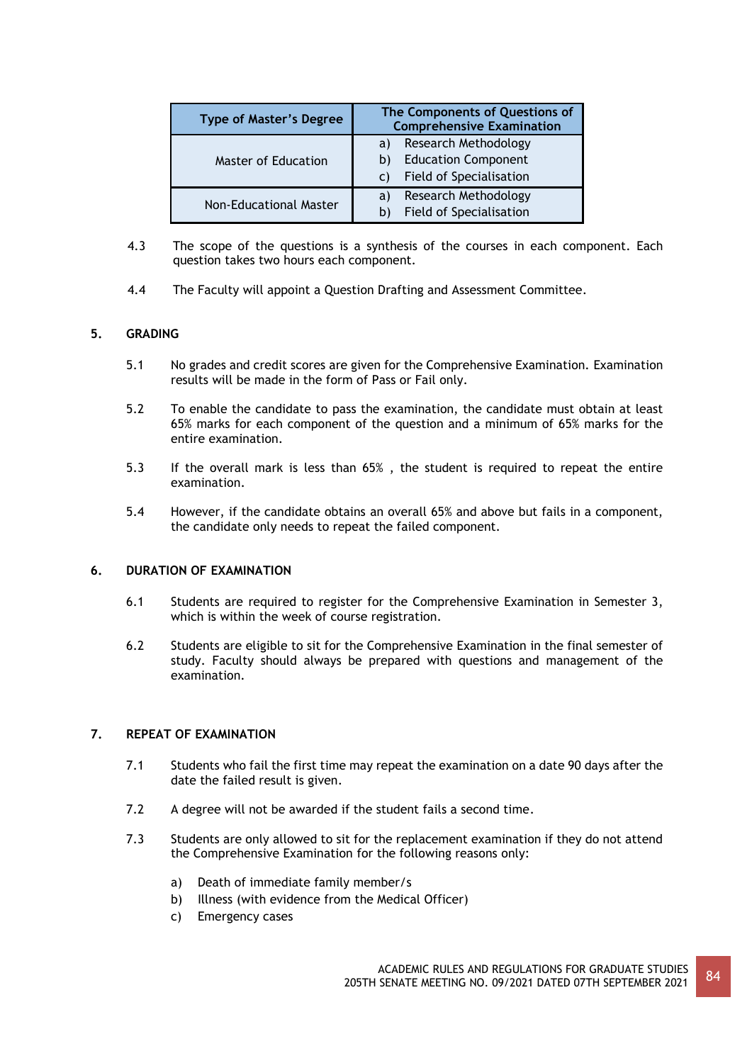| Type of Master's Degree | The Components of Questions of Comprehensive Examination |
|---|---|
| Master of Education | a) Research Methodology<br>b) Education Component<br>c) Field of Specialisation |
| Non-Educational Master | a) Research Methodology<br>b) Field of Specialisation |

4.3 The scope of the questions is a synthesis of the courses in each component. Each question takes two hours each component.

4.4 The Faculty will appoint a Question Drafting and Assessment Committee.

## 5. GRADING

5.1 No grades and credit scores are given for the Comprehensive Examination. Examination results will be made in the form of Pass or Fail only.

5.2 To enable the candidate to pass the examination, the candidate must obtain at least 65% marks for each component of the question and a minimum of 65% marks for the entire examination.

5.3 If the overall mark is less than 65% , the student is required to repeat the entire examination.

5.4 However, if the candidate obtains an overall 65% and above but fails in a component, the candidate only needs to repeat the failed component.

## 6. DURATION OF EXAMINATION

6.1 Students are required to register for the Comprehensive Examination in Semester 3, which is within the week of course registration.

6.2 Students are eligible to sit for the Comprehensive Examination in the final semester of study. Faculty should always be prepared with questions and management of the examination.

## 7. REPEAT OF EXAMINATION

7.1 Students who fail the first time may repeat the examination on a date 90 days after the date the failed result is given.

7.2 A degree will not be awarded if the student fails a second time.

7.3 Students are only allowed to sit for the replacement examination if they do not attend the Comprehensive Examination for the following reasons only:

a) Death of immediate family member/s
b) Illness (with evidence from the Medical Officer)
c) Emergency cases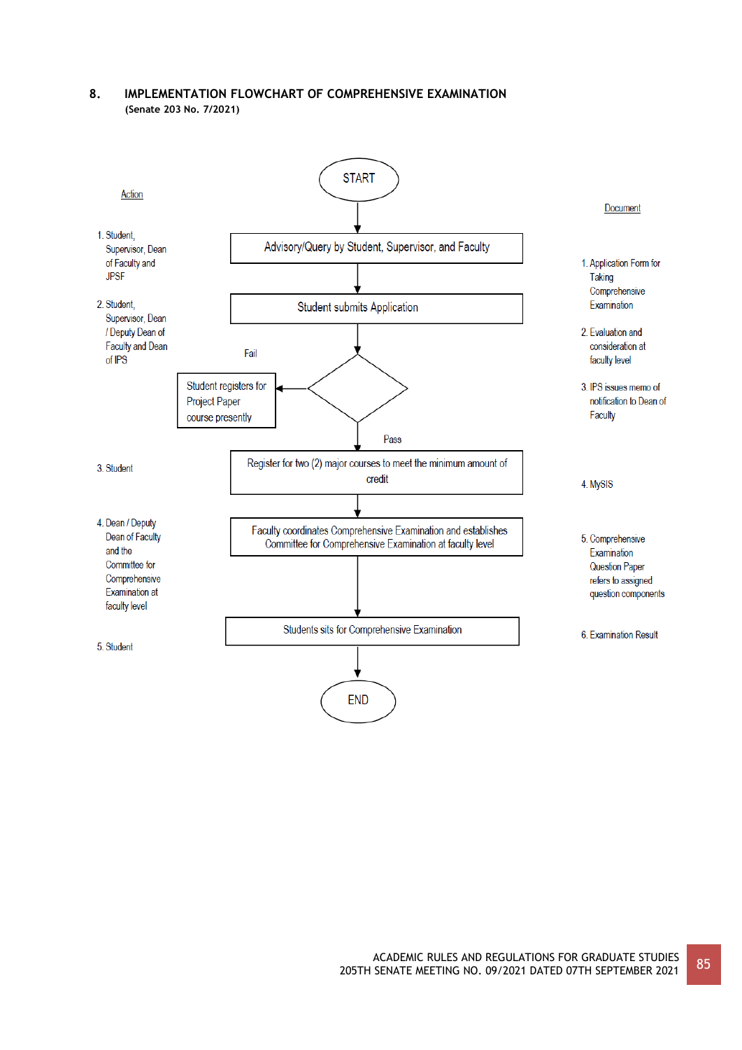## 8. IMPLEMENTATION FLOWCHART OF COMPREHENSIVE EXAMINATION

**(Senate 203 No. 7/2021)**

| Action | Flow | Document |
|---|---|---|
| | START | |
| 1. Student, Supervisor, Dean of Faculty and JPSF | Advisory/Query by Student, Supervisor, and Faculty | 1. Application Form for Taking Comprehensive Examination |
| 2. Student, Supervisor, Dean / Deputy Dean of Faculty and Dean of IPS | Student submits Application | 2. Evaluation and consideration at faculty level |
| | Decision: Fail → Student registers for Project Paper course presently; Pass → continue | 3. IPS issues memo of notification to Dean of Faculty |
| 3. Student | Register for two (2) major courses to meet the minimum amount of credit | 4. MySIS |
| 4. Dean / Deputy Dean of Faculty and the Committee for Comprehensive Examination at faculty level | Faculty coordinates Comprehensive Examination and establishes Committee for Comprehensive Examination at faculty level | 5. Comprehensive Examination Question Paper refers to assigned question components |
| 5. Student | Students sits for Comprehensive Examination | 6. Examination Result |
| | END | |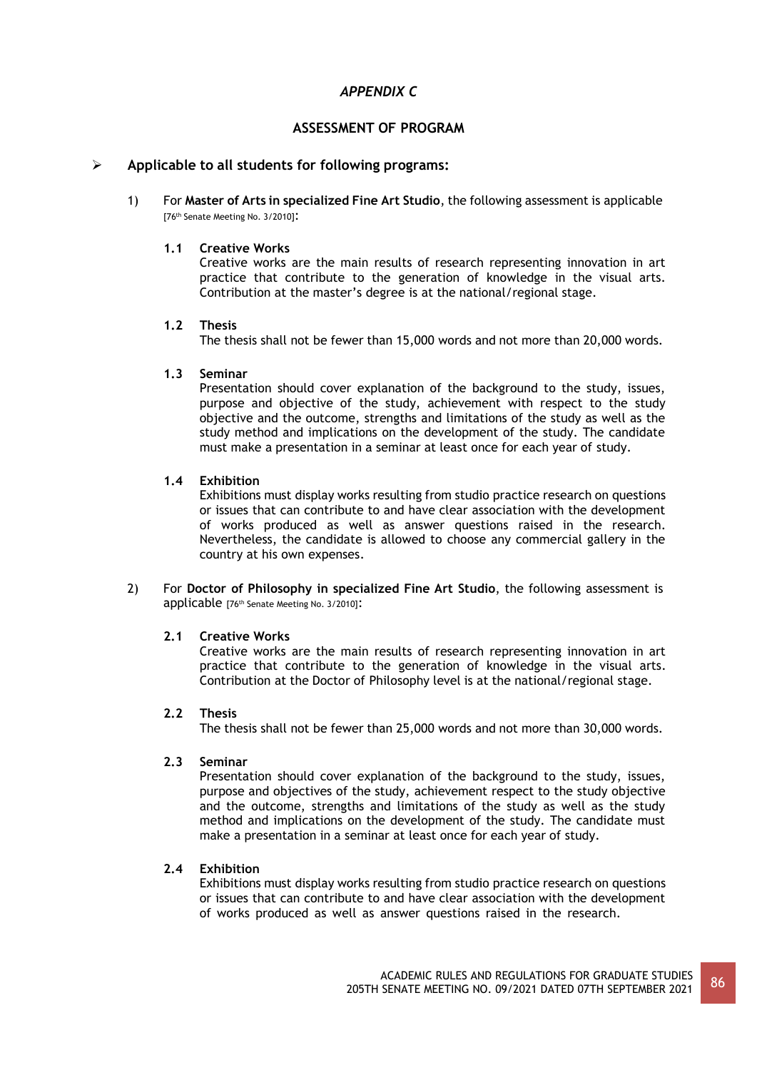*APPENDIX C*

## ASSESSMENT OF PROGRAM

- **Applicable to all students for following programs:**

1) For **Master of Arts in specialized Fine Art Studio**, the following assessment is applicable [76th Senate Meeting No. 3/2010]:

**1.1 Creative Works**
Creative works are the main results of research representing innovation in art practice that contribute to the generation of knowledge in the visual arts. Contribution at the master's degree is at the national/regional stage.

**1.2 Thesis**
The thesis shall not be fewer than 15,000 words and not more than 20,000 words.

**1.3 Seminar**
Presentation should cover explanation of the background to the study, issues, purpose and objective of the study, achievement with respect to the study objective and the outcome, strengths and limitations of the study as well as the study method and implications on the development of the study. The candidate must make a presentation in a seminar at least once for each year of study.

**1.4 Exhibition**
Exhibitions must display works resulting from studio practice research on questions or issues that can contribute to and have clear association with the development of works produced as well as answer questions raised in the research. Nevertheless, the candidate is allowed to choose any commercial gallery in the country at his own expenses.

2) For **Doctor of Philosophy in specialized Fine Art Studio**, the following assessment is applicable [76th Senate Meeting No. 3/2010]:

**2.1 Creative Works**
Creative works are the main results of research representing innovation in art practice that contribute to the generation of knowledge in the visual arts. Contribution at the Doctor of Philosophy level is at the national/regional stage.

**2.2 Thesis**
The thesis shall not be fewer than 25,000 words and not more than 30,000 words.

**2.3 Seminar**
Presentation should cover explanation of the background to the study, issues, purpose and objectives of the study, achievement respect to the study objective and the outcome, strengths and limitations of the study as well as the study method and implications on the development of the study. The candidate must make a presentation in a seminar at least once for each year of study.

**2.4 Exhibition**
Exhibitions must display works resulting from studio practice research on questions or issues that can contribute to and have clear association with the development of works produced as well as answer questions raised in the research.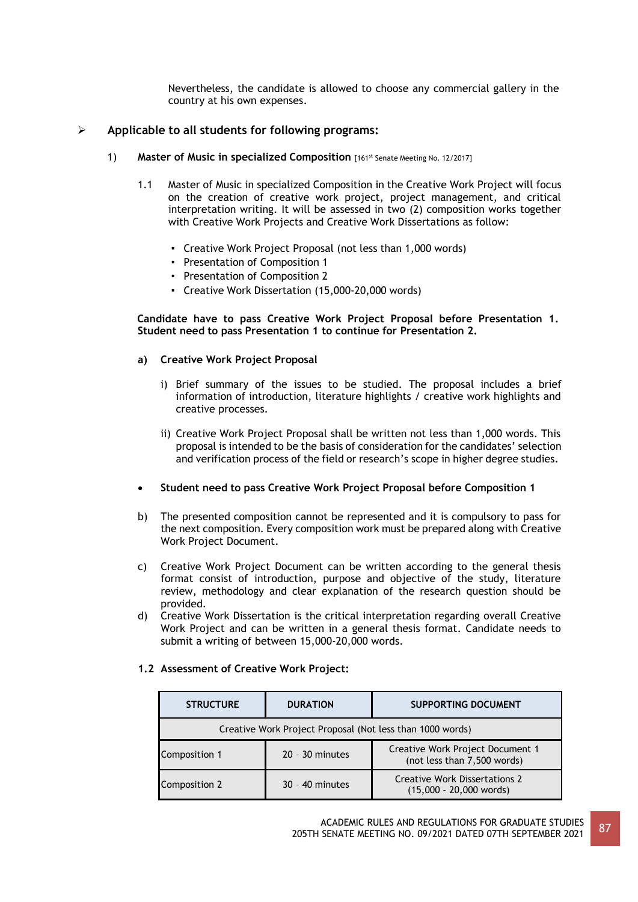Nevertheless, the candidate is allowed to choose any commercial gallery in the country at his own expenses.

- **Applicable to all students for following programs:**

1) **Master of Music in specialized Composition** [161st Senate Meeting No. 12/2017]

1.1 Master of Music in specialized Composition in the Creative Work Project will focus on the creation of creative work project, project management, and critical interpretation writing. It will be assessed in two (2) composition works together with Creative Work Projects and Creative Work Dissertations as follow:

- Creative Work Project Proposal (not less than 1,000 words)
- Presentation of Composition 1
- Presentation of Composition 2
- Creative Work Dissertation (15,000-20,000 words)

**Candidate have to pass Creative Work Project Proposal before Presentation 1. Student need to pass Presentation 1 to continue for Presentation 2.**

**a) Creative Work Project Proposal**

i) Brief summary of the issues to be studied. The proposal includes a brief information of introduction, literature highlights / creative work highlights and creative processes.

ii) Creative Work Project Proposal shall be written not less than 1,000 words. This proposal is intended to be the basis of consideration for the candidates' selection and verification process of the field or research's scope in higher degree studies.

- **Student need to pass Creative Work Project Proposal before Composition 1**

b) The presented composition cannot be represented and it is compulsory to pass for the next composition. Every composition work must be prepared along with Creative Work Project Document.

c) Creative Work Project Document can be written according to the general thesis format consist of introduction, purpose and objective of the study, literature review, methodology and clear explanation of the research question should be provided.

d) Creative Work Dissertation is the critical interpretation regarding overall Creative Work Project and can be written in a general thesis format. Candidate needs to submit a writing of between 15,000-20,000 words.

**1.2 Assessment of Creative Work Project:**

| STRUCTURE | DURATION | SUPPORTING DOCUMENT |
|---|---|---|
| Creative Work Project Proposal (Not less than 1000 words) | | |
| Composition 1 | 20 - 30 minutes | Creative Work Project Document 1 (not less than 7,500 words) |
| Composition 2 | 30 - 40 minutes | Creative Work Dissertations 2 (15,000 - 20,000 words) |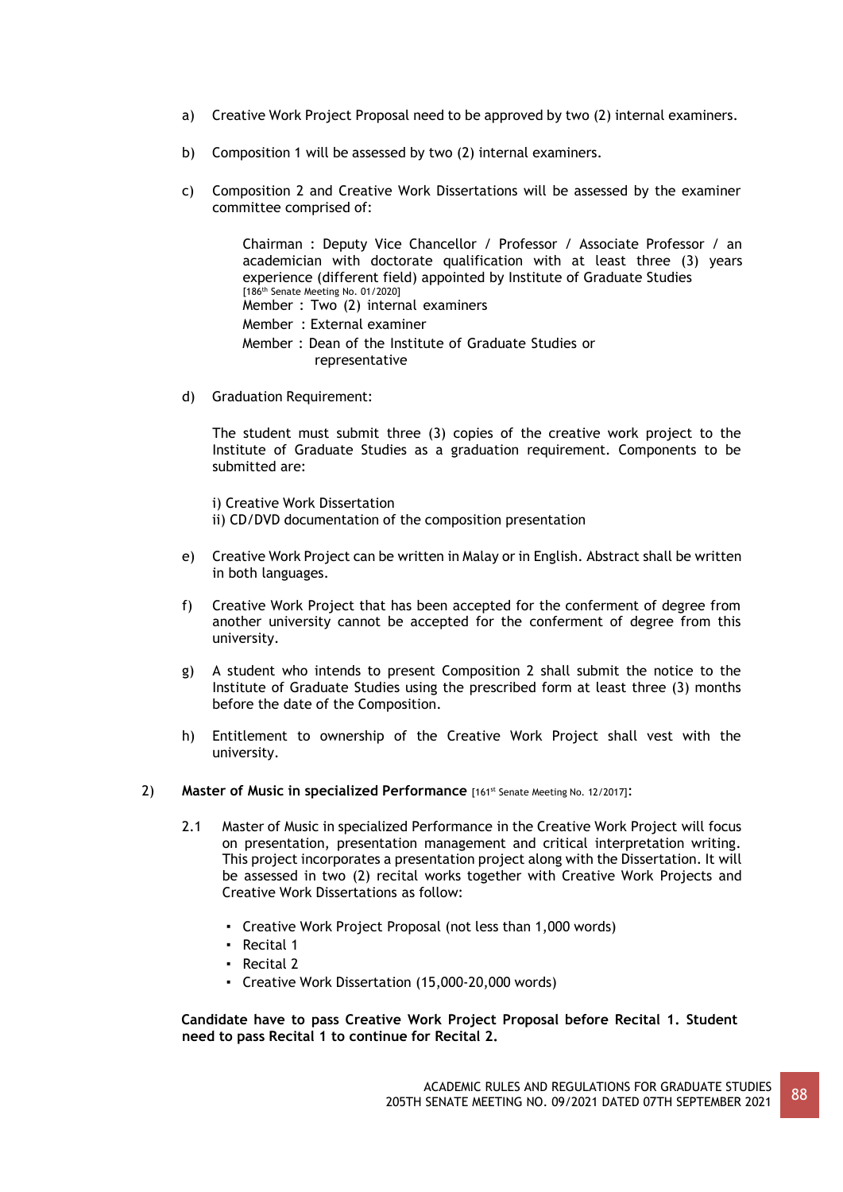a) Creative Work Project Proposal need to be approved by two (2) internal examiners.

b) Composition 1 will be assessed by two (2) internal examiners.

c) Composition 2 and Creative Work Dissertations will be assessed by the examiner committee comprised of:

   Chairman : Deputy Vice Chancellor / Professor / Associate Professor / an academician with doctorate qualification with at least three (3) years experience (different field) appointed by Institute of Graduate Studies [186th Senate Meeting No. 01/2020]
   Member : Two (2) internal examiners
   Member : External examiner
   Member : Dean of the Institute of Graduate Studies or representative

d) Graduation Requirement:

   The student must submit three (3) copies of the creative work project to the Institute of Graduate Studies as a graduation requirement. Components to be submitted are:

   i) Creative Work Dissertation
   ii) CD/DVD documentation of the composition presentation

e) Creative Work Project can be written in Malay or in English. Abstract shall be written in both languages.

f) Creative Work Project that has been accepted for the conferment of degree from another university cannot be accepted for the conferment of degree from this university.

g) A student who intends to present Composition 2 shall submit the notice to the Institute of Graduate Studies using the prescribed form at least three (3) months before the date of the Composition.

h) Entitlement to ownership of the Creative Work Project shall vest with the university.

2) **Master of Music in specialized Performance** [161st Senate Meeting No. 12/2017]:

2.1 Master of Music in specialized Performance in the Creative Work Project will focus on presentation, presentation management and critical interpretation writing. This project incorporates a presentation project along with the Dissertation. It will be assessed in two (2) recital works together with Creative Work Projects and Creative Work Dissertations as follow:

- Creative Work Project Proposal (not less than 1,000 words)
- Recital 1
- Recital 2
- Creative Work Dissertation (15,000-20,000 words)

**Candidate have to pass Creative Work Project Proposal before Recital 1. Student need to pass Recital 1 to continue for Recital 2.**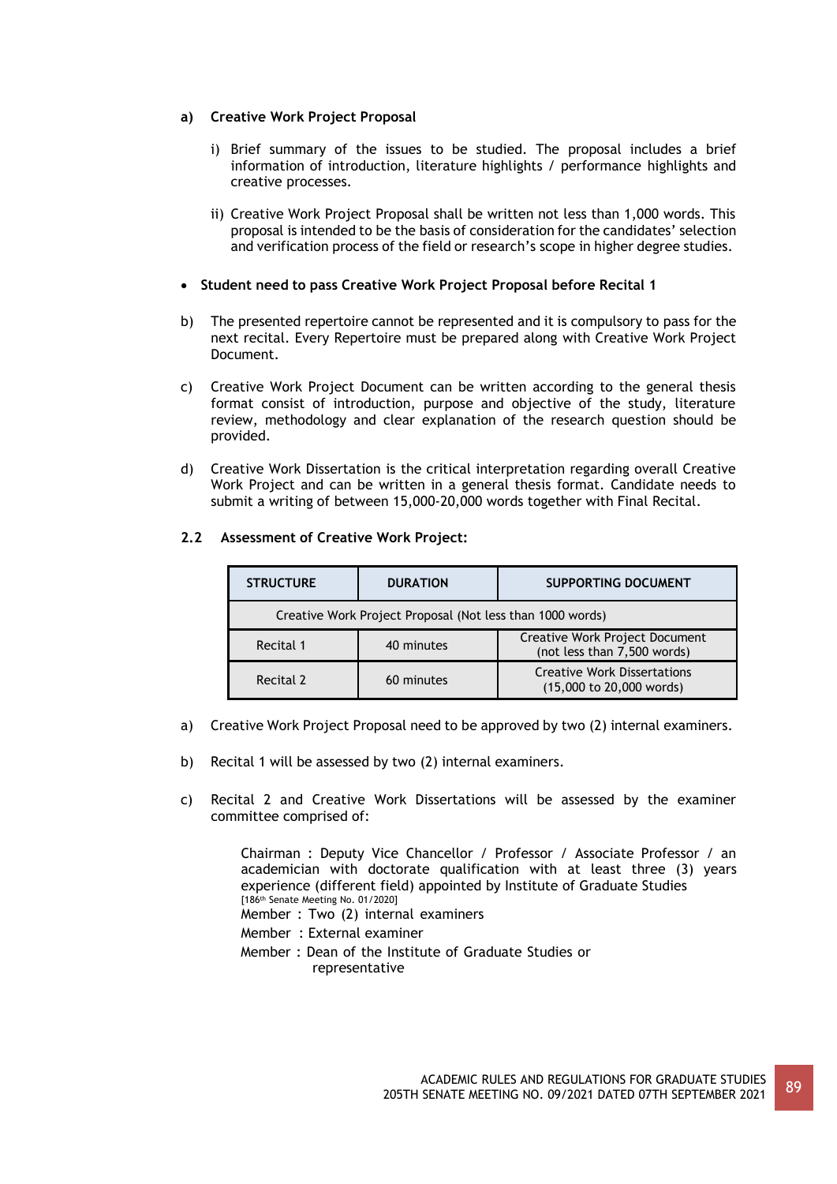**a) Creative Work Project Proposal**

i) Brief summary of the issues to be studied. The proposal includes a brief information of introduction, literature highlights / performance highlights and creative processes.

ii) Creative Work Project Proposal shall be written not less than 1,000 words. This proposal is intended to be the basis of consideration for the candidates' selection and verification process of the field or research's scope in higher degree studies.

- **Student need to pass Creative Work Project Proposal before Recital 1**

b) The presented repertoire cannot be represented and it is compulsory to pass for the next recital. Every Repertoire must be prepared along with Creative Work Project Document.

c) Creative Work Project Document can be written according to the general thesis format consist of introduction, purpose and objective of the study, literature review, methodology and clear explanation of the research question should be provided.

d) Creative Work Dissertation is the critical interpretation regarding overall Creative Work Project and can be written in a general thesis format. Candidate needs to submit a writing of between 15,000-20,000 words together with Final Recital.

### 2.2 Assessment of Creative Work Project:

| STRUCTURE | DURATION | SUPPORTING DOCUMENT |
|---|---|---|
| Creative Work Project Proposal (Not less than 1000 words) | | |
| Recital 1 | 40 minutes | Creative Work Project Document (not less than 7,500 words) |
| Recital 2 | 60 minutes | Creative Work Dissertations (15,000 to 20,000 words) |

a) Creative Work Project Proposal need to be approved by two (2) internal examiners.

b) Recital 1 will be assessed by two (2) internal examiners.

c) Recital 2 and Creative Work Dissertations will be assessed by the examiner committee comprised of:

Chairman : Deputy Vice Chancellor / Professor / Associate Professor / an academician with doctorate qualification with at least three (3) years experience (different field) appointed by Institute of Graduate Studies
[186th Senate Meeting No. 01/2020]
Member : Two (2) internal examiners
Member : External examiner
Member : Dean of the Institute of Graduate Studies or representative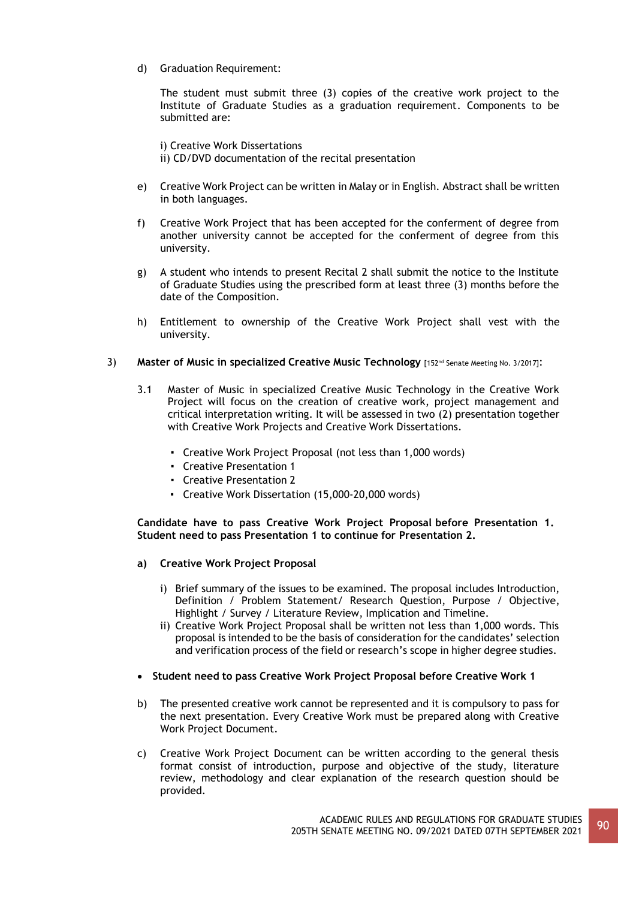d) Graduation Requirement:

   The student must submit three (3) copies of the creative work project to the Institute of Graduate Studies as a graduation requirement. Components to be submitted are:

   i) Creative Work Dissertations
   ii) CD/DVD documentation of the recital presentation

e) Creative Work Project can be written in Malay or in English. Abstract shall be written in both languages.

f) Creative Work Project that has been accepted for the conferment of degree from another university cannot be accepted for the conferment of degree from this university.

g) A student who intends to present Recital 2 shall submit the notice to the Institute of Graduate Studies using the prescribed form at least three (3) months before the date of the Composition.

h) Entitlement to ownership of the Creative Work Project shall vest with the university.

3) **Master of Music in specialized Creative Music Technology** [152nd Senate Meeting No. 3/2017]:

3.1 Master of Music in specialized Creative Music Technology in the Creative Work Project will focus on the creation of creative work, project management and critical interpretation writing. It will be assessed in two (2) presentation together with Creative Work Projects and Creative Work Dissertations.

- Creative Work Project Proposal (not less than 1,000 words)
- Creative Presentation 1
- Creative Presentation 2
- Creative Work Dissertation (15,000-20,000 words)

**Candidate have to pass Creative Work Project Proposal before Presentation 1. Student need to pass Presentation 1 to continue for Presentation 2.**

**a) Creative Work Project Proposal**

   i) Brief summary of the issues to be examined. The proposal includes Introduction, Definition / Problem Statement/ Research Question, Purpose / Objective, Highlight / Survey / Literature Review, Implication and Timeline.
   ii) Creative Work Project Proposal shall be written not less than 1,000 words. This proposal is intended to be the basis of consideration for the candidates' selection and verification process of the field or research's scope in higher degree studies.

- **Student need to pass Creative Work Project Proposal before Creative Work 1**

b) The presented creative work cannot be represented and it is compulsory to pass for the next presentation. Every Creative Work must be prepared along with Creative Work Project Document.

c) Creative Work Project Document can be written according to the general thesis format consist of introduction, purpose and objective of the study, literature review, methodology and clear explanation of the research question should be provided.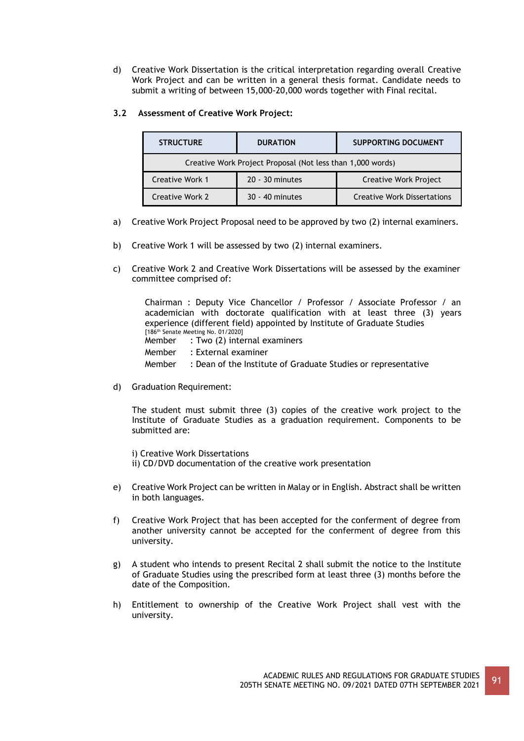d) Creative Work Dissertation is the critical interpretation regarding overall Creative Work Project and can be written in a general thesis format. Candidate needs to submit a writing of between 15,000-20,000 words together with Final recital.

### 3.2 Assessment of Creative Work Project:

| STRUCTURE | DURATION | SUPPORTING DOCUMENT |
|---|---|---|
| Creative Work Project Proposal (Not less than 1,000 words) | | |
| Creative Work 1 | 20 - 30 minutes | Creative Work Project |
| Creative Work 2 | 30 - 40 minutes | Creative Work Dissertations |

a) Creative Work Project Proposal need to be approved by two (2) internal examiners.

b) Creative Work 1 will be assessed by two (2) internal examiners.

c) Creative Work 2 and Creative Work Dissertations will be assessed by the examiner committee comprised of:

Chairman : Deputy Vice Chancellor / Professor / Associate Professor / an academician with doctorate qualification with at least three (3) years experience (different field) appointed by Institute of Graduate Studies
[186th Senate Meeting No. 01/2020]
Member : Two (2) internal examiners
Member : External examiner
Member : Dean of the Institute of Graduate Studies or representative

d) Graduation Requirement:

The student must submit three (3) copies of the creative work project to the Institute of Graduate Studies as a graduation requirement. Components to be submitted are:

i) Creative Work Dissertations
ii) CD/DVD documentation of the creative work presentation

e) Creative Work Project can be written in Malay or in English. Abstract shall be written in both languages.

f) Creative Work Project that has been accepted for the conferment of degree from another university cannot be accepted for the conferment of degree from this university.

g) A student who intends to present Recital 2 shall submit the notice to the Institute of Graduate Studies using the prescribed form at least three (3) months before the date of the Composition.

h) Entitlement to ownership of the Creative Work Project shall vest with the university.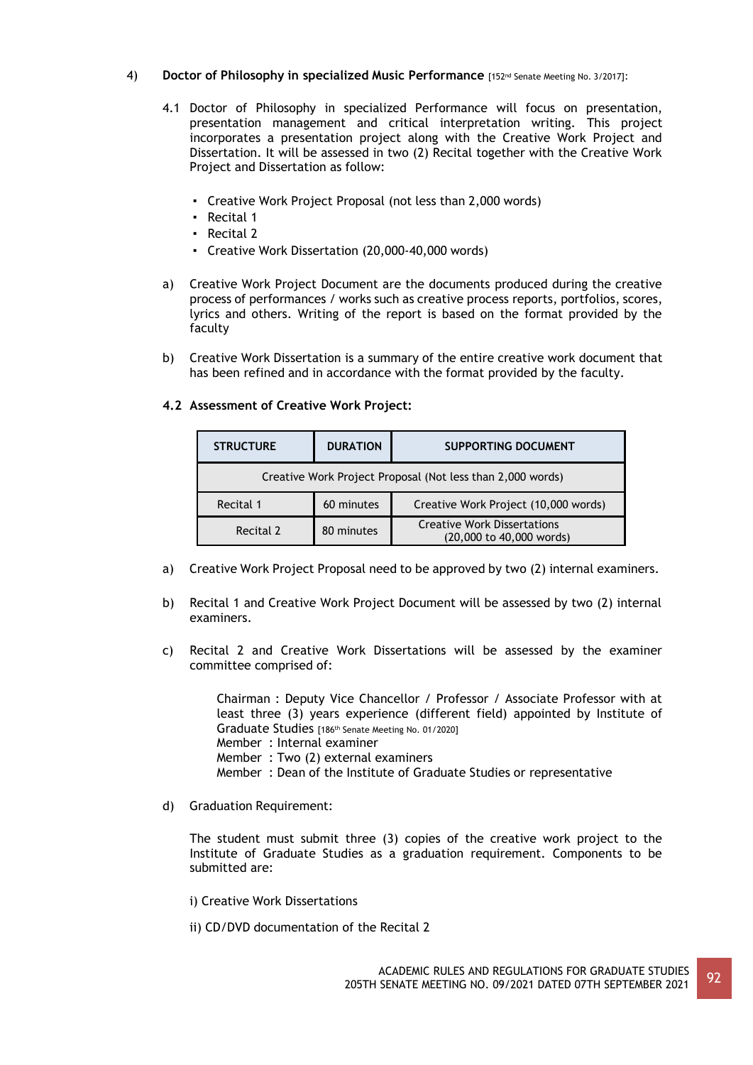4) **Doctor of Philosophy in specialized Music Performance** [152nd Senate Meeting No. 3/2017]:

4.1 Doctor of Philosophy in specialized Performance will focus on presentation, presentation management and critical interpretation writing. This project incorporates a presentation project along with the Creative Work Project and Dissertation. It will be assessed in two (2) Recital together with the Creative Work Project and Dissertation as follow:

- Creative Work Project Proposal (not less than 2,000 words)
- Recital 1
- Recital 2
- Creative Work Dissertation (20,000-40,000 words)

a) Creative Work Project Document are the documents produced during the creative process of performances / works such as creative process reports, portfolios, scores, lyrics and others. Writing of the report is based on the format provided by the faculty

b) Creative Work Dissertation is a summary of the entire creative work document that has been refined and in accordance with the format provided by the faculty.

**4.2 Assessment of Creative Work Project:**

| STRUCTURE | DURATION | SUPPORTING DOCUMENT |
|---|---|---|
| Creative Work Project Proposal (Not less than 2,000 words) | | |
| Recital 1 | 60 minutes | Creative Work Project (10,000 words) |
| Recital 2 | 80 minutes | Creative Work Dissertations (20,000 to 40,000 words) |

a) Creative Work Project Proposal need to be approved by two (2) internal examiners.

b) Recital 1 and Creative Work Project Document will be assessed by two (2) internal examiners.

c) Recital 2 and Creative Work Dissertations will be assessed by the examiner committee comprised of:

Chairman : Deputy Vice Chancellor / Professor / Associate Professor with at least three (3) years experience (different field) appointed by Institute of Graduate Studies [186th Senate Meeting No. 01/2020]
Member : Internal examiner
Member : Two (2) external examiners
Member : Dean of the Institute of Graduate Studies or representative

d) Graduation Requirement:

The student must submit three (3) copies of the creative work project to the Institute of Graduate Studies as a graduation requirement. Components to be submitted are:

i) Creative Work Dissertations

ii) CD/DVD documentation of the Recital 2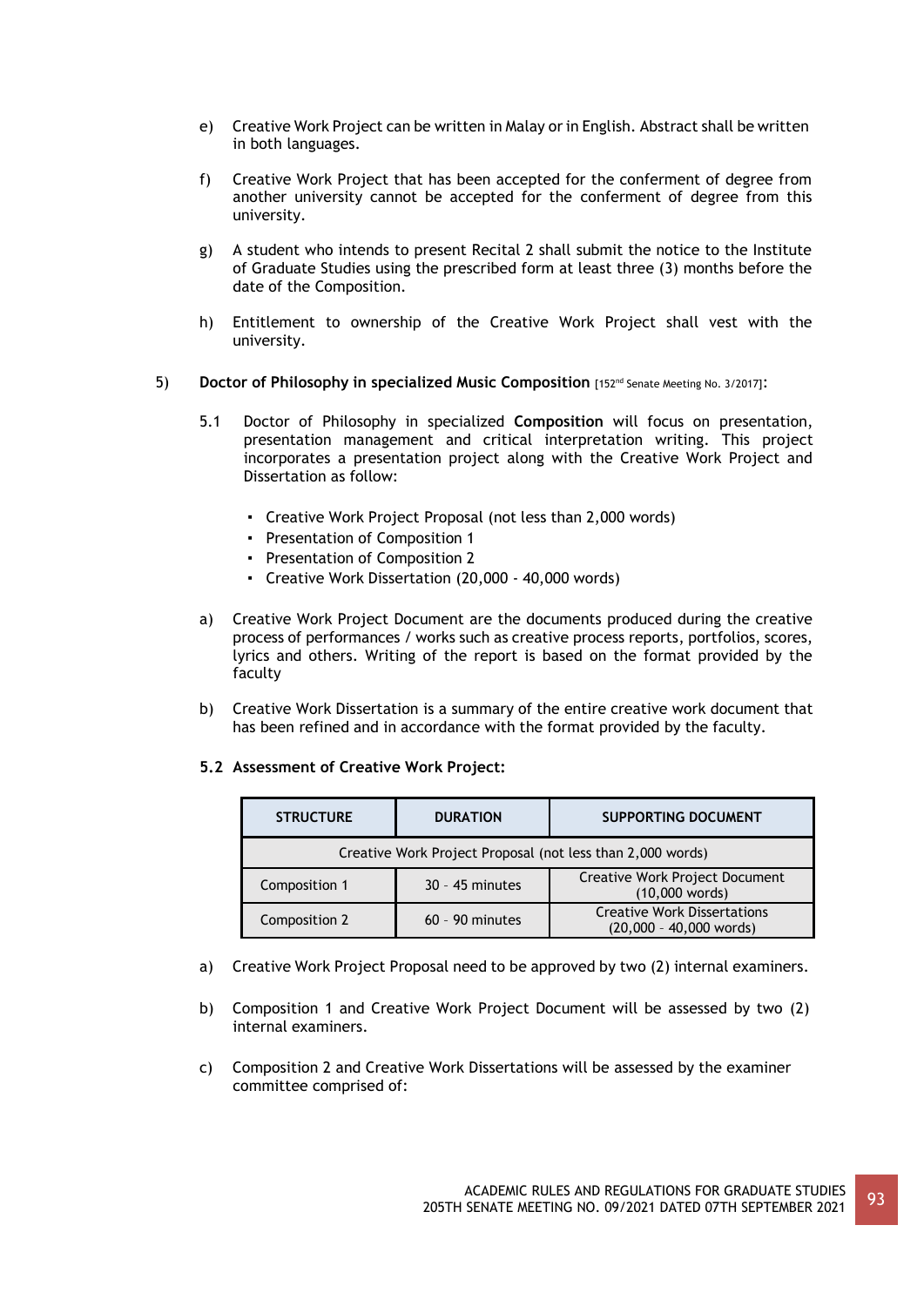e) Creative Work Project can be written in Malay or in English. Abstract shall be written in both languages.

f) Creative Work Project that has been accepted for the conferment of degree from another university cannot be accepted for the conferment of degree from this university.

g) A student who intends to present Recital 2 shall submit the notice to the Institute of Graduate Studies using the prescribed form at least three (3) months before the date of the Composition.

h) Entitlement to ownership of the Creative Work Project shall vest with the university.

5) **Doctor of Philosophy in specialized Music Composition** [152nd Senate Meeting No. 3/2017]:

5.1 Doctor of Philosophy in specialized **Composition** will focus on presentation, presentation management and critical interpretation writing. This project incorporates a presentation project along with the Creative Work Project and Dissertation as follow:

- Creative Work Project Proposal (not less than 2,000 words)
- Presentation of Composition 1
- Presentation of Composition 2
- Creative Work Dissertation (20,000 - 40,000 words)

a) Creative Work Project Document are the documents produced during the creative process of performances / works such as creative process reports, portfolios, scores, lyrics and others. Writing of the report is based on the format provided by the faculty

b) Creative Work Dissertation is a summary of the entire creative work document that has been refined and in accordance with the format provided by the faculty.

**5.2 Assessment of Creative Work Project:**

| STRUCTURE | DURATION | SUPPORTING DOCUMENT |
|---|---|---|
| Creative Work Project Proposal (not less than 2,000 words) | | |
| Composition 1 | 30 - 45 minutes | Creative Work Project Document (10,000 words) |
| Composition 2 | 60 - 90 minutes | Creative Work Dissertations (20,000 - 40,000 words) |

a) Creative Work Project Proposal need to be approved by two (2) internal examiners.

b) Composition 1 and Creative Work Project Document will be assessed by two (2) internal examiners.

c) Composition 2 and Creative Work Dissertations will be assessed by the examiner committee comprised of: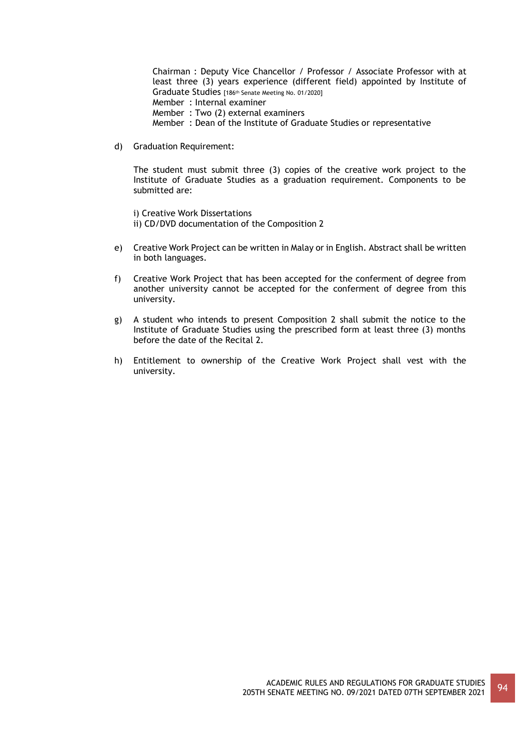Chairman : Deputy Vice Chancellor / Professor / Associate Professor with at least three (3) years experience (different field) appointed by Institute of Graduate Studies [186th Senate Meeting No. 01/2020]
Member : Internal examiner
Member : Two (2) external examiners
Member : Dean of the Institute of Graduate Studies or representative

d) Graduation Requirement:

The student must submit three (3) copies of the creative work project to the Institute of Graduate Studies as a graduation requirement. Components to be submitted are:

i) Creative Work Dissertations
ii) CD/DVD documentation of the Composition 2

e) Creative Work Project can be written in Malay or in English. Abstract shall be written in both languages.

f) Creative Work Project that has been accepted for the conferment of degree from another university cannot be accepted for the conferment of degree from this university.

g) A student who intends to present Composition 2 shall submit the notice to the Institute of Graduate Studies using the prescribed form at least three (3) months before the date of the Recital 2.

h) Entitlement to ownership of the Creative Work Project shall vest with the university.